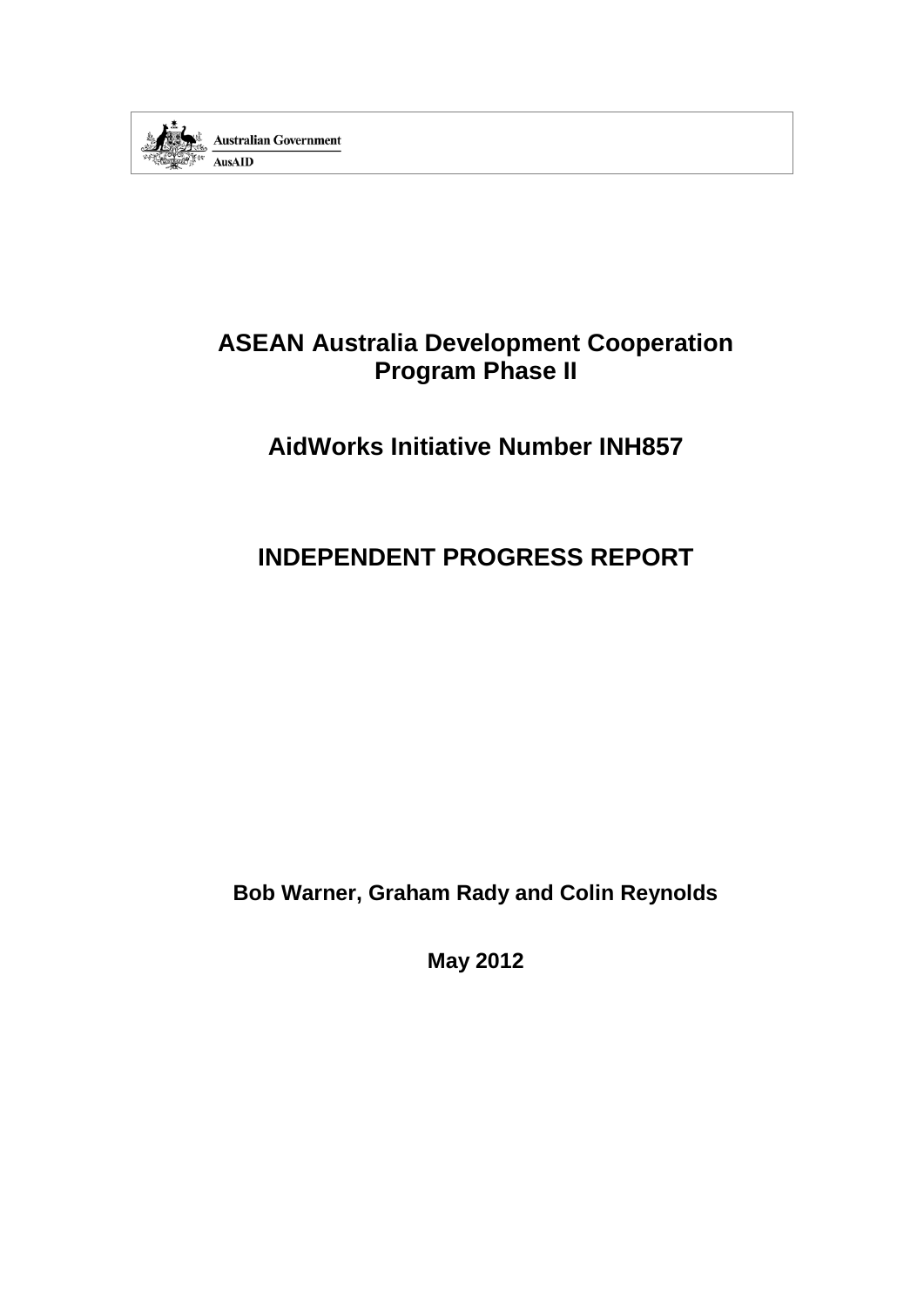Australian Government

AusAID

# ASEAN Australia Development Cooperation Program Phase II

## AidWorks Initiative Number INH857

## INDEPENDENT PROGRESS REPORT

**Bob Warner, Graham Rady and Colin Reynolds**

**May 2012**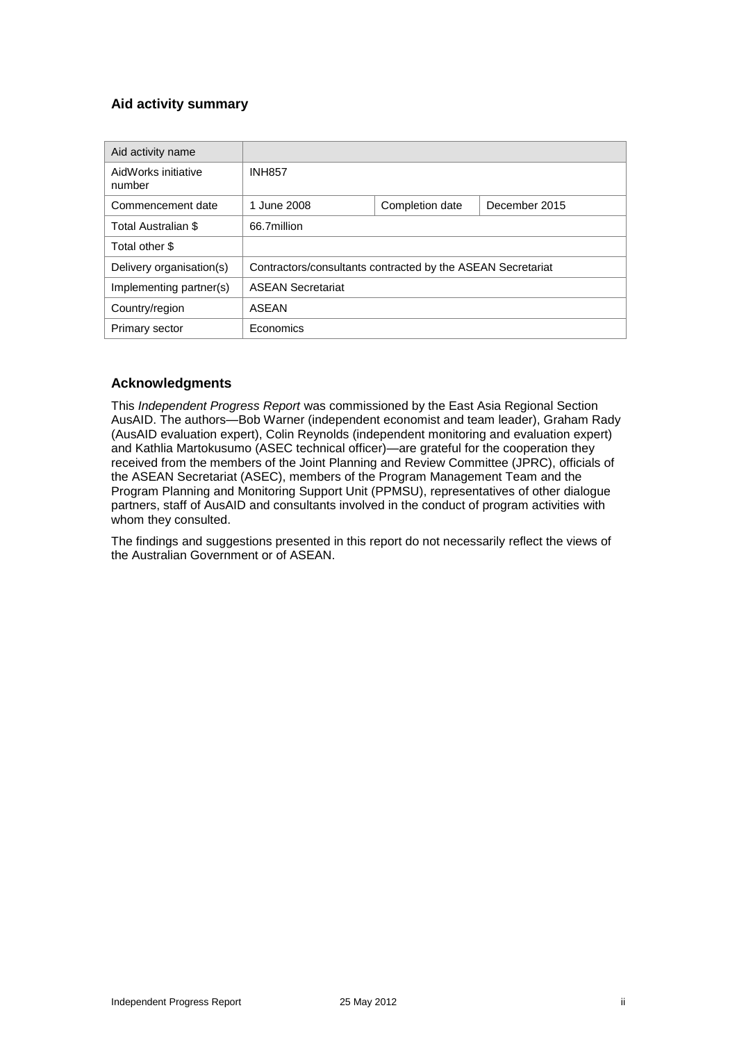## Aid activity summary

| Aid activity name | | | |
|---|---|---|---|
| AidWorks initiative number | INH857 | | |
| Commencement date | 1 June 2008 | Completion date | December 2015 |
| Total Australian $ | 66.7million | | |
| Total other $ | | | |
| Delivery organisation(s) | Contractors/consultants contracted by the ASEAN Secretariat | | |
| Implementing partner(s) | ASEAN Secretariat | | |
| Country/region | ASEAN | | |
| Primary sector | Economics | | |

## Acknowledgments

This *Independent Progress Report* was commissioned by the East Asia Regional Section AusAID. The authors—Bob Warner (independent economist and team leader), Graham Rady (AusAID evaluation expert), Colin Reynolds (independent monitoring and evaluation expert) and Kathlia Martokusumo (ASEC technical officer)—are grateful for the cooperation they received from the members of the Joint Planning and Review Committee (JPRC), officials of the ASEAN Secretariat (ASEC), members of the Program Management Team and the Program Planning and Monitoring Support Unit (PPMSU), representatives of other dialogue partners, staff of AusAID and consultants involved in the conduct of program activities with whom they consulted.

The findings and suggestions presented in this report do not necessarily reflect the views of the Australian Government or of ASEAN.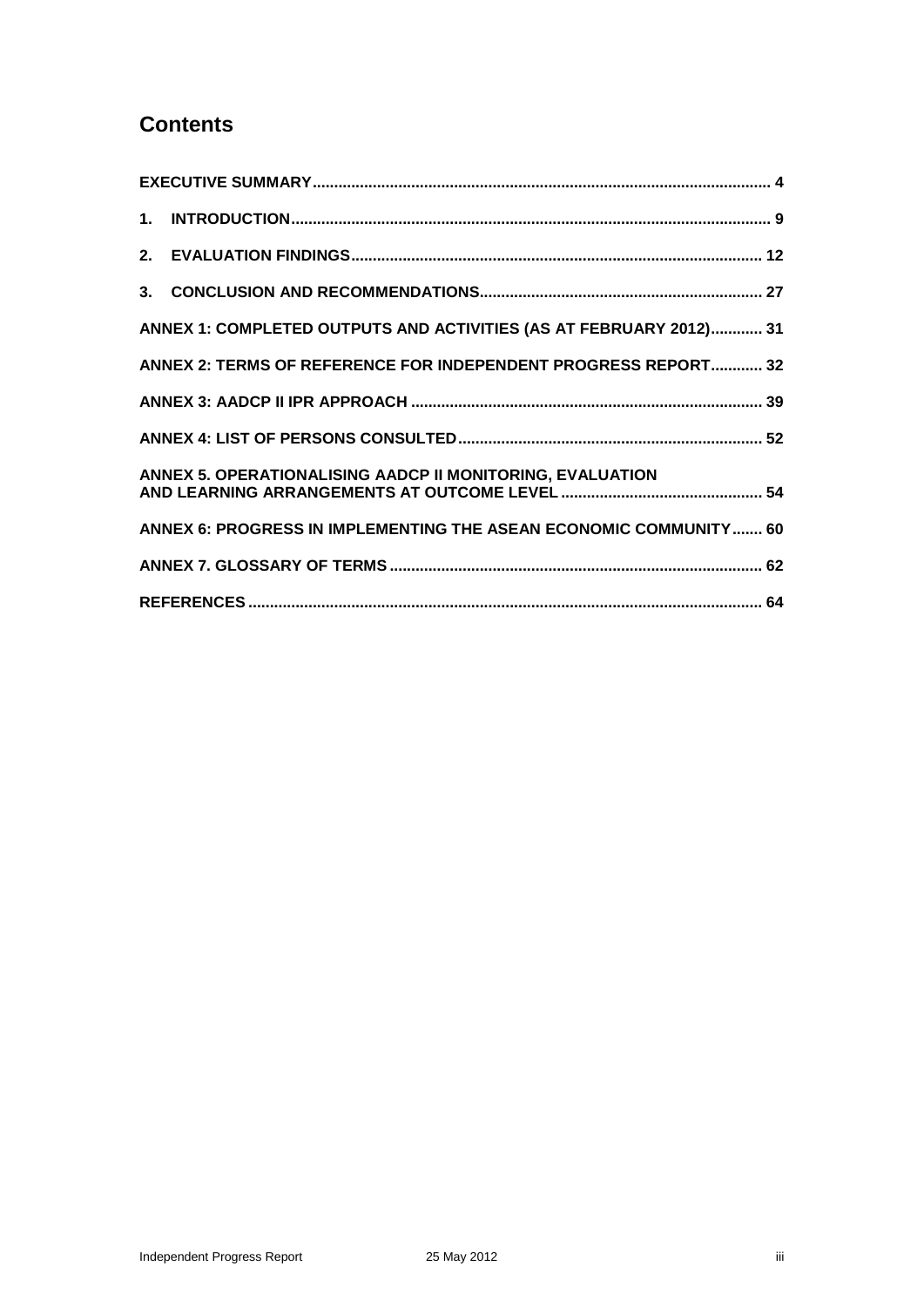# Contents

EXECUTIVE SUMMARY ........................................................................................................ 4

1. INTRODUCTION ............................................................................................................ 9

2. EVALUATION FINDINGS ............................................................................................. 12

3. CONCLUSION AND RECOMMENDATIONS ................................................................. 27

ANNEX 1: COMPLETED OUTPUTS AND ACTIVITIES (AS AT FEBRUARY 2012) ............ 31

ANNEX 2: TERMS OF REFERENCE FOR INDEPENDENT PROGRESS REPORT ............ 32

ANNEX 3: AADCP II IPR APPROACH ................................................................................ 39

ANNEX 4: LIST OF PERSONS CONSULTED ..................................................................... 52

ANNEX 5. OPERATIONALISING AADCP II MONITORING, EVALUATION AND LEARNING ARRANGEMENTS AT OUTCOME LEVEL ............................................. 54

ANNEX 6: PROGRESS IN IMPLEMENTING THE ASEAN ECONOMIC COMMUNITY ....... 60

ANNEX 7. GLOSSARY OF TERMS ..................................................................................... 62

REFERENCES ..................................................................................................................... 64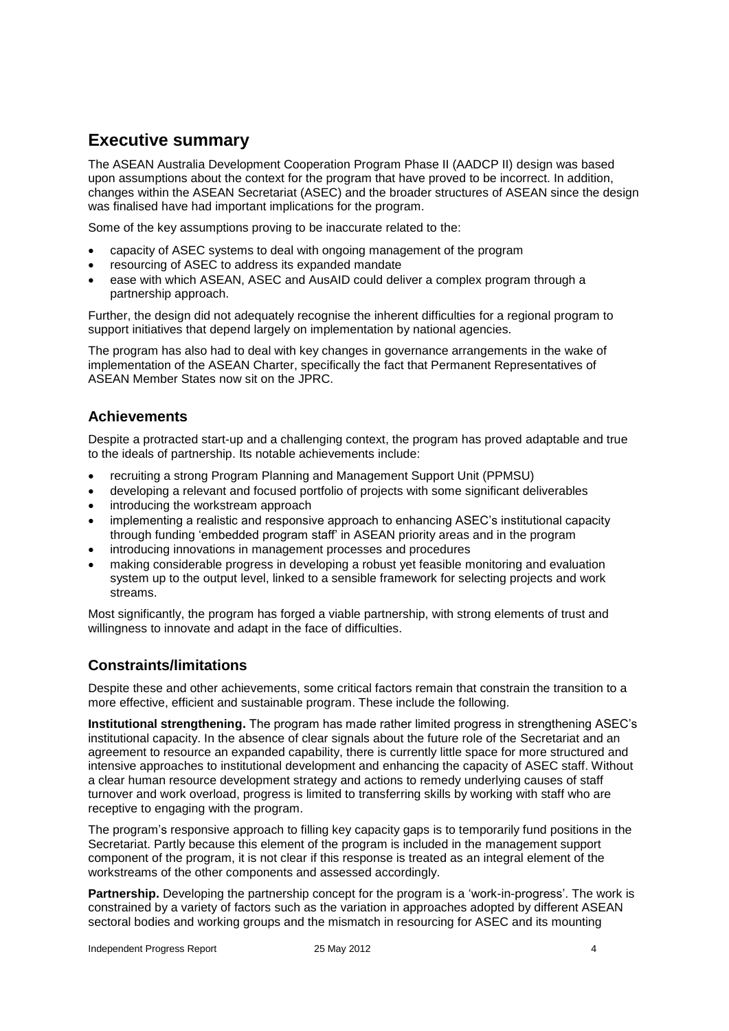## Executive summary

The ASEAN Australia Development Cooperation Program Phase II (AADCP II) design was based upon assumptions about the context for the program that have proved to be incorrect. In addition, changes within the ASEAN Secretariat (ASEC) and the broader structures of ASEAN since the design was finalised have had important implications for the program.

Some of the key assumptions proving to be inaccurate related to the:

- capacity of ASEC systems to deal with ongoing management of the program
- resourcing of ASEC to address its expanded mandate
- ease with which ASEAN, ASEC and AusAID could deliver a complex program through a partnership approach.

Further, the design did not adequately recognise the inherent difficulties for a regional program to support initiatives that depend largely on implementation by national agencies.

The program has also had to deal with key changes in governance arrangements in the wake of implementation of the ASEAN Charter, specifically the fact that Permanent Representatives of ASEAN Member States now sit on the JPRC.

### Achievements

Despite a protracted start-up and a challenging context, the program has proved adaptable and true to the ideals of partnership. Its notable achievements include:

- recruiting a strong Program Planning and Management Support Unit (PPMSU)
- developing a relevant and focused portfolio of projects with some significant deliverables
- introducing the workstream approach
- implementing a realistic and responsive approach to enhancing ASEC's institutional capacity through funding 'embedded program staff' in ASEAN priority areas and in the program
- introducing innovations in management processes and procedures
- making considerable progress in developing a robust yet feasible monitoring and evaluation system up to the output level, linked to a sensible framework for selecting projects and work streams.

Most significantly, the program has forged a viable partnership, with strong elements of trust and willingness to innovate and adapt in the face of difficulties.

### Constraints/limitations

Despite these and other achievements, some critical factors remain that constrain the transition to a more effective, efficient and sustainable program. These include the following.

**Institutional strengthening.** The program has made rather limited progress in strengthening ASEC's institutional capacity. In the absence of clear signals about the future role of the Secretariat and an agreement to resource an expanded capability, there is currently little space for more structured and intensive approaches to institutional development and enhancing the capacity of ASEC staff. Without a clear human resource development strategy and actions to remedy underlying causes of staff turnover and work overload, progress is limited to transferring skills by working with staff who are receptive to engaging with the program.

The program's responsive approach to filling key capacity gaps is to temporarily fund positions in the Secretariat. Partly because this element of the program is included in the management support component of the program, it is not clear if this response is treated as an integral element of the workstreams of the other components and assessed accordingly.

**Partnership.** Developing the partnership concept for the program is a 'work-in-progress'. The work is constrained by a variety of factors such as the variation in approaches adopted by different ASEAN sectoral bodies and working groups and the mismatch in resourcing for ASEC and its mounting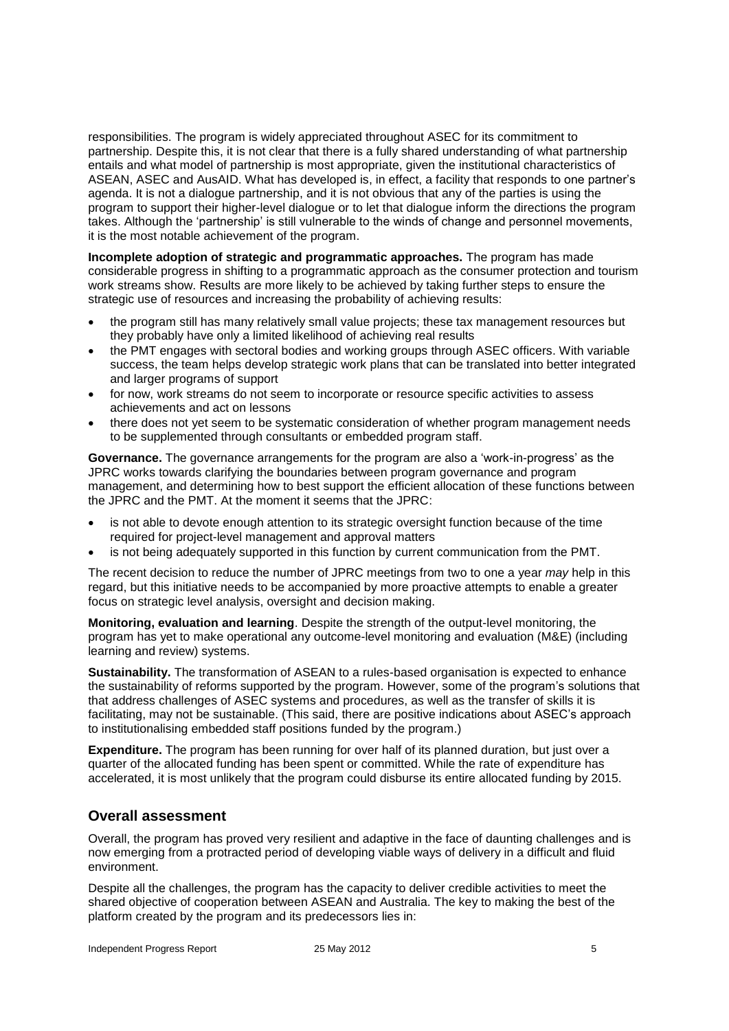responsibilities. The program is widely appreciated throughout ASEC for its commitment to partnership. Despite this, it is not clear that there is a fully shared understanding of what partnership entails and what model of partnership is most appropriate, given the institutional characteristics of ASEAN, ASEC and AusAID. What has developed is, in effect, a facility that responds to one partner's agenda. It is not a dialogue partnership, and it is not obvious that any of the parties is using the program to support their higher-level dialogue or to let that dialogue inform the directions the program takes. Although the 'partnership' is still vulnerable to the winds of change and personnel movements, it is the most notable achievement of the program.

**Incomplete adoption of strategic and programmatic approaches.** The program has made considerable progress in shifting to a programmatic approach as the consumer protection and tourism work streams show. Results are more likely to be achieved by taking further steps to ensure the strategic use of resources and increasing the probability of achieving results:

- the program still has many relatively small value projects; these tax management resources but they probably have only a limited likelihood of achieving real results
- the PMT engages with sectoral bodies and working groups through ASEC officers. With variable success, the team helps develop strategic work plans that can be translated into better integrated and larger programs of support
- for now, work streams do not seem to incorporate or resource specific activities to assess achievements and act on lessons
- there does not yet seem to be systematic consideration of whether program management needs to be supplemented through consultants or embedded program staff.

**Governance.** The governance arrangements for the program are also a 'work-in-progress' as the JPRC works towards clarifying the boundaries between program governance and program management, and determining how to best support the efficient allocation of these functions between the JPRC and the PMT. At the moment it seems that the JPRC:

- is not able to devote enough attention to its strategic oversight function because of the time required for project-level management and approval matters
- is not being adequately supported in this function by current communication from the PMT.

The recent decision to reduce the number of JPRC meetings from two to one a year *may* help in this regard, but this initiative needs to be accompanied by more proactive attempts to enable a greater focus on strategic level analysis, oversight and decision making.

**Monitoring, evaluation and learning**. Despite the strength of the output-level monitoring, the program has yet to make operational any outcome-level monitoring and evaluation (M&E) (including learning and review) systems.

**Sustainability.** The transformation of ASEAN to a rules-based organisation is expected to enhance the sustainability of reforms supported by the program. However, some of the program's solutions that that address challenges of ASEC systems and procedures, as well as the transfer of skills it is facilitating, may not be sustainable. (This said, there are positive indications about ASEC's approach to institutionalising embedded staff positions funded by the program.)

**Expenditure.** The program has been running for over half of its planned duration, but just over a quarter of the allocated funding has been spent or committed. While the rate of expenditure has accelerated, it is most unlikely that the program could disburse its entire allocated funding by 2015.

## Overall assessment

Overall, the program has proved very resilient and adaptive in the face of daunting challenges and is now emerging from a protracted period of developing viable ways of delivery in a difficult and fluid environment.

Despite all the challenges, the program has the capacity to deliver credible activities to meet the shared objective of cooperation between ASEAN and Australia. The key to making the best of the platform created by the program and its predecessors lies in: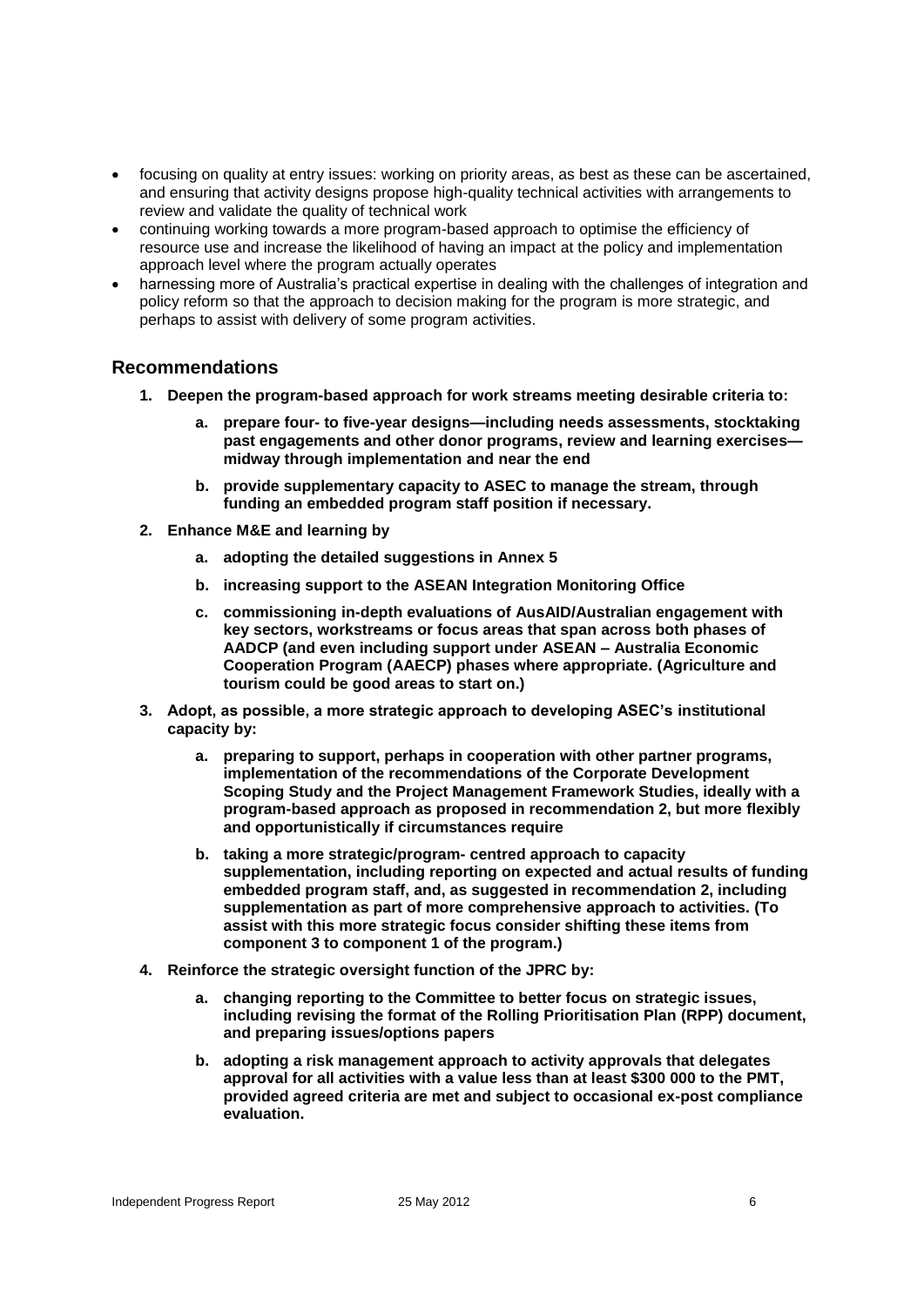- focusing on quality at entry issues: working on priority areas, as best as these can be ascertained, and ensuring that activity designs propose high-quality technical activities with arrangements to review and validate the quality of technical work
- continuing working towards a more program-based approach to optimise the efficiency of resource use and increase the likelihood of having an impact at the policy and implementation approach level where the program actually operates
- harnessing more of Australia's practical expertise in dealing with the challenges of integration and policy reform so that the approach to decision making for the program is more strategic, and perhaps to assist with delivery of some program activities.

## Recommendations

1. **Deepen the program-based approach for work streams meeting desirable criteria to:**
   a. **prepare four- to five-year designs—including needs assessments, stocktaking past engagements and other donor programs, review and learning exercises—midway through implementation and near the end**
   b. **provide supplementary capacity to ASEC to manage the stream, through funding an embedded program staff position if necessary.**
2. **Enhance M&E and learning by**
   a. **adopting the detailed suggestions in Annex 5**
   b. **increasing support to the ASEAN Integration Monitoring Office**
   c. **commissioning in-depth evaluations of AusAID/Australian engagement with key sectors, workstreams or focus areas that span across both phases of AADCP (and even including support under ASEAN – Australia Economic Cooperation Program (AAECP) phases where appropriate. (Agriculture and tourism could be good areas to start on.)**
3. **Adopt, as possible, a more strategic approach to developing ASEC's institutional capacity by:**
   a. **preparing to support, perhaps in cooperation with other partner programs, implementation of the recommendations of the Corporate Development Scoping Study and the Project Management Framework Studies, ideally with a program-based approach as proposed in recommendation 2, but more flexibly and opportunistically if circumstances require**
   b. **taking a more strategic/program- centred approach to capacity supplementation, including reporting on expected and actual results of funding embedded program staff, and, as suggested in recommendation 2, including supplementation as part of more comprehensive approach to activities. (To assist with this more strategic focus consider shifting these items from component 3 to component 1 of the program.)**
4. **Reinforce the strategic oversight function of the JPRC by:**
   a. **changing reporting to the Committee to better focus on strategic issues, including revising the format of the Rolling Prioritisation Plan (RPP) document, and preparing issues/options papers**
   b. **adopting a risk management approach to activity approvals that delegates approval for all activities with a value less than at least $300 000 to the PMT, provided agreed criteria are met and subject to occasional ex-post compliance evaluation.**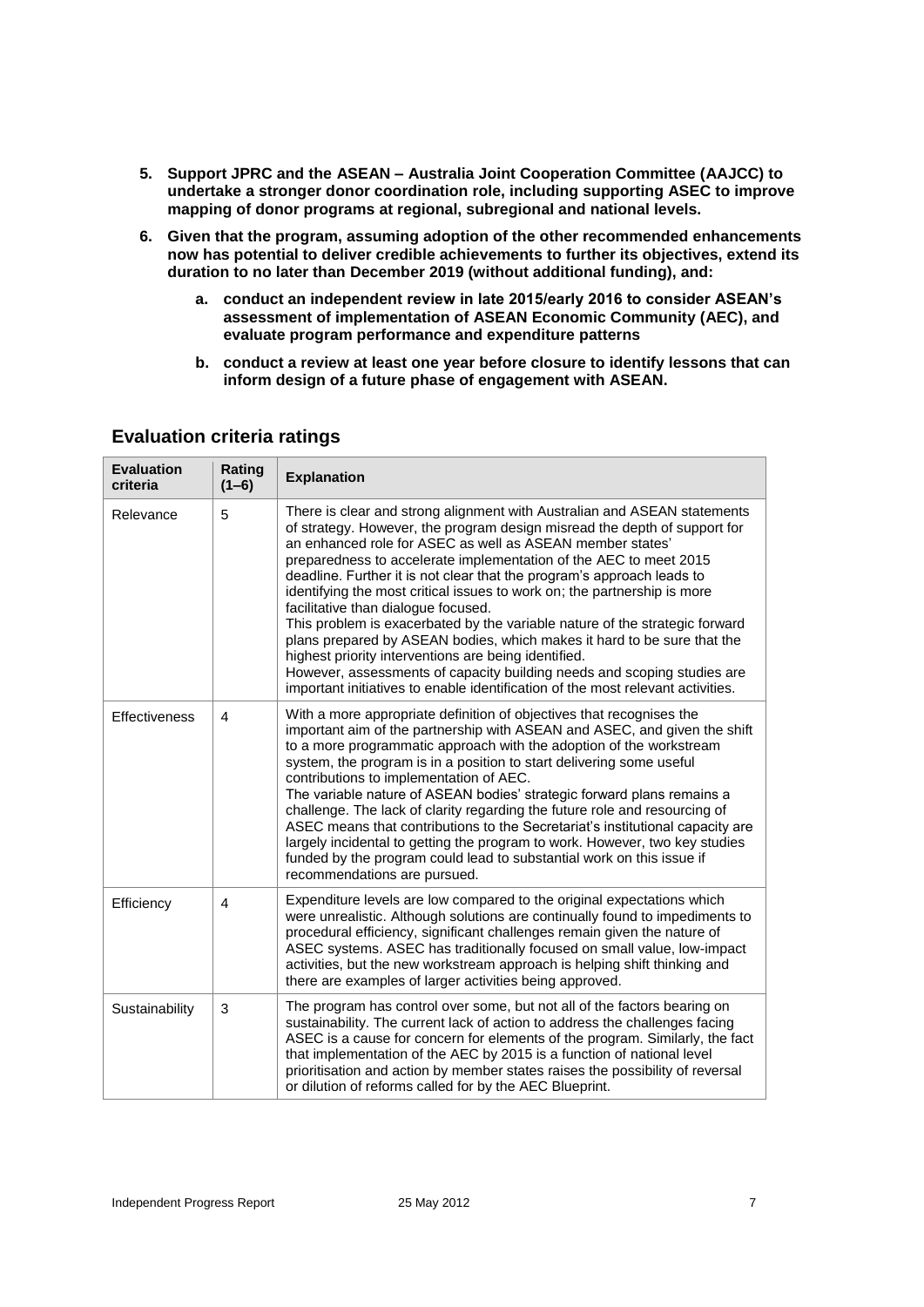5. **Support JPRC and the ASEAN – Australia Joint Cooperation Committee (AAJCC) to undertake a stronger donor coordination role, including supporting ASEC to improve mapping of donor programs at regional, subregional and national levels.**

6. **Given that the program, assuming adoption of the other recommended enhancements now has potential to deliver credible achievements to further its objectives, extend its duration to no later than December 2019 (without additional funding), and:**

   a. **conduct an independent review in late 2015/early 2016 to consider ASEAN's assessment of implementation of ASEAN Economic Community (AEC), and evaluate program performance and expenditure patterns**

   b. **conduct a review at least one year before closure to identify lessons that can inform design of a future phase of engagement with ASEAN.**

## Evaluation criteria ratings

| Evaluation criteria | Rating (1–6) | Explanation |
|---|---|---|
| Relevance | 5 | There is clear and strong alignment with Australian and ASEAN statements of strategy. However, the program design misread the depth of support for an enhanced role for ASEC as well as ASEAN member states' preparedness to accelerate implementation of the AEC to meet 2015 deadline. Further it is not clear that the program's approach leads to identifying the most critical issues to work on; the partnership is more facilitative than dialogue focused.<br>This problem is exacerbated by the variable nature of the strategic forward plans prepared by ASEAN bodies, which makes it hard to be sure that the highest priority interventions are being identified.<br>However, assessments of capacity building needs and scoping studies are important initiatives to enable identification of the most relevant activities. |
| Effectiveness | 4 | With a more appropriate definition of objectives that recognises the important aim of the partnership with ASEAN and ASEC, and given the shift to a more programmatic approach with the adoption of the workstream system, the program is in a position to start delivering some useful contributions to implementation of AEC.<br>The variable nature of ASEAN bodies' strategic forward plans remains a challenge. The lack of clarity regarding the future role and resourcing of ASEC means that contributions to the Secretariat's institutional capacity are largely incidental to getting the program to work. However, two key studies funded by the program could lead to substantial work on this issue if recommendations are pursued. |
| Efficiency | 4 | Expenditure levels are low compared to the original expectations which were unrealistic. Although solutions are continually found to impediments to procedural efficiency, significant challenges remain given the nature of ASEC systems. ASEC has traditionally focused on small value, low-impact activities, but the new workstream approach is helping shift thinking and there are examples of larger activities being approved. |
| Sustainability | 3 | The program has control over some, but not all of the factors bearing on sustainability. The current lack of action to address the challenges facing ASEC is a cause for concern for elements of the program. Similarly, the fact that implementation of the AEC by 2015 is a function of national level prioritisation and action by member states raises the possibility of reversal or dilution of reforms called for by the AEC Blueprint. |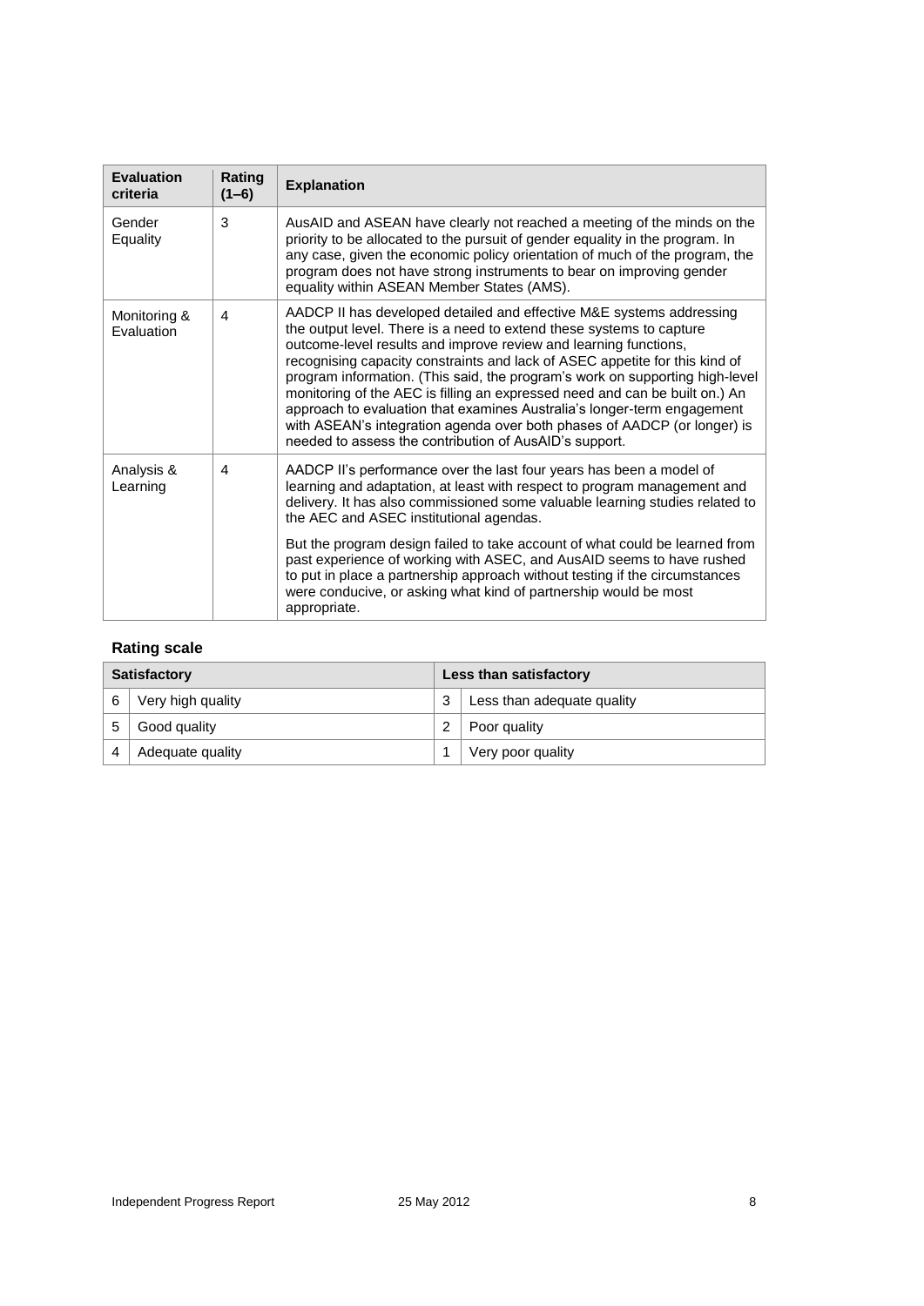| Evaluation criteria | Rating (1–6) | Explanation |
|---|---|---|
| Gender Equality | 3 | AusAID and ASEAN have clearly not reached a meeting of the minds on the priority to be allocated to the pursuit of gender equality in the program. In any case, given the economic policy orientation of much of the program, the program does not have strong instruments to bear on improving gender equality within ASEAN Member States (AMS). |
| Monitoring & Evaluation | 4 | AADCP II has developed detailed and effective M&E systems addressing the output level. There is a need to extend these systems to capture outcome-level results and improve review and learning functions, recognising capacity constraints and lack of ASEC appetite for this kind of program information. (This said, the program's work on supporting high-level monitoring of the AEC is filling an expressed need and can be built on.) An approach to evaluation that examines Australia's longer-term engagement with ASEAN's integration agenda over both phases of AADCP (or longer) is needed to assess the contribution of AusAID's support. |
| Analysis & Learning | 4 | AADCP II's performance over the last four years has been a model of learning and adaptation, at least with respect to program management and delivery. It has also commissioned some valuable learning studies related to the AEC and ASEC institutional agendas.<br><br>But the program design failed to take account of what could be learned from past experience of working with ASEC, and AusAID seems to have rushed to put in place a partnership approach without testing if the circumstances were conducive, or asking what kind of partnership would be most appropriate. |

### Rating scale

| Satisfactory | | Less than satisfactory | |
|---|---|---|---|
| 6 | Very high quality | 3 | Less than adequate quality |
| 5 | Good quality | 2 | Poor quality |
| 4 | Adequate quality | 1 | Very poor quality |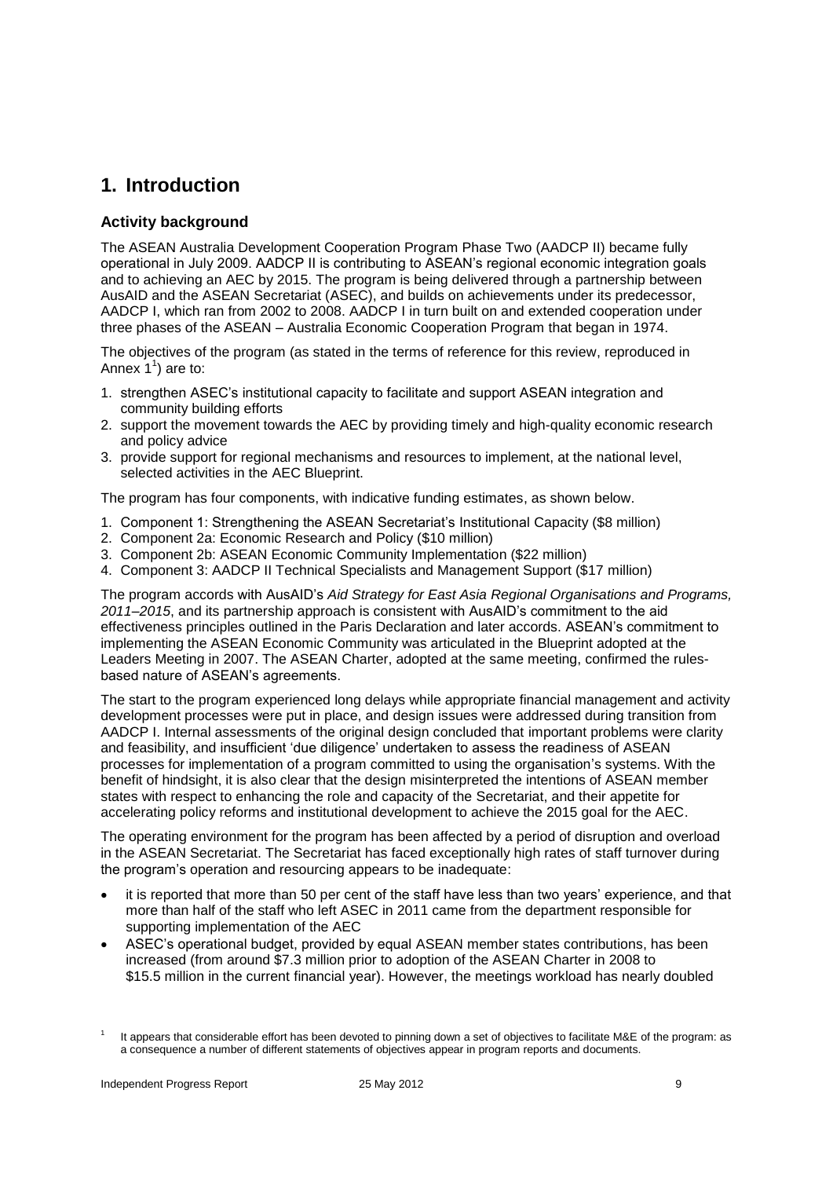# 1. Introduction

## Activity background

The ASEAN Australia Development Cooperation Program Phase Two (AADCP II) became fully operational in July 2009. AADCP II is contributing to ASEAN's regional economic integration goals and to achieving an AEC by 2015. The program is being delivered through a partnership between AusAID and the ASEAN Secretariat (ASEC), and builds on achievements under its predecessor, AADCP I, which ran from 2002 to 2008. AADCP I in turn built on and extended cooperation under three phases of the ASEAN – Australia Economic Cooperation Program that began in 1974.

The objectives of the program (as stated in the terms of reference for this review, reproduced in Annex 1[1]) are to:

1. strengthen ASEC's institutional capacity to facilitate and support ASEAN integration and community building efforts
2. support the movement towards the AEC by providing timely and high-quality economic research and policy advice
3. provide support for regional mechanisms and resources to implement, at the national level, selected activities in the AEC Blueprint.

The program has four components, with indicative funding estimates, as shown below.

1. Component 1: Strengthening the ASEAN Secretariat's Institutional Capacity ($8 million)
2. Component 2a: Economic Research and Policy ($10 million)
3. Component 2b: ASEAN Economic Community Implementation ($22 million)
4. Component 3: AADCP II Technical Specialists and Management Support ($17 million)

The program accords with AusAID's *Aid Strategy for East Asia Regional Organisations and Programs, 2011–2015*, and its partnership approach is consistent with AusAID's commitment to the aid effectiveness principles outlined in the Paris Declaration and later accords. ASEAN's commitment to implementing the ASEAN Economic Community was articulated in the Blueprint adopted at the Leaders Meeting in 2007. The ASEAN Charter, adopted at the same meeting, confirmed the rules-based nature of ASEAN's agreements.

The start to the program experienced long delays while appropriate financial management and activity development processes were put in place, and design issues were addressed during transition from AADCP I. Internal assessments of the original design concluded that important problems were clarity and feasibility, and insufficient 'due diligence' undertaken to assess the readiness of ASEAN processes for implementation of a program committed to using the organisation's systems. With the benefit of hindsight, it is also clear that the design misinterpreted the intentions of ASEAN member states with respect to enhancing the role and capacity of the Secretariat, and their appetite for accelerating policy reforms and institutional development to achieve the 2015 goal for the AEC.

The operating environment for the program has been affected by a period of disruption and overload in the ASEAN Secretariat. The Secretariat has faced exceptionally high rates of staff turnover during the program's operation and resourcing appears to be inadequate:

- it is reported that more than 50 per cent of the staff have less than two years' experience, and that more than half of the staff who left ASEC in 2011 came from the department responsible for supporting implementation of the AEC
- ASEC's operational budget, provided by equal ASEAN member states contributions, has been increased (from around $7.3 million prior to adoption of the ASEAN Charter in 2008 to $15.5 million in the current financial year). However, the meetings workload has nearly doubled

[1] It appears that considerable effort has been devoted to pinning down a set of objectives to facilitate M&E of the program: as a consequence a number of different statements of objectives appear in program reports and documents.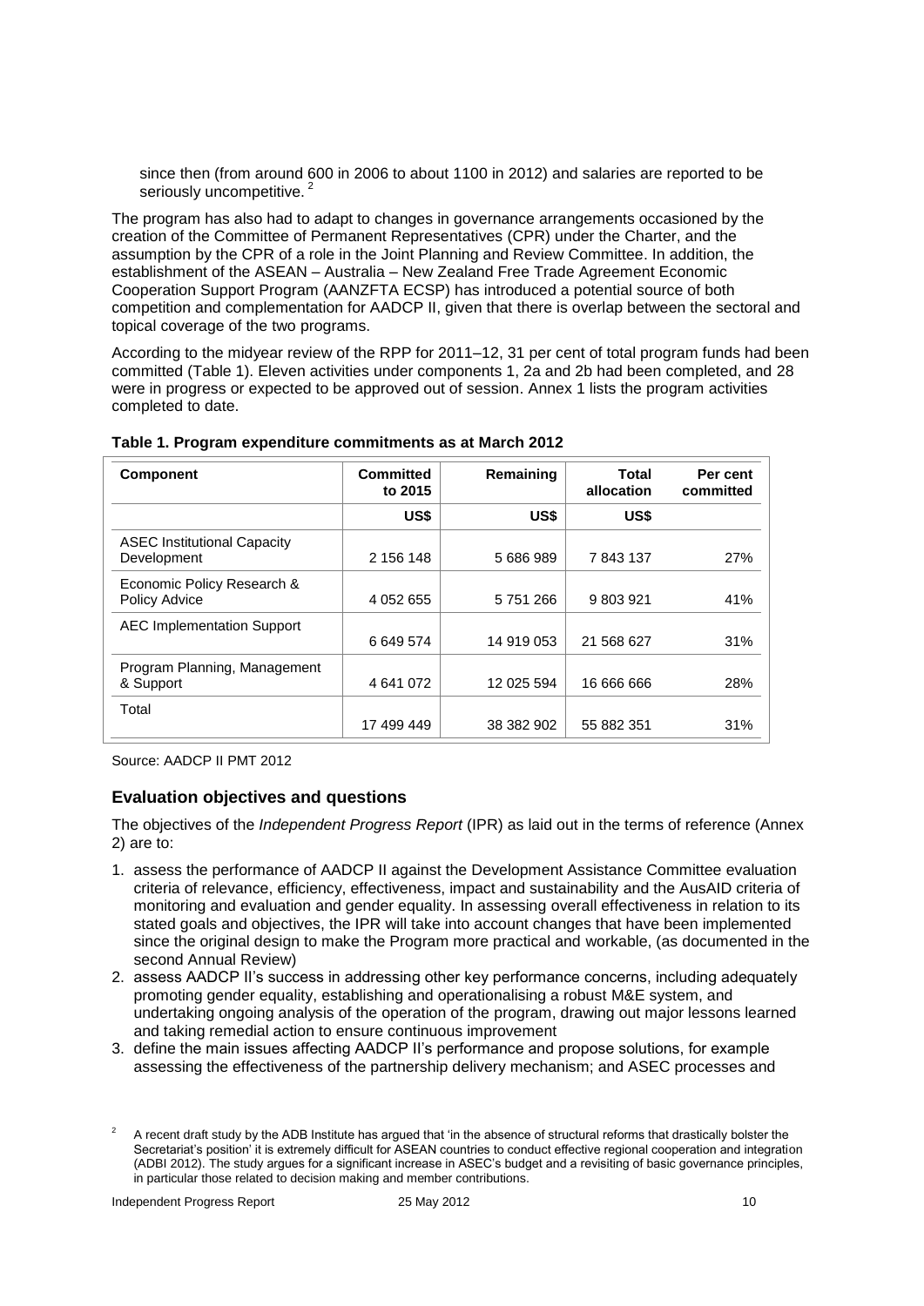since then (from around 600 in 2006 to about 1100 in 2012) and salaries are reported to be seriously uncompetitive. [2]

The program has also had to adapt to changes in governance arrangements occasioned by the creation of the Committee of Permanent Representatives (CPR) under the Charter, and the assumption by the CPR of a role in the Joint Planning and Review Committee. In addition, the establishment of the ASEAN – Australia – New Zealand Free Trade Agreement Economic Cooperation Support Program (AANZFTA ECSP) has introduced a potential source of both competition and complementation for AADCP II, given that there is overlap between the sectoral and topical coverage of the two programs.

According to the midyear review of the RPP for 2011–12, 31 per cent of total program funds had been committed (Table 1). Eleven activities under components 1, 2a and 2b had been completed, and 28 were in progress or expected to be approved out of session. Annex 1 lists the program activities completed to date.

**Table 1. Program expenditure commitments as at March 2012**

| Component | Committed to 2015 | Remaining | Total allocation | Per cent committed |
|---|---|---|---|---|
| | US$ | US$ | US$ | |
| ASEC Institutional Capacity Development | 2 156 148 | 5 686 989 | 7 843 137 | 27% |
| Economic Policy Research & Policy Advice | 4 052 655 | 5 751 266 | 9 803 921 | 41% |
| AEC Implementation Support | 6 649 574 | 14 919 053 | 21 568 627 | 31% |
| Program Planning, Management & Support | 4 641 072 | 12 025 594 | 16 666 666 | 28% |
| Total | 17 499 449 | 38 382 902 | 55 882 351 | 31% |

Source: AADCP II PMT 2012

### Evaluation objectives and questions

The objectives of the *Independent Progress Report* (IPR) as laid out in the terms of reference (Annex 2) are to:

1. assess the performance of AADCP II against the Development Assistance Committee evaluation criteria of relevance, efficiency, effectiveness, impact and sustainability and the AusAID criteria of monitoring and evaluation and gender equality. In assessing overall effectiveness in relation to its stated goals and objectives, the IPR will take into account changes that have been implemented since the original design to make the Program more practical and workable, (as documented in the second Annual Review)
2. assess AADCP II's success in addressing other key performance concerns, including adequately promoting gender equality, establishing and operationalising a robust M&E system, and undertaking ongoing analysis of the operation of the program, drawing out major lessons learned and taking remedial action to ensure continuous improvement
3. define the main issues affecting AADCP II's performance and propose solutions, for example assessing the effectiveness of the partnership delivery mechanism; and ASEC processes and

[2] A recent draft study by the ADB Institute has argued that 'in the absence of structural reforms that drastically bolster the Secretariat's position' it is extremely difficult for ASEAN countries to conduct effective regional cooperation and integration (ADBI 2012). The study argues for a significant increase in ASEC's budget and a revisiting of basic governance principles, in particular those related to decision making and member contributions.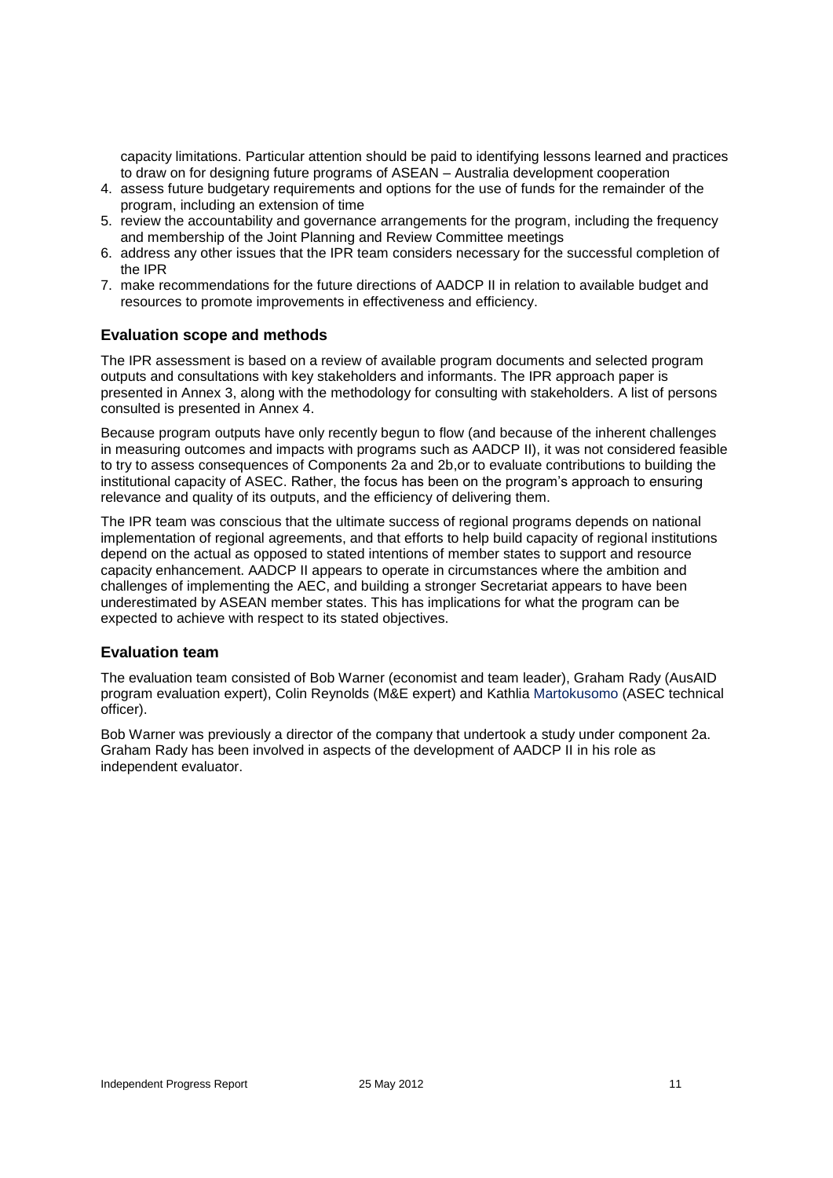capacity limitations. Particular attention should be paid to identifying lessons learned and practices to draw on for designing future programs of ASEAN – Australia development cooperation

4. assess future budgetary requirements and options for the use of funds for the remainder of the program, including an extension of time
5. review the accountability and governance arrangements for the program, including the frequency and membership of the Joint Planning and Review Committee meetings
6. address any other issues that the IPR team considers necessary for the successful completion of the IPR
7. make recommendations for the future directions of AADCP II in relation to available budget and resources to promote improvements in effectiveness and efficiency.

### Evaluation scope and methods

The IPR assessment is based on a review of available program documents and selected program outputs and consultations with key stakeholders and informants. The IPR approach paper is presented in Annex 3, along with the methodology for consulting with stakeholders. A list of persons consulted is presented in Annex 4.

Because program outputs have only recently begun to flow (and because of the inherent challenges in measuring outcomes and impacts with programs such as AADCP II), it was not considered feasible to try to assess consequences of Components 2a and 2b,or to evaluate contributions to building the institutional capacity of ASEC. Rather, the focus has been on the program's approach to ensuring relevance and quality of its outputs, and the efficiency of delivering them.

The IPR team was conscious that the ultimate success of regional programs depends on national implementation of regional agreements, and that efforts to help build capacity of regional institutions depend on the actual as opposed to stated intentions of member states to support and resource capacity enhancement. AADCP II appears to operate in circumstances where the ambition and challenges of implementing the AEC, and building a stronger Secretariat appears to have been underestimated by ASEAN member states. This has implications for what the program can be expected to achieve with respect to its stated objectives.

### Evaluation team

The evaluation team consisted of Bob Warner (economist and team leader), Graham Rady (AusAID program evaluation expert), Colin Reynolds (M&E expert) and Kathlia Martokusomo (ASEC technical officer).

Bob Warner was previously a director of the company that undertook a study under component 2a. Graham Rady has been involved in aspects of the development of AADCP II in his role as independent evaluator.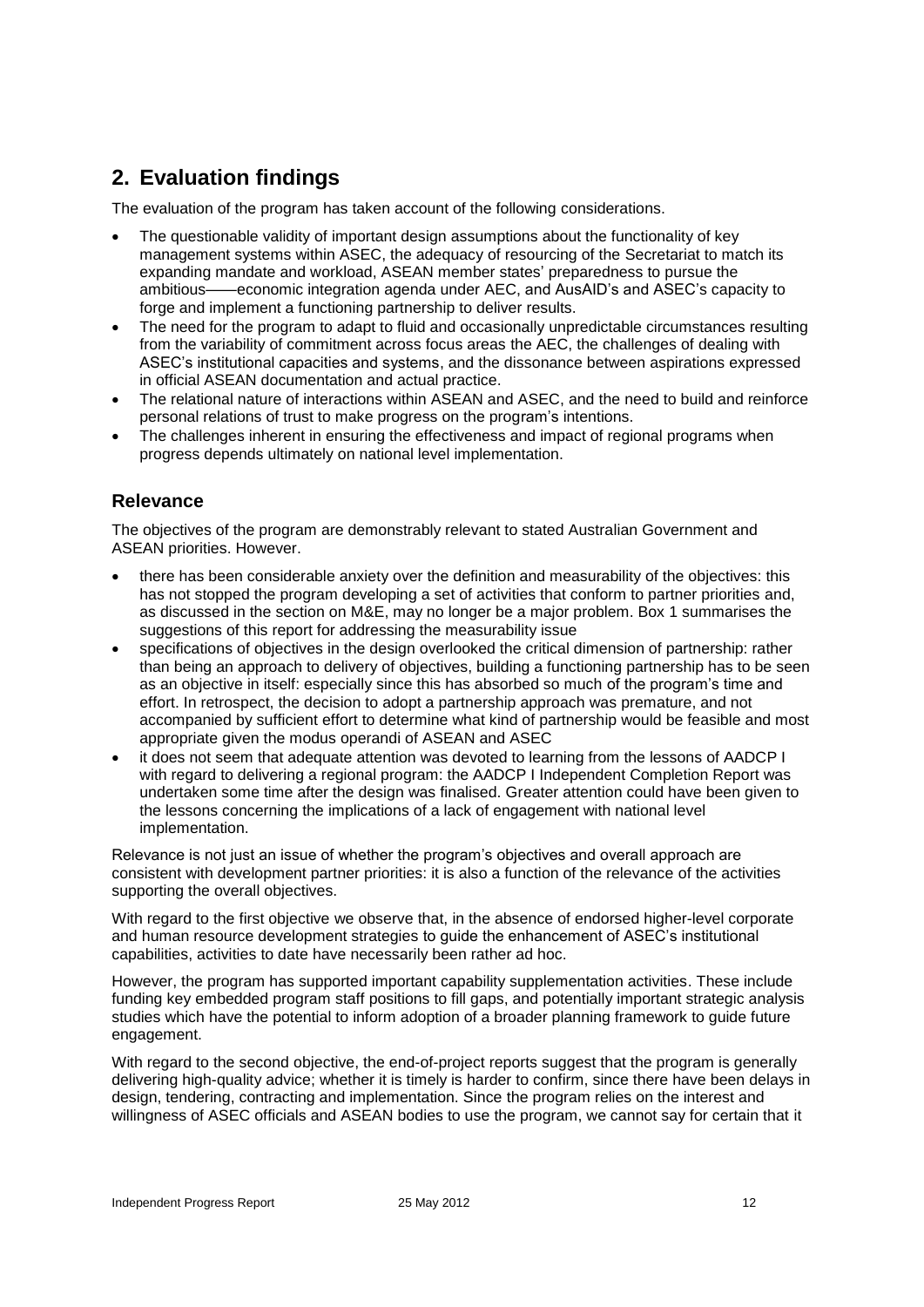## 2. Evaluation findings

The evaluation of the program has taken account of the following considerations.

- The questionable validity of important design assumptions about the functionality of key management systems within ASEC, the adequacy of resourcing of the Secretariat to match its expanding mandate and workload, ASEAN member states' preparedness to pursue the ambitious——economic integration agenda under AEC, and AusAID's and ASEC's capacity to forge and implement a functioning partnership to deliver results.
- The need for the program to adapt to fluid and occasionally unpredictable circumstances resulting from the variability of commitment across focus areas the AEC, the challenges of dealing with ASEC's institutional capacities and systems, and the dissonance between aspirations expressed in official ASEAN documentation and actual practice.
- The relational nature of interactions within ASEAN and ASEC, and the need to build and reinforce personal relations of trust to make progress on the program's intentions.
- The challenges inherent in ensuring the effectiveness and impact of regional programs when progress depends ultimately on national level implementation.

### Relevance

The objectives of the program are demonstrably relevant to stated Australian Government and ASEAN priorities. However.

- there has been considerable anxiety over the definition and measurability of the objectives: this has not stopped the program developing a set of activities that conform to partner priorities and, as discussed in the section on M&E, may no longer be a major problem. Box 1 summarises the suggestions of this report for addressing the measurability issue
- specifications of objectives in the design overlooked the critical dimension of partnership: rather than being an approach to delivery of objectives, building a functioning partnership has to be seen as an objective in itself: especially since this has absorbed so much of the program's time and effort. In retrospect, the decision to adopt a partnership approach was premature, and not accompanied by sufficient effort to determine what kind of partnership would be feasible and most appropriate given the modus operandi of ASEAN and ASEC
- it does not seem that adequate attention was devoted to learning from the lessons of AADCP I with regard to delivering a regional program: the AADCP I Independent Completion Report was undertaken some time after the design was finalised. Greater attention could have been given to the lessons concerning the implications of a lack of engagement with national level implementation.

Relevance is not just an issue of whether the program's objectives and overall approach are consistent with development partner priorities: it is also a function of the relevance of the activities supporting the overall objectives.

With regard to the first objective we observe that, in the absence of endorsed higher-level corporate and human resource development strategies to guide the enhancement of ASEC's institutional capabilities, activities to date have necessarily been rather ad hoc.

However, the program has supported important capability supplementation activities. These include funding key embedded program staff positions to fill gaps, and potentially important strategic analysis studies which have the potential to inform adoption of a broader planning framework to guide future engagement.

With regard to the second objective, the end-of-project reports suggest that the program is generally delivering high-quality advice; whether it is timely is harder to confirm, since there have been delays in design, tendering, contracting and implementation. Since the program relies on the interest and willingness of ASEC officials and ASEAN bodies to use the program, we cannot say for certain that it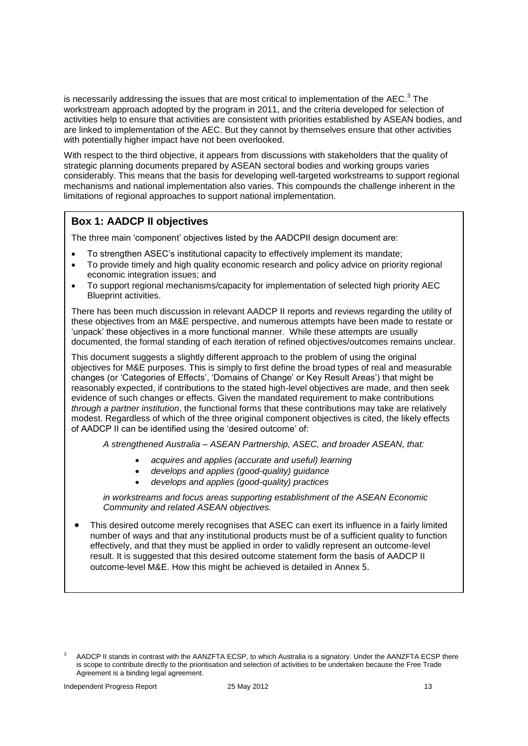is necessarily addressing the issues that are most critical to implementation of the AEC.[3] The workstream approach adopted by the program in 2011, and the criteria developed for selection of activities help to ensure that activities are consistent with priorities established by ASEAN bodies, and are linked to implementation of the AEC. But they cannot by themselves ensure that other activities with potentially higher impact have not been overlooked.

With respect to the third objective, it appears from discussions with stakeholders that the quality of strategic planning documents prepared by ASEAN sectoral bodies and working groups varies considerably. This means that the basis for developing well-targeted workstreams to support regional mechanisms and national implementation also varies. This compounds the challenge inherent in the limitations of regional approaches to support national implementation.

### Box 1: AADCP II objectives

The three main 'component' objectives listed by the AADCPII design document are:

- To strengthen ASEC's institutional capacity to effectively implement its mandate;
- To provide timely and high quality economic research and policy advice on priority regional economic integration issues; and
- To support regional mechanisms/capacity for implementation of selected high priority AEC Blueprint activities.

There has been much discussion in relevant AADCP II reports and reviews regarding the utility of these objectives from an M&E perspective, and numerous attempts have been made to restate or 'unpack' these objectives in a more functional manner. While these attempts are usually documented, the formal standing of each iteration of refined objectives/outcomes remains unclear.

This document suggests a slightly different approach to the problem of using the original objectives for M&E purposes. This is simply to first define the broad types of real and measurable changes (or 'Categories of Effects', 'Domains of Change' or Key Result Areas') that might be reasonably expected, if contributions to the stated high-level objectives are made, and then seek evidence of such changes or effects. Given the mandated requirement to make contributions *through a partner institution*, the functional forms that these contributions may take are relatively modest. Regardless of which of the three original component objectives is cited, the likely effects of AADCP II can be identified using the 'desired outcome' of:

*A strengthened Australia – ASEAN Partnership, ASEC, and broader ASEAN, that:*

- *acquires and applies (accurate and useful) learning*
- *develops and applies (good-quality) guidance*
- *develops and applies (good-quality) practices*

*in workstreams and focus areas supporting establishment of the ASEAN Economic Community and related ASEAN objectives.*

- This desired outcome merely recognises that ASEC can exert its influence in a fairly limited number of ways and that any institutional products must be of a sufficient quality to function effectively, and that they must be applied in order to validly represent an outcome-level result. It is suggested that this desired outcome statement form the basis of AADCP II outcome-level M&E. How this might be achieved is detailed in Annex 5.

[3] AADCP II stands in contrast with the AANZFTA ECSP, to which Australia is a signatory. Under the AANZFTA ECSP there is scope to contribute directly to the prioritisation and selection of activities to be undertaken because the Free Trade Agreement is a binding legal agreement.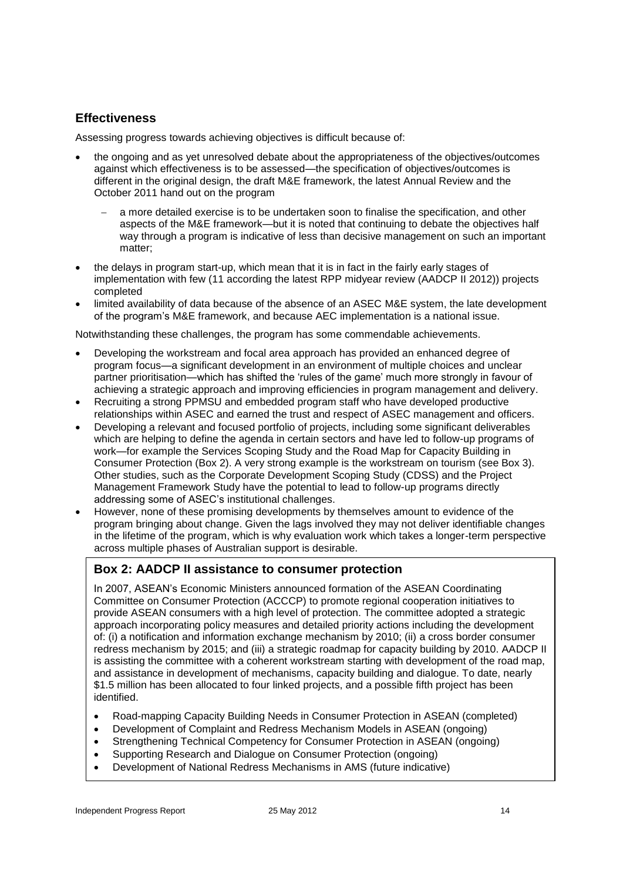## Effectiveness

Assessing progress towards achieving objectives is difficult because of:

- the ongoing and as yet unresolved debate about the appropriateness of the objectives/outcomes against which effectiveness is to be assessed—the specification of objectives/outcomes is different in the original design, the draft M&E framework, the latest Annual Review and the October 2011 hand out on the program
  - a more detailed exercise is to be undertaken soon to finalise the specification, and other aspects of the M&E framework—but it is noted that continuing to debate the objectives half way through a program is indicative of less than decisive management on such an important matter;
- the delays in program start-up, which mean that it is in fact in the fairly early stages of implementation with few (11 according the latest RPP midyear review (AADCP II 2012)) projects completed
- limited availability of data because of the absence of an ASEC M&E system, the late development of the program's M&E framework, and because AEC implementation is a national issue.

Notwithstanding these challenges, the program has some commendable achievements.

- Developing the workstream and focal area approach has provided an enhanced degree of program focus—a significant development in an environment of multiple choices and unclear partner prioritisation—which has shifted the 'rules of the game' much more strongly in favour of achieving a strategic approach and improving efficiencies in program management and delivery.
- Recruiting a strong PPMSU and embedded program staff who have developed productive relationships within ASEC and earned the trust and respect of ASEC management and officers.
- Developing a relevant and focused portfolio of projects, including some significant deliverables which are helping to define the agenda in certain sectors and have led to follow-up programs of work—for example the Services Scoping Study and the Road Map for Capacity Building in Consumer Protection (Box 2). A very strong example is the workstream on tourism (see Box 3). Other studies, such as the Corporate Development Scoping Study (CDSS) and the Project Management Framework Study have the potential to lead to follow-up programs directly addressing some of ASEC's institutional challenges.
- However, none of these promising developments by themselves amount to evidence of the program bringing about change. Given the lags involved they may not deliver identifiable changes in the lifetime of the program, which is why evaluation work which takes a longer-term perspective across multiple phases of Australian support is desirable.

### Box 2: AADCP II assistance to consumer protection

In 2007, ASEAN's Economic Ministers announced formation of the ASEAN Coordinating Committee on Consumer Protection (ACCCP) to promote regional cooperation initiatives to provide ASEAN consumers with a high level of protection. The committee adopted a strategic approach incorporating policy measures and detailed priority actions including the development of: (i) a notification and information exchange mechanism by 2010; (ii) a cross border consumer redress mechanism by 2015; and (iii) a strategic roadmap for capacity building by 2010. AADCP II is assisting the committee with a coherent workstream starting with development of the road map, and assistance in development of mechanisms, capacity building and dialogue. To date, nearly $1.5 million has been allocated to four linked projects, and a possible fifth project has been identified.

- Road-mapping Capacity Building Needs in Consumer Protection in ASEAN (completed)
- Development of Complaint and Redress Mechanism Models in ASEAN (ongoing)
- Strengthening Technical Competency for Consumer Protection in ASEAN (ongoing)
- Supporting Research and Dialogue on Consumer Protection (ongoing)
- Development of National Redress Mechanisms in AMS (future indicative)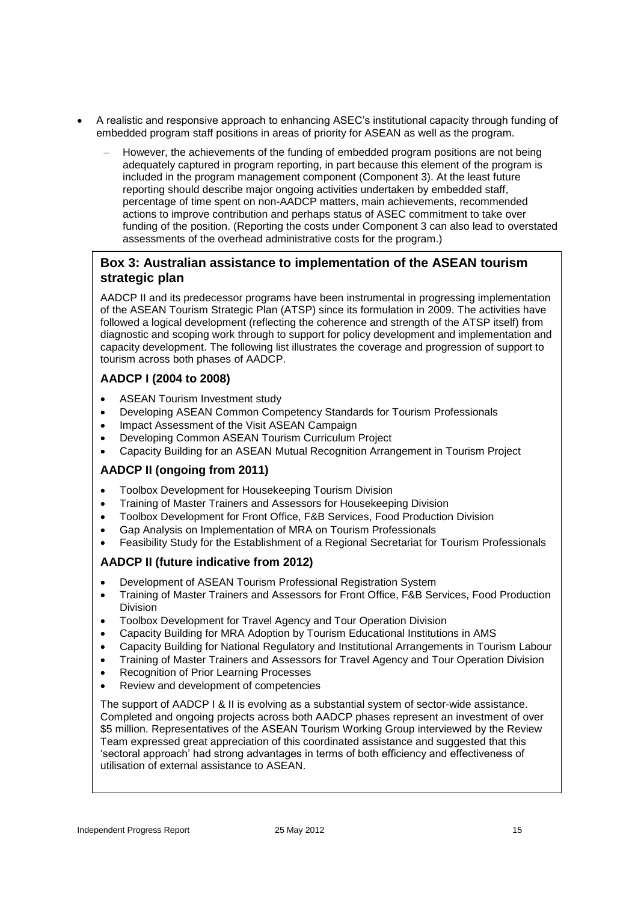- A realistic and responsive approach to enhancing ASEC's institutional capacity through funding of embedded program staff positions in areas of priority for ASEAN as well as the program.
  - However, the achievements of the funding of embedded program positions are not being adequately captured in program reporting, in part because this element of the program is included in the program management component (Component 3). At the least future reporting should describe major ongoing activities undertaken by embedded staff, percentage of time spent on non-AADCP matters, main achievements, recommended actions to improve contribution and perhaps status of ASEC commitment to take over funding of the position. (Reporting the costs under Component 3 can also lead to overstated assessments of the overhead administrative costs for the program.)

## Box 3: Australian assistance to implementation of the ASEAN tourism strategic plan

AADCP II and its predecessor programs have been instrumental in progressing implementation of the ASEAN Tourism Strategic Plan (ATSP) since its formulation in 2009. The activities have followed a logical development (reflecting the coherence and strength of the ATSP itself) from diagnostic and scoping work through to support for policy development and implementation and capacity development. The following list illustrates the coverage and progression of support to tourism across both phases of AADCP.

### AADCP I (2004 to 2008)

- ASEAN Tourism Investment study
- Developing ASEAN Common Competency Standards for Tourism Professionals
- Impact Assessment of the Visit ASEAN Campaign
- Developing Common ASEAN Tourism Curriculum Project
- Capacity Building for an ASEAN Mutual Recognition Arrangement in Tourism Project

### AADCP II (ongoing from 2011)

- Toolbox Development for Housekeeping Tourism Division
- Training of Master Trainers and Assessors for Housekeeping Division
- Toolbox Development for Front Office, F&B Services, Food Production Division
- Gap Analysis on Implementation of MRA on Tourism Professionals
- Feasibility Study for the Establishment of a Regional Secretariat for Tourism Professionals

### AADCP II (future indicative from 2012)

- Development of ASEAN Tourism Professional Registration System
- Training of Master Trainers and Assessors for Front Office, F&B Services, Food Production Division
- Toolbox Development for Travel Agency and Tour Operation Division
- Capacity Building for MRA Adoption by Tourism Educational Institutions in AMS
- Capacity Building for National Regulatory and Institutional Arrangements in Tourism Labour
- Training of Master Trainers and Assessors for Travel Agency and Tour Operation Division
- Recognition of Prior Learning Processes
- Review and development of competencies

The support of AADCP I & II is evolving as a substantial system of sector-wide assistance. Completed and ongoing projects across both AADCP phases represent an investment of over $5 million. Representatives of the ASEAN Tourism Working Group interviewed by the Review Team expressed great appreciation of this coordinated assistance and suggested that this 'sectoral approach' had strong advantages in terms of both efficiency and effectiveness of utilisation of external assistance to ASEAN.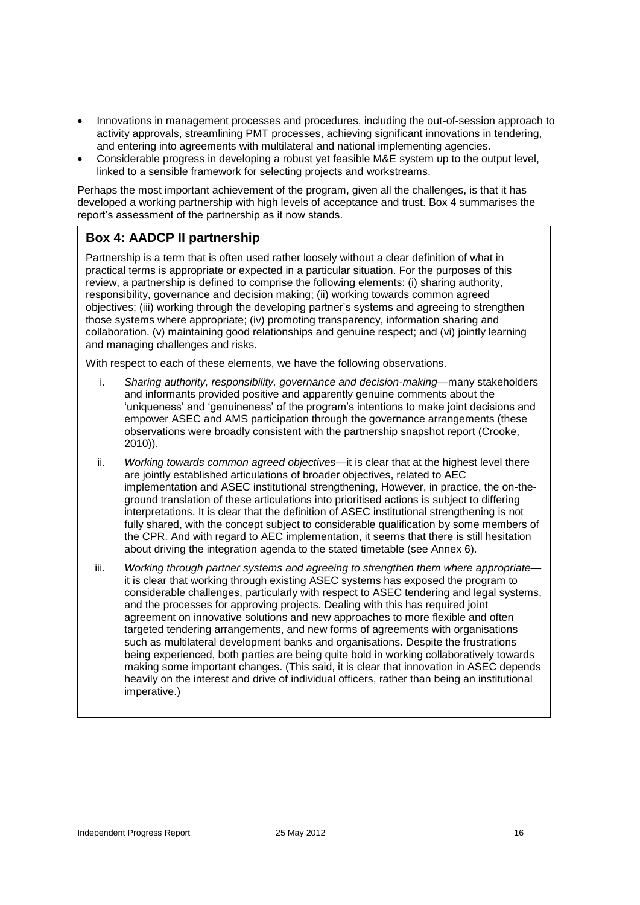- Innovations in management processes and procedures, including the out-of-session approach to activity approvals, streamlining PMT processes, achieving significant innovations in tendering, and entering into agreements with multilateral and national implementing agencies.
- Considerable progress in developing a robust yet feasible M&E system up to the output level, linked to a sensible framework for selecting projects and workstreams.

Perhaps the most important achievement of the program, given all the challenges, is that it has developed a working partnership with high levels of acceptance and trust. Box 4 summarises the report's assessment of the partnership as it now stands.

## Box 4: AADCP II partnership

Partnership is a term that is often used rather loosely without a clear definition of what in practical terms is appropriate or expected in a particular situation. For the purposes of this review, a partnership is defined to comprise the following elements: (i) sharing authority, responsibility, governance and decision making; (ii) working towards common agreed objectives; (iii) working through the developing partner's systems and agreeing to strengthen those systems where appropriate; (iv) promoting transparency, information sharing and collaboration. (v) maintaining good relationships and genuine respect; and (vi) jointly learning and managing challenges and risks.

With respect to each of these elements, we have the following observations.

i. *Sharing authority, responsibility, governance and decision-making*—many stakeholders and informants provided positive and apparently genuine comments about the 'uniqueness' and 'genuineness' of the program's intentions to make joint decisions and empower ASEC and AMS participation through the governance arrangements (these observations were broadly consistent with the partnership snapshot report (Crooke, 2010)).

ii. *Working towards common agreed objectives*—it is clear that at the highest level there are jointly established articulations of broader objectives, related to AEC implementation and ASEC institutional strengthening, However, in practice, the on-the-ground translation of these articulations into prioritised actions is subject to differing interpretations. It is clear that the definition of ASEC institutional strengthening is not fully shared, with the concept subject to considerable qualification by some members of the CPR. And with regard to AEC implementation, it seems that there is still hesitation about driving the integration agenda to the stated timetable (see Annex 6).

iii. *Working through partner systems and agreeing to strengthen them where appropriate*—it is clear that working through existing ASEC systems has exposed the program to considerable challenges, particularly with respect to ASEC tendering and legal systems, and the processes for approving projects. Dealing with this has required joint agreement on innovative solutions and new approaches to more flexible and often targeted tendering arrangements, and new forms of agreements with organisations such as multilateral development banks and organisations. Despite the frustrations being experienced, both parties are being quite bold in working collaboratively towards making some important changes. (This said, it is clear that innovation in ASEC depends heavily on the interest and drive of individual officers, rather than being an institutional imperative.)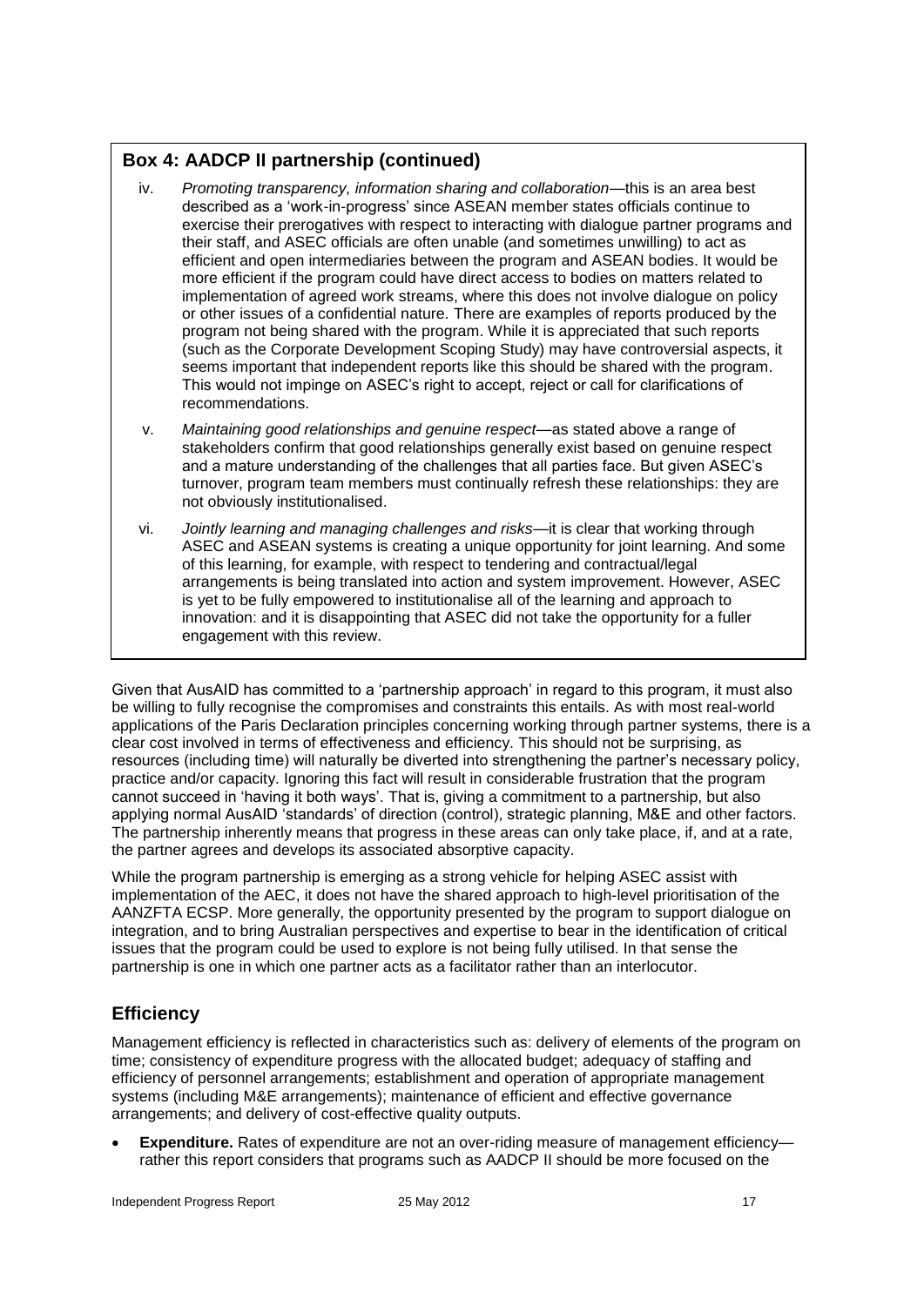### Box 4: AADCP II partnership (continued)

iv. *Promoting transparency, information sharing and collaboration*—this is an area best described as a 'work-in-progress' since ASEAN member states officials continue to exercise their prerogatives with respect to interacting with dialogue partner programs and their staff, and ASEC officials are often unable (and sometimes unwilling) to act as efficient and open intermediaries between the program and ASEAN bodies. It would be more efficient if the program could have direct access to bodies on matters related to implementation of agreed work streams, where this does not involve dialogue on policy or other issues of a confidential nature. There are examples of reports produced by the program not being shared with the program. While it is appreciated that such reports (such as the Corporate Development Scoping Study) may have controversial aspects, it seems important that independent reports like this should be shared with the program. This would not impinge on ASEC's right to accept, reject or call for clarifications of recommendations.

v. *Maintaining good relationships and genuine respect*—as stated above a range of stakeholders confirm that good relationships generally exist based on genuine respect and a mature understanding of the challenges that all parties face. But given ASEC's turnover, program team members must continually refresh these relationships: they are not obviously institutionalised.

vi. *Jointly learning and managing challenges and risks*—it is clear that working through ASEC and ASEAN systems is creating a unique opportunity for joint learning. And some of this learning, for example, with respect to tendering and contractual/legal arrangements is being translated into action and system improvement. However, ASEC is yet to be fully empowered to institutionalise all of the learning and approach to innovation: and it is disappointing that ASEC did not take the opportunity for a fuller engagement with this review.

Given that AusAID has committed to a 'partnership approach' in regard to this program, it must also be willing to fully recognise the compromises and constraints this entails. As with most real-world applications of the Paris Declaration principles concerning working through partner systems, there is a clear cost involved in terms of effectiveness and efficiency. This should not be surprising, as resources (including time) will naturally be diverted into strengthening the partner's necessary policy, practice and/or capacity. Ignoring this fact will result in considerable frustration that the program cannot succeed in 'having it both ways'. That is, giving a commitment to a partnership, but also applying normal AusAID 'standards' of direction (control), strategic planning, M&E and other factors. The partnership inherently means that progress in these areas can only take place, if, and at a rate, the partner agrees and develops its associated absorptive capacity.

While the program partnership is emerging as a strong vehicle for helping ASEC assist with implementation of the AEC, it does not have the shared approach to high-level prioritisation of the AANZFTA ECSP. More generally, the opportunity presented by the program to support dialogue on integration, and to bring Australian perspectives and expertise to bear in the identification of critical issues that the program could be used to explore is not being fully utilised. In that sense the partnership is one in which one partner acts as a facilitator rather than an interlocutor.

## Efficiency

Management efficiency is reflected in characteristics such as: delivery of elements of the program on time; consistency of expenditure progress with the allocated budget; adequacy of staffing and efficiency of personnel arrangements; establishment and operation of appropriate management systems (including M&E arrangements); maintenance of efficient and effective governance arrangements; and delivery of cost-effective quality outputs.

- **Expenditure.** Rates of expenditure are not an over-riding measure of management efficiency—rather this report considers that programs such as AADCP II should be more focused on the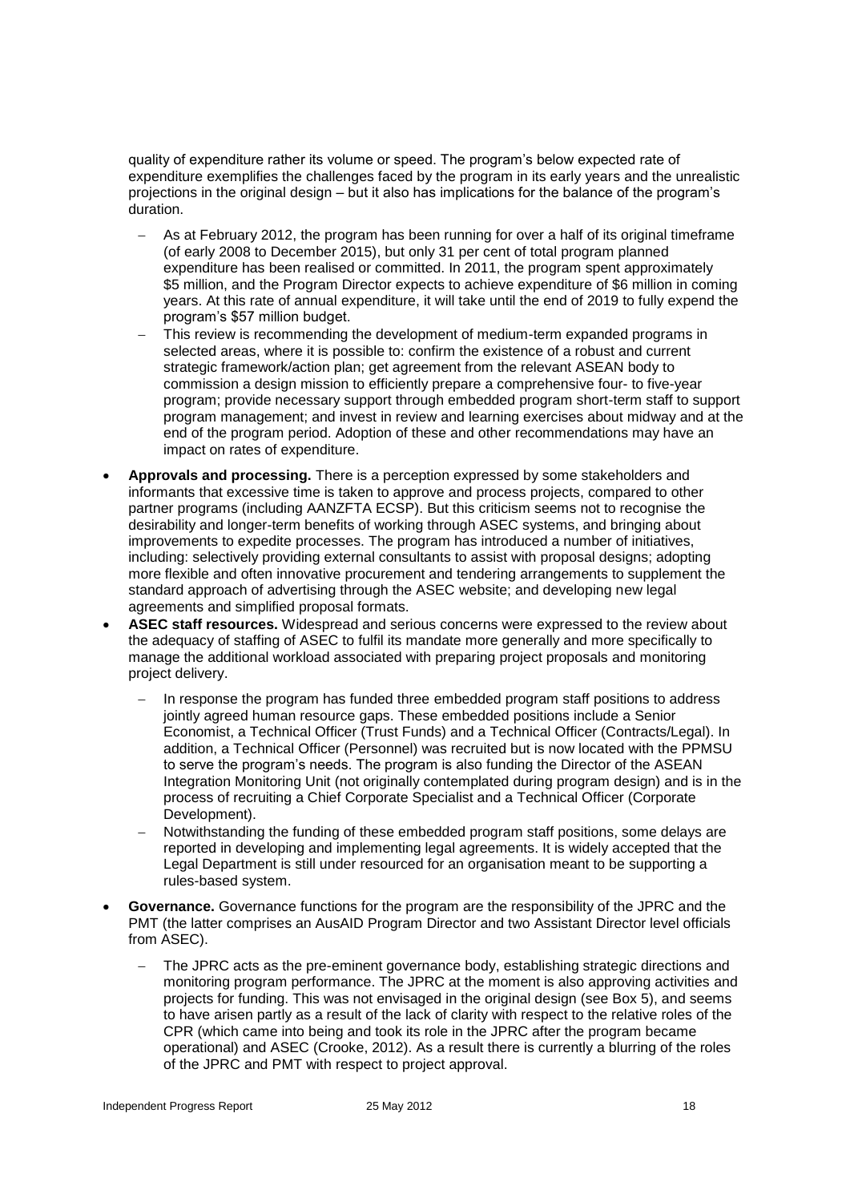quality of expenditure rather its volume or speed. The program's below expected rate of expenditure exemplifies the challenges faced by the program in its early years and the unrealistic projections in the original design – but it also has implications for the balance of the program's duration.

- As at February 2012, the program has been running for over a half of its original timeframe (of early 2008 to December 2015), but only 31 per cent of total program planned expenditure has been realised or committed. In 2011, the program spent approximately $5 million, and the Program Director expects to achieve expenditure of $6 million in coming years. At this rate of annual expenditure, it will take until the end of 2019 to fully expend the program's $57 million budget.
- This review is recommending the development of medium-term expanded programs in selected areas, where it is possible to: confirm the existence of a robust and current strategic framework/action plan; get agreement from the relevant ASEAN body to commission a design mission to efficiently prepare a comprehensive four- to five-year program; provide necessary support through embedded program short-term staff to support program management; and invest in review and learning exercises about midway and at the end of the program period. Adoption of these and other recommendations may have an impact on rates of expenditure.

- **Approvals and processing.** There is a perception expressed by some stakeholders and informants that excessive time is taken to approve and process projects, compared to other partner programs (including AANZFTA ECSP). But this criticism seems not to recognise the desirability and longer-term benefits of working through ASEC systems, and bringing about improvements to expedite processes. The program has introduced a number of initiatives, including: selectively providing external consultants to assist with proposal designs; adopting more flexible and often innovative procurement and tendering arrangements to supplement the standard approach of advertising through the ASEC website; and developing new legal agreements and simplified proposal formats.
- **ASEC staff resources.** Widespread and serious concerns were expressed to the review about the adequacy of staffing of ASEC to fulfil its mandate more generally and more specifically to manage the additional workload associated with preparing project proposals and monitoring project delivery.
  - In response the program has funded three embedded program staff positions to address jointly agreed human resource gaps. These embedded positions include a Senior Economist, a Technical Officer (Trust Funds) and a Technical Officer (Contracts/Legal). In addition, a Technical Officer (Personnel) was recruited but is now located with the PPMSU to serve the program's needs. The program is also funding the Director of the ASEAN Integration Monitoring Unit (not originally contemplated during program design) and is in the process of recruiting a Chief Corporate Specialist and a Technical Officer (Corporate Development).
  - Notwithstanding the funding of these embedded program staff positions, some delays are reported in developing and implementing legal agreements. It is widely accepted that the Legal Department is still under resourced for an organisation meant to be supporting a rules-based system.
- **Governance.** Governance functions for the program are the responsibility of the JPRC and the PMT (the latter comprises an AusAID Program Director and two Assistant Director level officials from ASEC).
  - The JPRC acts as the pre-eminent governance body, establishing strategic directions and monitoring program performance. The JPRC at the moment is also approving activities and projects for funding. This was not envisaged in the original design (see Box 5), and seems to have arisen partly as a result of the lack of clarity with respect to the relative roles of the CPR (which came into being and took its role in the JPRC after the program became operational) and ASEC (Crooke, 2012). As a result there is currently a blurring of the roles of the JPRC and PMT with respect to project approval.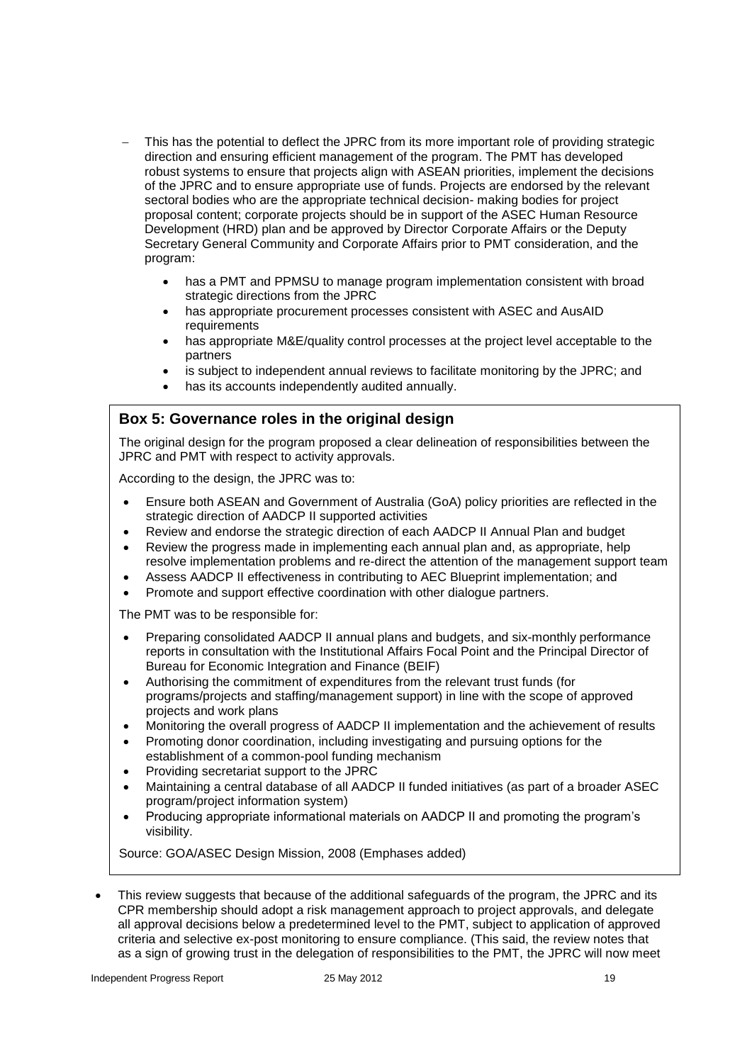- This has the potential to deflect the JPRC from its more important role of providing strategic direction and ensuring efficient management of the program. The PMT has developed robust systems to ensure that projects align with ASEAN priorities, implement the decisions of the JPRC and to ensure appropriate use of funds. Projects are endorsed by the relevant sectoral bodies who are the appropriate technical decision- making bodies for project proposal content; corporate projects should be in support of the ASEC Human Resource Development (HRD) plan and be approved by Director Corporate Affairs or the Deputy Secretary General Community and Corporate Affairs prior to PMT consideration, and the program:

    - has a PMT and PPMSU to manage program implementation consistent with broad strategic directions from the JPRC
    - has appropriate procurement processes consistent with ASEC and AusAID requirements
    - has appropriate M&E/quality control processes at the project level acceptable to the partners
    - is subject to independent annual reviews to facilitate monitoring by the JPRC; and
    - has its accounts independently audited annually.

### Box 5: Governance roles in the original design

The original design for the program proposed a clear delineation of responsibilities between the JPRC and PMT with respect to activity approvals.

According to the design, the JPRC was to:

- Ensure both ASEAN and Government of Australia (GoA) policy priorities are reflected in the strategic direction of AADCP II supported activities
- Review and endorse the strategic direction of each AADCP II Annual Plan and budget
- Review the progress made in implementing each annual plan and, as appropriate, help resolve implementation problems and re-direct the attention of the management support team
- Assess AADCP II effectiveness in contributing to AEC Blueprint implementation; and
- Promote and support effective coordination with other dialogue partners.

The PMT was to be responsible for:

- Preparing consolidated AADCP II annual plans and budgets, and six-monthly performance reports in consultation with the Institutional Affairs Focal Point and the Principal Director of Bureau for Economic Integration and Finance (BEIF)
- Authorising the commitment of expenditures from the relevant trust funds (for programs/projects and staffing/management support) in line with the scope of approved projects and work plans
- Monitoring the overall progress of AADCP II implementation and the achievement of results
- Promoting donor coordination, including investigating and pursuing options for the establishment of a common-pool funding mechanism
- Providing secretariat support to the JPRC
- Maintaining a central database of all AADCP II funded initiatives (as part of a broader ASEC program/project information system)
- Producing appropriate informational materials on AADCP II and promoting the program's visibility.

Source: GOA/ASEC Design Mission, 2008 (Emphases added)

- This review suggests that because of the additional safeguards of the program, the JPRC and its CPR membership should adopt a risk management approach to project approvals, and delegate all approval decisions below a predetermined level to the PMT, subject to application of approved criteria and selective ex-post monitoring to ensure compliance. (This said, the review notes that as a sign of growing trust in the delegation of responsibilities to the PMT, the JPRC will now meet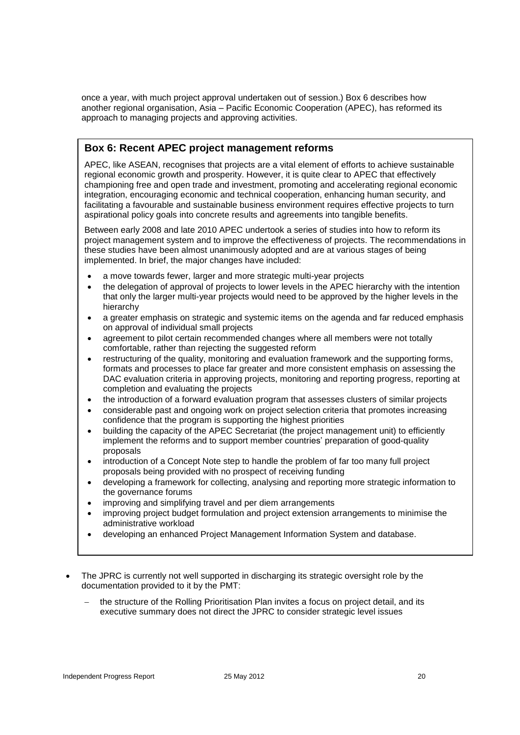once a year, with much project approval undertaken out of session.) Box 6 describes how another regional organisation, Asia – Pacific Economic Cooperation (APEC), has reformed its approach to managing projects and approving activities.

### Box 6: Recent APEC project management reforms

APEC, like ASEAN, recognises that projects are a vital element of efforts to achieve sustainable regional economic growth and prosperity. However, it is quite clear to APEC that effectively championing free and open trade and investment, promoting and accelerating regional economic integration, encouraging economic and technical cooperation, enhancing human security, and facilitating a favourable and sustainable business environment requires effective projects to turn aspirational policy goals into concrete results and agreements into tangible benefits.

Between early 2008 and late 2010 APEC undertook a series of studies into how to reform its project management system and to improve the effectiveness of projects. The recommendations in these studies have been almost unanimously adopted and are at various stages of being implemented. In brief, the major changes have included:

- a move towards fewer, larger and more strategic multi-year projects
- the delegation of approval of projects to lower levels in the APEC hierarchy with the intention that only the larger multi-year projects would need to be approved by the higher levels in the hierarchy
- a greater emphasis on strategic and systemic items on the agenda and far reduced emphasis on approval of individual small projects
- agreement to pilot certain recommended changes where all members were not totally comfortable, rather than rejecting the suggested reform
- restructuring of the quality, monitoring and evaluation framework and the supporting forms, formats and processes to place far greater and more consistent emphasis on assessing the DAC evaluation criteria in approving projects, monitoring and reporting progress, reporting at completion and evaluating the projects
- the introduction of a forward evaluation program that assesses clusters of similar projects
- considerable past and ongoing work on project selection criteria that promotes increasing confidence that the program is supporting the highest priorities
- building the capacity of the APEC Secretariat (the project management unit) to efficiently implement the reforms and to support member countries' preparation of good-quality proposals
- introduction of a Concept Note step to handle the problem of far too many full project proposals being provided with no prospect of receiving funding
- developing a framework for collecting, analysing and reporting more strategic information to the governance forums
- improving and simplifying travel and per diem arrangements
- improving project budget formulation and project extension arrangements to minimise the administrative workload
- developing an enhanced Project Management Information System and database.

- The JPRC is currently not well supported in discharging its strategic oversight role by the documentation provided to it by the PMT:
  - the structure of the Rolling Prioritisation Plan invites a focus on project detail, and its executive summary does not direct the JPRC to consider strategic level issues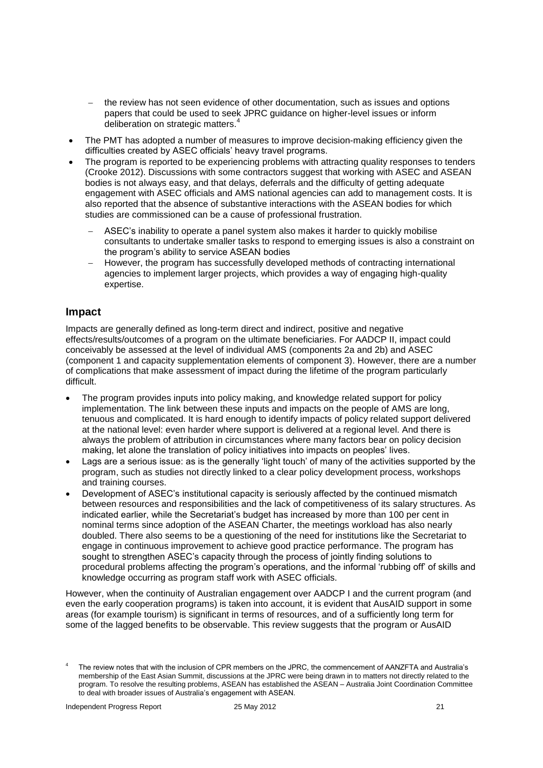- the review has not seen evidence of other documentation, such as issues and options papers that could be used to seek JPRC guidance on higher-level issues or inform deliberation on strategic matters.[4]

- The PMT has adopted a number of measures to improve decision-making efficiency given the difficulties created by ASEC officials' heavy travel programs.
- The program is reported to be experiencing problems with attracting quality responses to tenders (Crooke 2012). Discussions with some contractors suggest that working with ASEC and ASEAN bodies is not always easy, and that delays, deferrals and the difficulty of getting adequate engagement with ASEC officials and AMS national agencies can add to management costs. It is also reported that the absence of substantive interactions with the ASEAN bodies for which studies are commissioned can be a cause of professional frustration.
  - ASEC's inability to operate a panel system also makes it harder to quickly mobilise consultants to undertake smaller tasks to respond to emerging issues is also a constraint on the program's ability to service ASEAN bodies
  - However, the program has successfully developed methods of contracting international agencies to implement larger projects, which provides a way of engaging high-quality expertise.

## Impact

Impacts are generally defined as long-term direct and indirect, positive and negative effects/results/outcomes of a program on the ultimate beneficiaries. For AADCP II, impact could conceivably be assessed at the level of individual AMS (components 2a and 2b) and ASEC (component 1 and capacity supplementation elements of component 3). However, there are a number of complications that make assessment of impact during the lifetime of the program particularly difficult.

- The program provides inputs into policy making, and knowledge related support for policy implementation. The link between these inputs and impacts on the people of AMS are long, tenuous and complicated. It is hard enough to identify impacts of policy related support delivered at the national level: even harder where support is delivered at a regional level. And there is always the problem of attribution in circumstances where many factors bear on policy decision making, let alone the translation of policy initiatives into impacts on peoples' lives.
- Lags are a serious issue: as is the generally 'light touch' of many of the activities supported by the program, such as studies not directly linked to a clear policy development process, workshops and training courses.
- Development of ASEC's institutional capacity is seriously affected by the continued mismatch between resources and responsibilities and the lack of competitiveness of its salary structures. As indicated earlier, while the Secretariat's budget has increased by more than 100 per cent in nominal terms since adoption of the ASEAN Charter, the meetings workload has also nearly doubled. There also seems to be a questioning of the need for institutions like the Secretariat to engage in continuous improvement to achieve good practice performance. The program has sought to strengthen ASEC's capacity through the process of jointly finding solutions to procedural problems affecting the program's operations, and the informal 'rubbing off' of skills and knowledge occurring as program staff work with ASEC officials.

However, when the continuity of Australian engagement over AADCP I and the current program (and even the early cooperation programs) is taken into account, it is evident that AusAID support in some areas (for example tourism) is significant in terms of resources, and of a sufficiently long term for some of the lagged benefits to be observable. This review suggests that the program or AusAID

[4] The review notes that with the inclusion of CPR members on the JPRC, the commencement of AANZFTA and Australia's membership of the East Asian Summit, discussions at the JPRC were being drawn in to matters not directly related to the program. To resolve the resulting problems, ASEAN has established the ASEAN – Australia Joint Coordination Committee to deal with broader issues of Australia's engagement with ASEAN.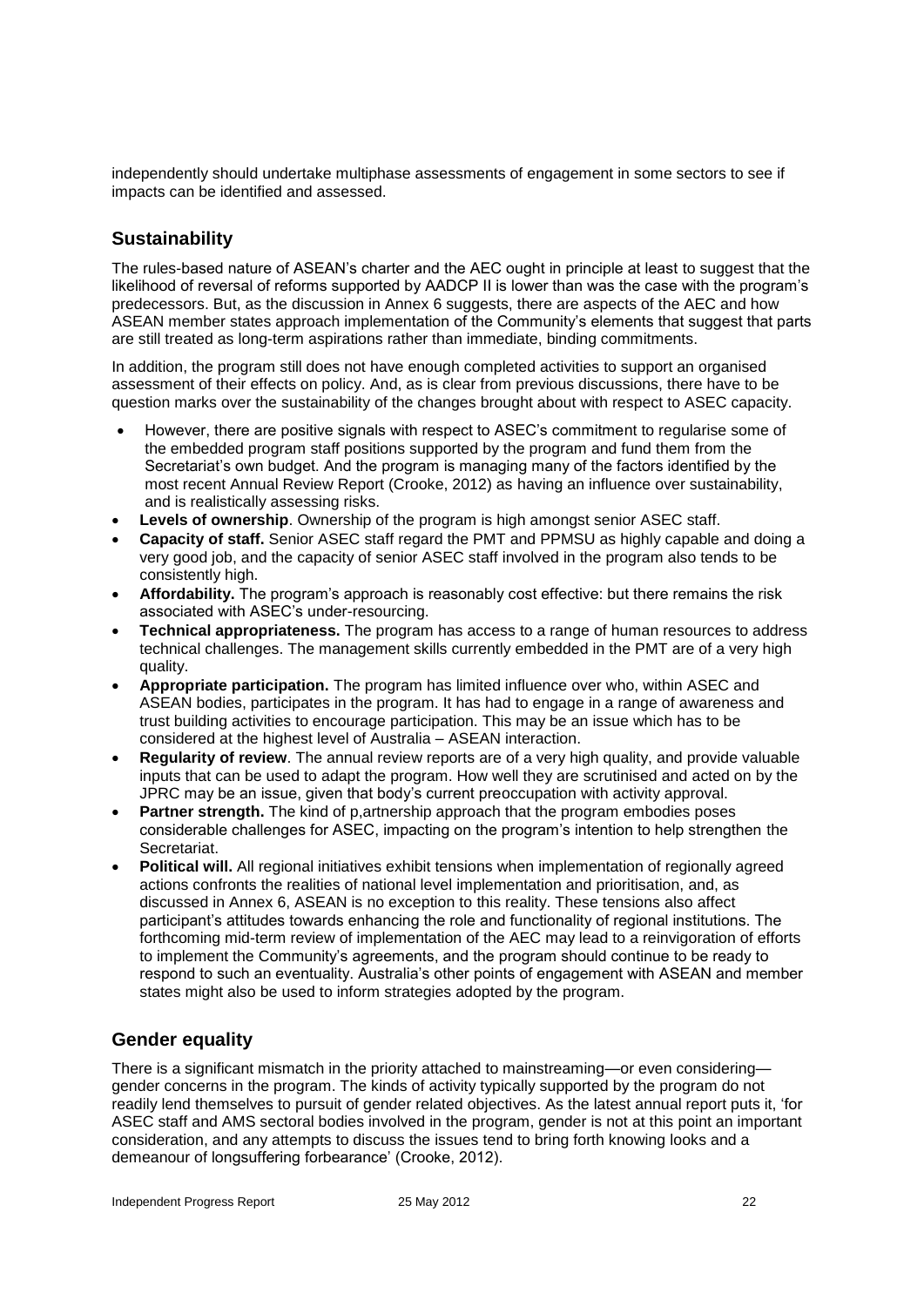independently should undertake multiphase assessments of engagement in some sectors to see if impacts can be identified and assessed.

## Sustainability

The rules-based nature of ASEAN's charter and the AEC ought in principle at least to suggest that the likelihood of reversal of reforms supported by AADCP II is lower than was the case with the program's predecessors. But, as the discussion in Annex 6 suggests, there are aspects of the AEC and how ASEAN member states approach implementation of the Community's elements that suggest that parts are still treated as long-term aspirations rather than immediate, binding commitments.

In addition, the program still does not have enough completed activities to support an organised assessment of their effects on policy. And, as is clear from previous discussions, there have to be question marks over the sustainability of the changes brought about with respect to ASEC capacity.

- However, there are positive signals with respect to ASEC's commitment to regularise some of the embedded program staff positions supported by the program and fund them from the Secretariat's own budget. And the program is managing many of the factors identified by the most recent Annual Review Report (Crooke, 2012) as having an influence over sustainability, and is realistically assessing risks.
- **Levels of ownership**. Ownership of the program is high amongst senior ASEC staff.
- **Capacity of staff.** Senior ASEC staff regard the PMT and PPMSU as highly capable and doing a very good job, and the capacity of senior ASEC staff involved in the program also tends to be consistently high.
- **Affordability.** The program's approach is reasonably cost effective: but there remains the risk associated with ASEC's under-resourcing.
- **Technical appropriateness.** The program has access to a range of human resources to address technical challenges. The management skills currently embedded in the PMT are of a very high quality.
- **Appropriate participation.** The program has limited influence over who, within ASEC and ASEAN bodies, participates in the program. It has had to engage in a range of awareness and trust building activities to encourage participation. This may be an issue which has to be considered at the highest level of Australia – ASEAN interaction.
- **Regularity of review**. The annual review reports are of a very high quality, and provide valuable inputs that can be used to adapt the program. How well they are scrutinised and acted on by the JPRC may be an issue, given that body's current preoccupation with activity approval.
- **Partner strength.** The kind of p,artnership approach that the program embodies poses considerable challenges for ASEC, impacting on the program's intention to help strengthen the Secretariat.
- **Political will.** All regional initiatives exhibit tensions when implementation of regionally agreed actions confronts the realities of national level implementation and prioritisation, and, as discussed in Annex 6, ASEAN is no exception to this reality. These tensions also affect participant's attitudes towards enhancing the role and functionality of regional institutions. The forthcoming mid-term review of implementation of the AEC may lead to a reinvigoration of efforts to implement the Community's agreements, and the program should continue to be ready to respond to such an eventuality. Australia's other points of engagement with ASEAN and member states might also be used to inform strategies adopted by the program.

## Gender equality

There is a significant mismatch in the priority attached to mainstreaming—or even considering—gender concerns in the program. The kinds of activity typically supported by the program do not readily lend themselves to pursuit of gender related objectives. As the latest annual report puts it, 'for ASEC staff and AMS sectoral bodies involved in the program, gender is not at this point an important consideration, and any attempts to discuss the issues tend to bring forth knowing looks and a demeanour of longsuffering forbearance' (Crooke, 2012).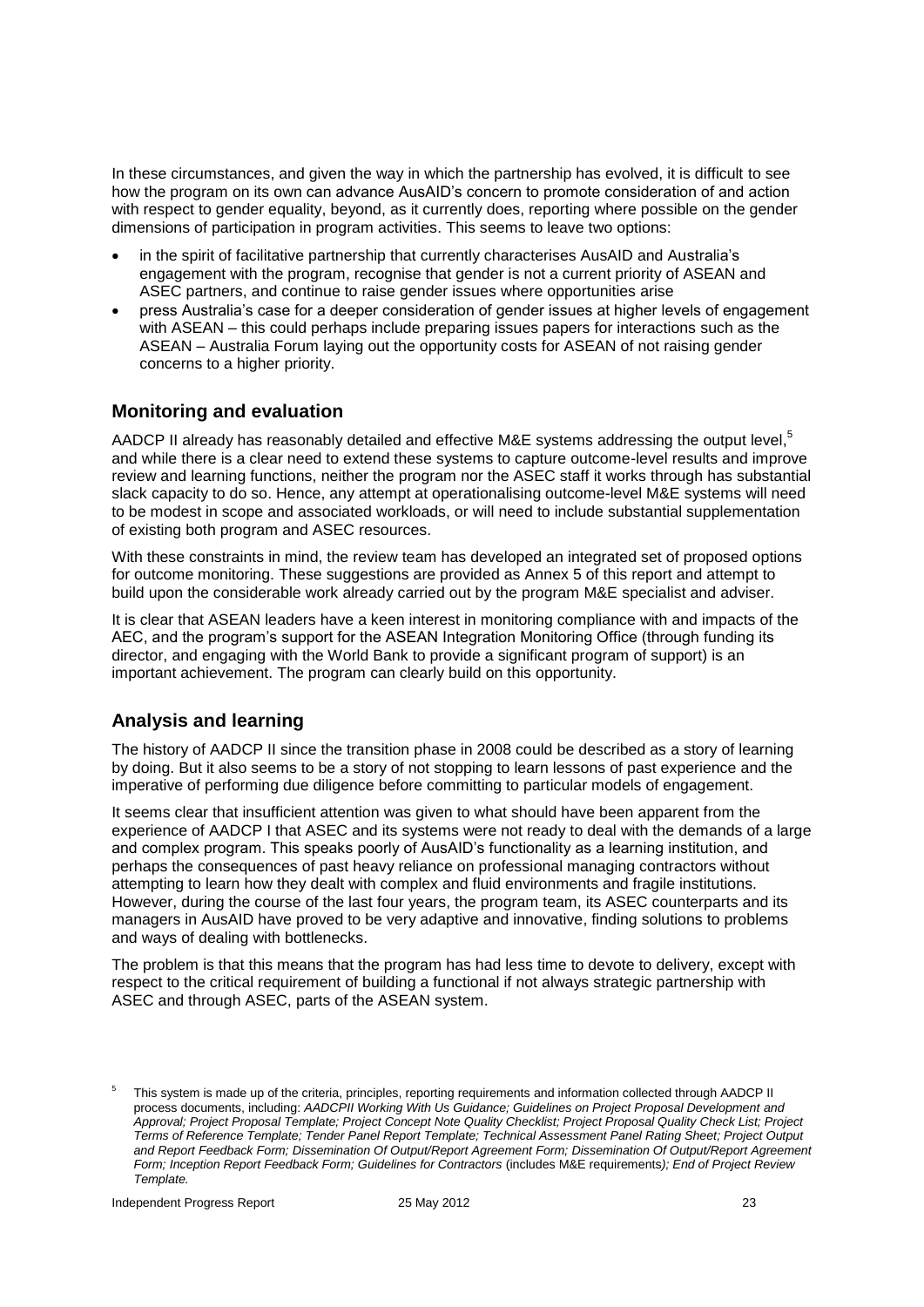In these circumstances, and given the way in which the partnership has evolved, it is difficult to see how the program on its own can advance AusAID's concern to promote consideration of and action with respect to gender equality, beyond, as it currently does, reporting where possible on the gender dimensions of participation in program activities. This seems to leave two options:

- in the spirit of facilitative partnership that currently characterises AusAID and Australia's engagement with the program, recognise that gender is not a current priority of ASEAN and ASEC partners, and continue to raise gender issues where opportunities arise
- press Australia's case for a deeper consideration of gender issues at higher levels of engagement with ASEAN – this could perhaps include preparing issues papers for interactions such as the ASEAN – Australia Forum laying out the opportunity costs for ASEAN of not raising gender concerns to a higher priority.

## Monitoring and evaluation

AADCP II already has reasonably detailed and effective M&E systems addressing the output level,[5] and while there is a clear need to extend these systems to capture outcome-level results and improve review and learning functions, neither the program nor the ASEC staff it works through has substantial slack capacity to do so. Hence, any attempt at operationalising outcome-level M&E systems will need to be modest in scope and associated workloads, or will need to include substantial supplementation of existing both program and ASEC resources.

With these constraints in mind, the review team has developed an integrated set of proposed options for outcome monitoring. These suggestions are provided as Annex 5 of this report and attempt to build upon the considerable work already carried out by the program M&E specialist and adviser.

It is clear that ASEAN leaders have a keen interest in monitoring compliance with and impacts of the AEC, and the program's support for the ASEAN Integration Monitoring Office (through funding its director, and engaging with the World Bank to provide a significant program of support) is an important achievement. The program can clearly build on this opportunity.

## Analysis and learning

The history of AADCP II since the transition phase in 2008 could be described as a story of learning by doing. But it also seems to be a story of not stopping to learn lessons of past experience and the imperative of performing due diligence before committing to particular models of engagement.

It seems clear that insufficient attention was given to what should have been apparent from the experience of AADCP I that ASEC and its systems were not ready to deal with the demands of a large and complex program. This speaks poorly of AusAID's functionality as a learning institution, and perhaps the consequences of past heavy reliance on professional managing contractors without attempting to learn how they dealt with complex and fluid environments and fragile institutions. However, during the course of the last four years, the program team, its ASEC counterparts and its managers in AusAID have proved to be very adaptive and innovative, finding solutions to problems and ways of dealing with bottlenecks.

The problem is that this means that the program has had less time to devote to delivery, except with respect to the critical requirement of building a functional if not always strategic partnership with ASEC and through ASEC, parts of the ASEAN system.

[5] This system is made up of the criteria, principles, reporting requirements and information collected through AADCP II process documents, including: *AADCPII Working With Us Guidance; Guidelines on Project Proposal Development and Approval; Project Proposal Template; Project Concept Note Quality Checklist; Project Proposal Quality Check List; Project Terms of Reference Template; Tender Panel Report Template; Technical Assessment Panel Rating Sheet; Project Output and Report Feedback Form; Dissemination Of Output/Report Agreement Form; Dissemination Of Output/Report Agreement Form; Inception Report Feedback Form; Guidelines for Contractors* (includes M&E requirements*); End of Project Review Template.*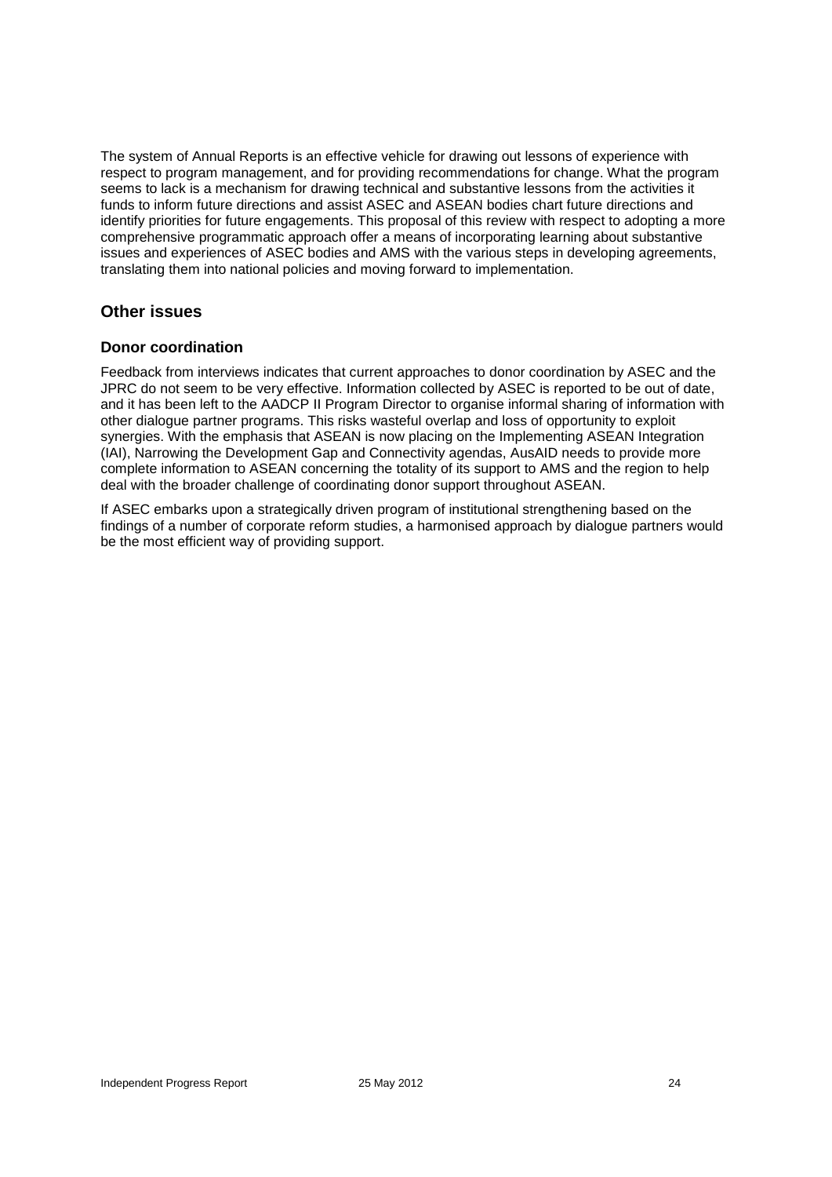The system of Annual Reports is an effective vehicle for drawing out lessons of experience with respect to program management, and for providing recommendations for change. What the program seems to lack is a mechanism for drawing technical and substantive lessons from the activities it funds to inform future directions and assist ASEC and ASEAN bodies chart future directions and identify priorities for future engagements. This proposal of this review with respect to adopting a more comprehensive programmatic approach offer a means of incorporating learning about substantive issues and experiences of ASEC bodies and AMS with the various steps in developing agreements, translating them into national policies and moving forward to implementation.

## Other issues

### Donor coordination

Feedback from interviews indicates that current approaches to donor coordination by ASEC and the JPRC do not seem to be very effective. Information collected by ASEC is reported to be out of date, and it has been left to the AADCP II Program Director to organise informal sharing of information with other dialogue partner programs. This risks wasteful overlap and loss of opportunity to exploit synergies. With the emphasis that ASEAN is now placing on the Implementing ASEAN Integration (IAI), Narrowing the Development Gap and Connectivity agendas, AusAID needs to provide more complete information to ASEAN concerning the totality of its support to AMS and the region to help deal with the broader challenge of coordinating donor support throughout ASEAN.

If ASEC embarks upon a strategically driven program of institutional strengthening based on the findings of a number of corporate reform studies, a harmonised approach by dialogue partners would be the most efficient way of providing support.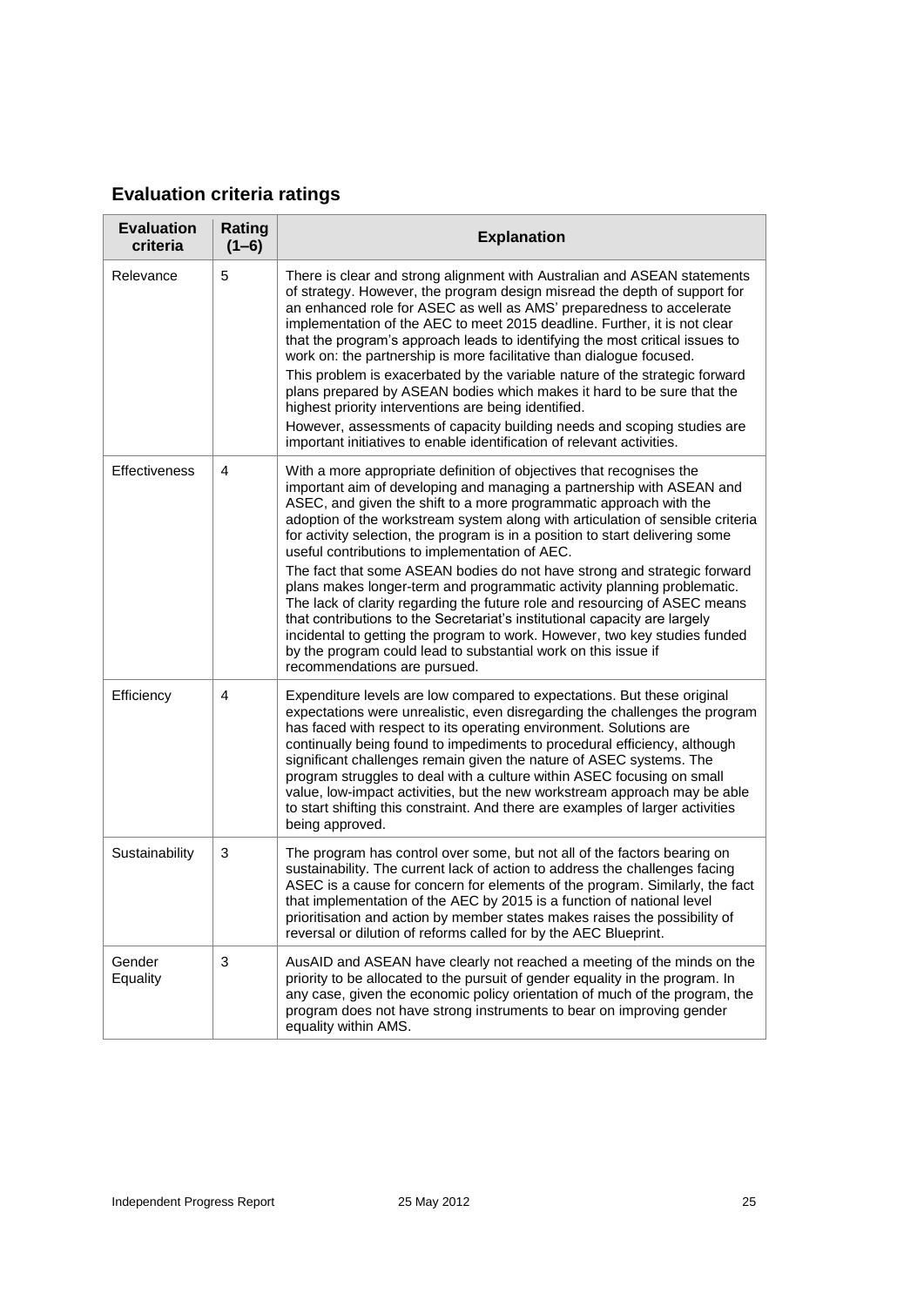## Evaluation criteria ratings

| Evaluation criteria | Rating (1–6) | Explanation |
|---|---|---|
| Relevance | 5 | There is clear and strong alignment with Australian and ASEAN statements of strategy. However, the program design misread the depth of support for an enhanced role for ASEC as well as AMS' preparedness to accelerate implementation of the AEC to meet 2015 deadline. Further, it is not clear that the program's approach leads to identifying the most critical issues to work on: the partnership is more facilitative than dialogue focused. This problem is exacerbated by the variable nature of the strategic forward plans prepared by ASEAN bodies which makes it hard to be sure that the highest priority interventions are being identified. However, assessments of capacity building needs and scoping studies are important initiatives to enable identification of relevant activities. |
| Effectiveness | 4 | With a more appropriate definition of objectives that recognises the important aim of developing and managing a partnership with ASEAN and ASEC, and given the shift to a more programmatic approach with the adoption of the workstream system along with articulation of sensible criteria for activity selection, the program is in a position to start delivering some useful contributions to implementation of AEC. The fact that some ASEAN bodies do not have strong and strategic forward plans makes longer-term and programmatic activity planning problematic. The lack of clarity regarding the future role and resourcing of ASEC means that contributions to the Secretariat's institutional capacity are largely incidental to getting the program to work. However, two key studies funded by the program could lead to substantial work on this issue if recommendations are pursued. |
| Efficiency | 4 | Expenditure levels are low compared to expectations. But these original expectations were unrealistic, even disregarding the challenges the program has faced with respect to its operating environment. Solutions are continually being found to impediments to procedural efficiency, although significant challenges remain given the nature of ASEC systems. The program struggles to deal with a culture within ASEC focusing on small value, low-impact activities, but the new workstream approach may be able to start shifting this constraint. And there are examples of larger activities being approved. |
| Sustainability | 3 | The program has control over some, but not all of the factors bearing on sustainability. The current lack of action to address the challenges facing ASEC is a cause for concern for elements of the program. Similarly, the fact that implementation of the AEC by 2015 is a function of national level prioritisation and action by member states makes raises the possibility of reversal or dilution of reforms called for by the AEC Blueprint. |
| Gender Equality | 3 | AusAID and ASEAN have clearly not reached a meeting of the minds on the priority to be allocated to the pursuit of gender equality in the program. In any case, given the economic policy orientation of much of the program, the program does not have strong instruments to bear on improving gender equality within AMS. |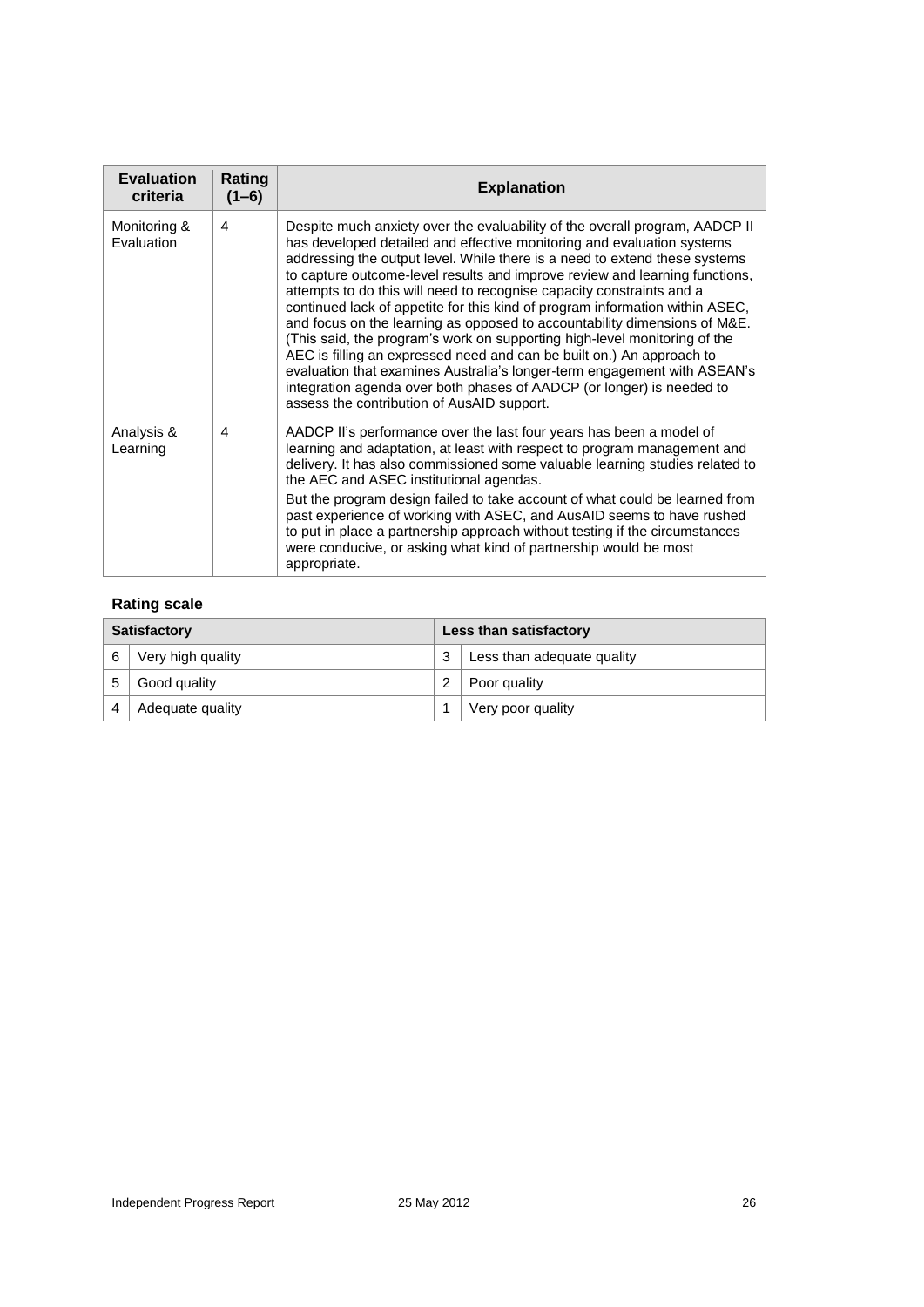| Evaluation criteria | Rating (1–6) | Explanation |
|---|---|---|
| Monitoring & Evaluation | 4 | Despite much anxiety over the evaluability of the overall program, AADCP II has developed detailed and effective monitoring and evaluation systems addressing the output level. While there is a need to extend these systems to capture outcome-level results and improve review and learning functions, attempts to do this will need to recognise capacity constraints and a continued lack of appetite for this kind of program information within ASEC, and focus on the learning as opposed to accountability dimensions of M&E. (This said, the program's work on supporting high-level monitoring of the AEC is filling an expressed need and can be built on.) An approach to evaluation that examines Australia's longer-term engagement with ASEAN's integration agenda over both phases of AADCP (or longer) is needed to assess the contribution of AusAID support. |
| Analysis & Learning | 4 | AADCP II's performance over the last four years has been a model of learning and adaptation, at least with respect to program management and delivery. It has also commissioned some valuable learning studies related to the AEC and ASEC institutional agendas.<br><br>But the program design failed to take account of what could be learned from past experience of working with ASEC, and AusAID seems to have rushed to put in place a partnership approach without testing if the circumstances were conducive, or asking what kind of partnership would be most appropriate. |

**Rating scale**

| Satisfactory | | Less than satisfactory | |
|---|---|---|---|
| 6 | Very high quality | 3 | Less than adequate quality |
| 5 | Good quality | 2 | Poor quality |
| 4 | Adequate quality | 1 | Very poor quality |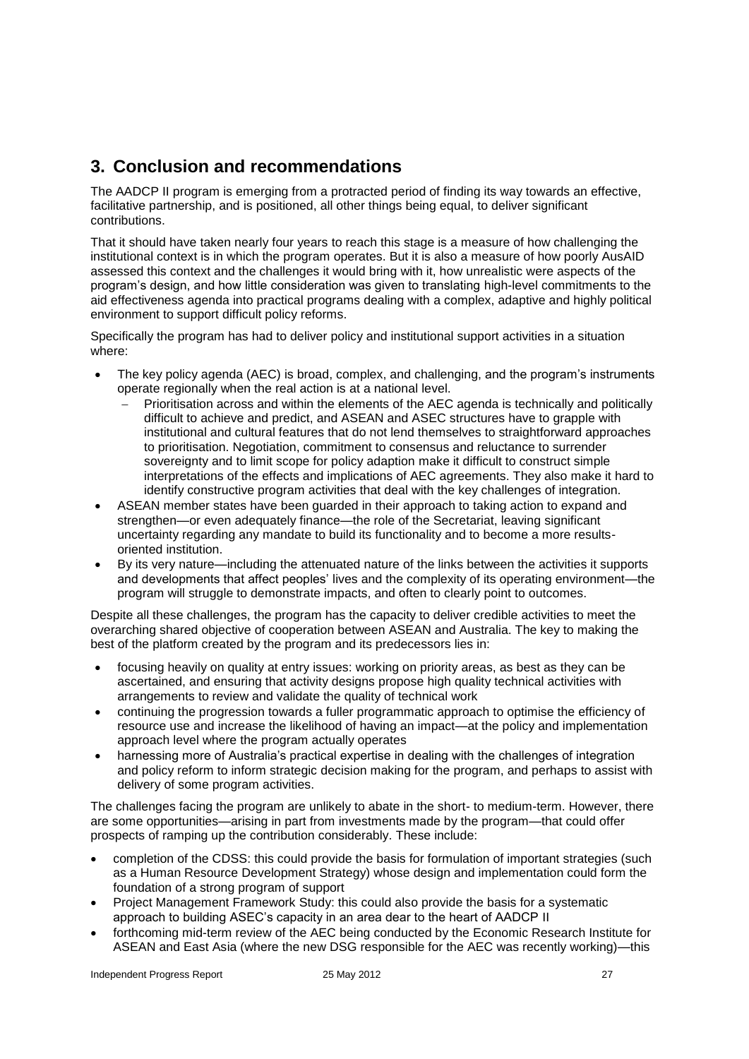## 3. Conclusion and recommendations

The AADCP II program is emerging from a protracted period of finding its way towards an effective, facilitative partnership, and is positioned, all other things being equal, to deliver significant contributions.

That it should have taken nearly four years to reach this stage is a measure of how challenging the institutional context is in which the program operates. But it is also a measure of how poorly AusAID assessed this context and the challenges it would bring with it, how unrealistic were aspects of the program's design, and how little consideration was given to translating high-level commitments to the aid effectiveness agenda into practical programs dealing with a complex, adaptive and highly political environment to support difficult policy reforms.

Specifically the program has had to deliver policy and institutional support activities in a situation where:

- The key policy agenda (AEC) is broad, complex, and challenging, and the program's instruments operate regionally when the real action is at a national level.
  - Prioritisation across and within the elements of the AEC agenda is technically and politically difficult to achieve and predict, and ASEAN and ASEC structures have to grapple with institutional and cultural features that do not lend themselves to straightforward approaches to prioritisation. Negotiation, commitment to consensus and reluctance to surrender sovereignty and to limit scope for policy adaption make it difficult to construct simple interpretations of the effects and implications of AEC agreements. They also make it hard to identify constructive program activities that deal with the key challenges of integration.
- ASEAN member states have been guarded in their approach to taking action to expand and strengthen—or even adequately finance—the role of the Secretariat, leaving significant uncertainty regarding any mandate to build its functionality and to become a more results-oriented institution.
- By its very nature—including the attenuated nature of the links between the activities it supports and developments that affect peoples' lives and the complexity of its operating environment—the program will struggle to demonstrate impacts, and often to clearly point to outcomes.

Despite all these challenges, the program has the capacity to deliver credible activities to meet the overarching shared objective of cooperation between ASEAN and Australia. The key to making the best of the platform created by the program and its predecessors lies in:

- focusing heavily on quality at entry issues: working on priority areas, as best as they can be ascertained, and ensuring that activity designs propose high quality technical activities with arrangements to review and validate the quality of technical work
- continuing the progression towards a fuller programmatic approach to optimise the efficiency of resource use and increase the likelihood of having an impact—at the policy and implementation approach level where the program actually operates
- harnessing more of Australia's practical expertise in dealing with the challenges of integration and policy reform to inform strategic decision making for the program, and perhaps to assist with delivery of some program activities.

The challenges facing the program are unlikely to abate in the short- to medium-term. However, there are some opportunities—arising in part from investments made by the program—that could offer prospects of ramping up the contribution considerably. These include:

- completion of the CDSS: this could provide the basis for formulation of important strategies (such as a Human Resource Development Strategy) whose design and implementation could form the foundation of a strong program of support
- Project Management Framework Study: this could also provide the basis for a systematic approach to building ASEC's capacity in an area dear to the heart of AADCP II
- forthcoming mid-term review of the AEC being conducted by the Economic Research Institute for ASEAN and East Asia (where the new DSG responsible for the AEC was recently working)—this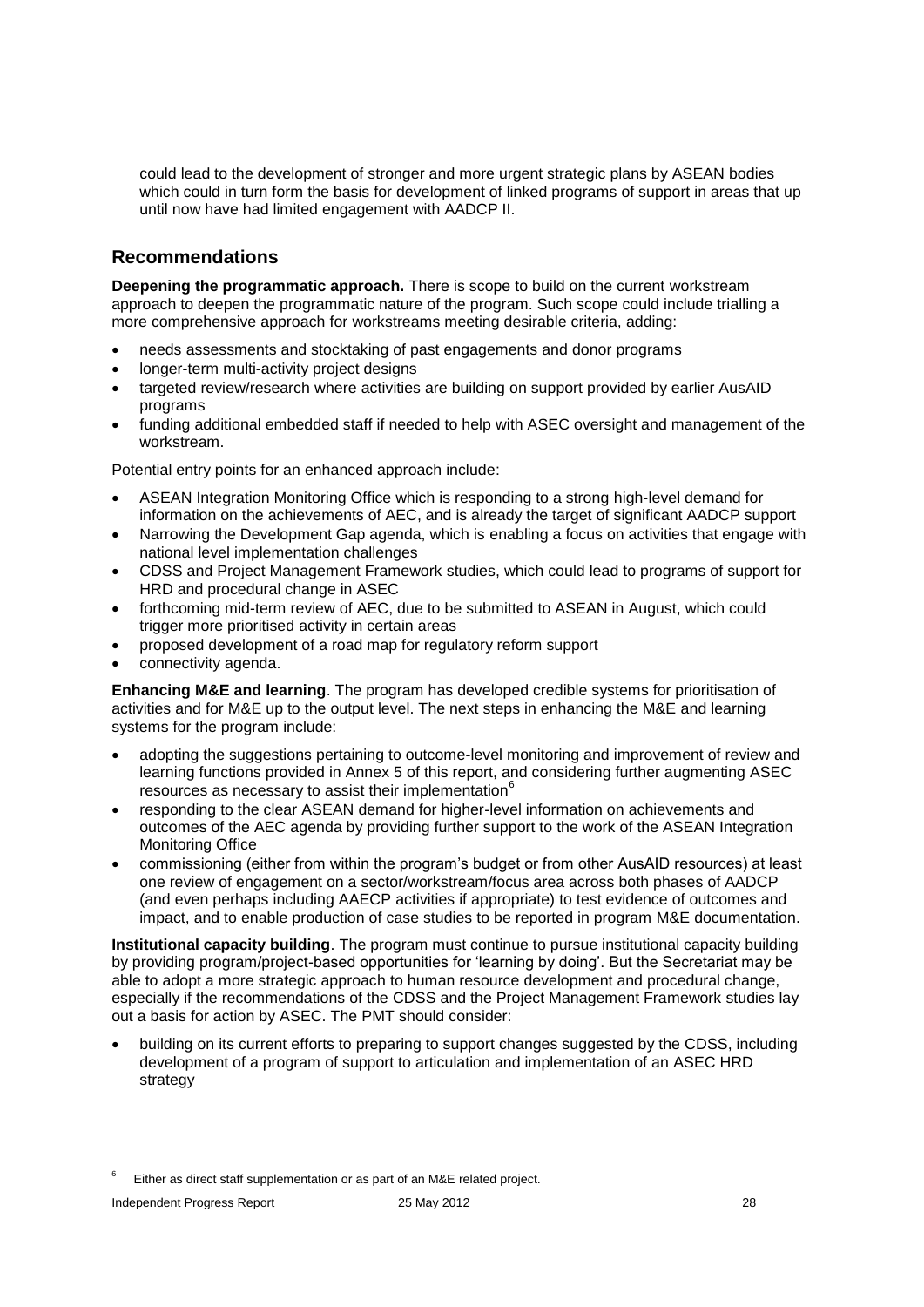could lead to the development of stronger and more urgent strategic plans by ASEAN bodies which could in turn form the basis for development of linked programs of support in areas that up until now have had limited engagement with AADCP II.

## Recommendations

**Deepening the programmatic approach.** There is scope to build on the current workstream approach to deepen the programmatic nature of the program. Such scope could include trialling a more comprehensive approach for workstreams meeting desirable criteria, adding:

- needs assessments and stocktaking of past engagements and donor programs
- longer-term multi-activity project designs
- targeted review/research where activities are building on support provided by earlier AusAID programs
- funding additional embedded staff if needed to help with ASEC oversight and management of the workstream.

Potential entry points for an enhanced approach include:

- ASEAN Integration Monitoring Office which is responding to a strong high-level demand for information on the achievements of AEC, and is already the target of significant AADCP support
- Narrowing the Development Gap agenda, which is enabling a focus on activities that engage with national level implementation challenges
- CDSS and Project Management Framework studies, which could lead to programs of support for HRD and procedural change in ASEC
- forthcoming mid-term review of AEC, due to be submitted to ASEAN in August, which could trigger more prioritised activity in certain areas
- proposed development of a road map for regulatory reform support
- connectivity agenda.

**Enhancing M&E and learning**. The program has developed credible systems for prioritisation of activities and for M&E up to the output level. The next steps in enhancing the M&E and learning systems for the program include:

- adopting the suggestions pertaining to outcome-level monitoring and improvement of review and learning functions provided in Annex 5 of this report, and considering further augmenting ASEC resources as necessary to assist their implementation[6]
- responding to the clear ASEAN demand for higher-level information on achievements and outcomes of the AEC agenda by providing further support to the work of the ASEAN Integration Monitoring Office
- commissioning (either from within the program's budget or from other AusAID resources) at least one review of engagement on a sector/workstream/focus area across both phases of AADCP (and even perhaps including AAECP activities if appropriate) to test evidence of outcomes and impact, and to enable production of case studies to be reported in program M&E documentation.

**Institutional capacity building**. The program must continue to pursue institutional capacity building by providing program/project-based opportunities for 'learning by doing'. But the Secretariat may be able to adopt a more strategic approach to human resource development and procedural change, especially if the recommendations of the CDSS and the Project Management Framework studies lay out a basis for action by ASEC. The PMT should consider:

- building on its current efforts to preparing to support changes suggested by the CDSS, including development of a program of support to articulation and implementation of an ASEC HRD strategy

[6] Either as direct staff supplementation or as part of an M&E related project.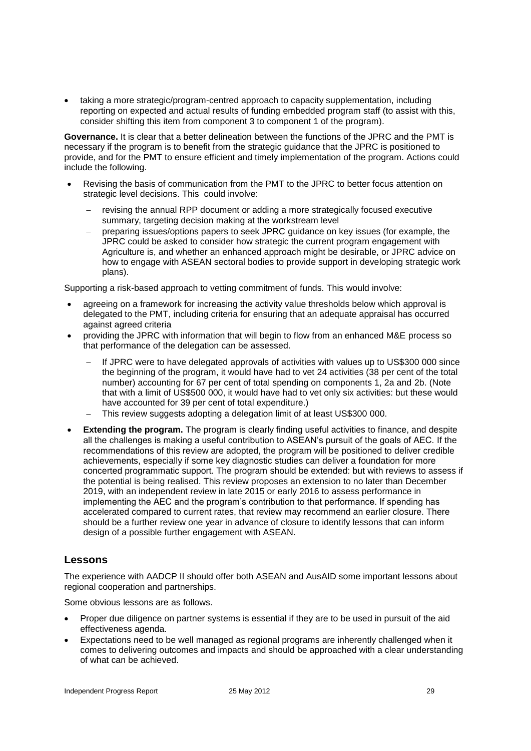- taking a more strategic/program-centred approach to capacity supplementation, including reporting on expected and actual results of funding embedded program staff (to assist with this, consider shifting this item from component 3 to component 1 of the program).

**Governance.** It is clear that a better delineation between the functions of the JPRC and the PMT is necessary if the program is to benefit from the strategic guidance that the JPRC is positioned to provide, and for the PMT to ensure efficient and timely implementation of the program. Actions could include the following.

- Revising the basis of communication from the PMT to the JPRC to better focus attention on strategic level decisions. This could involve:
  - revising the annual RPP document or adding a more strategically focused executive summary, targeting decision making at the workstream level
  - preparing issues/options papers to seek JPRC guidance on key issues (for example, the JPRC could be asked to consider how strategic the current program engagement with Agriculture is, and whether an enhanced approach might be desirable, or JPRC advice on how to engage with ASEAN sectoral bodies to provide support in developing strategic work plans).

Supporting a risk-based approach to vetting commitment of funds. This would involve:

- agreeing on a framework for increasing the activity value thresholds below which approval is delegated to the PMT, including criteria for ensuring that an adequate appraisal has occurred against agreed criteria
- providing the JPRC with information that will begin to flow from an enhanced M&E process so that performance of the delegation can be assessed.
  - If JPRC were to have delegated approvals of activities with values up to US$300 000 since the beginning of the program, it would have had to vet 24 activities (38 per cent of the total number) accounting for 67 per cent of total spending on components 1, 2a and 2b. (Note that with a limit of US$500 000, it would have had to vet only six activities: but these would have accounted for 39 per cent of total expenditure.)
  - This review suggests adopting a delegation limit of at least US$300 000.
- **Extending the program.** The program is clearly finding useful activities to finance, and despite all the challenges is making a useful contribution to ASEAN's pursuit of the goals of AEC. If the recommendations of this review are adopted, the program will be positioned to deliver credible achievements, especially if some key diagnostic studies can deliver a foundation for more concerted programmatic support. The program should be extended: but with reviews to assess if the potential is being realised. This review proposes an extension to no later than December 2019, with an independent review in late 2015 or early 2016 to assess performance in implementing the AEC and the program's contribution to that performance. If spending has accelerated compared to current rates, that review may recommend an earlier closure. There should be a further review one year in advance of closure to identify lessons that can inform design of a possible further engagement with ASEAN.

## Lessons

The experience with AADCP II should offer both ASEAN and AusAID some important lessons about regional cooperation and partnerships.

Some obvious lessons are as follows.

- Proper due diligence on partner systems is essential if they are to be used in pursuit of the aid effectiveness agenda.
- Expectations need to be well managed as regional programs are inherently challenged when it comes to delivering outcomes and impacts and should be approached with a clear understanding of what can be achieved.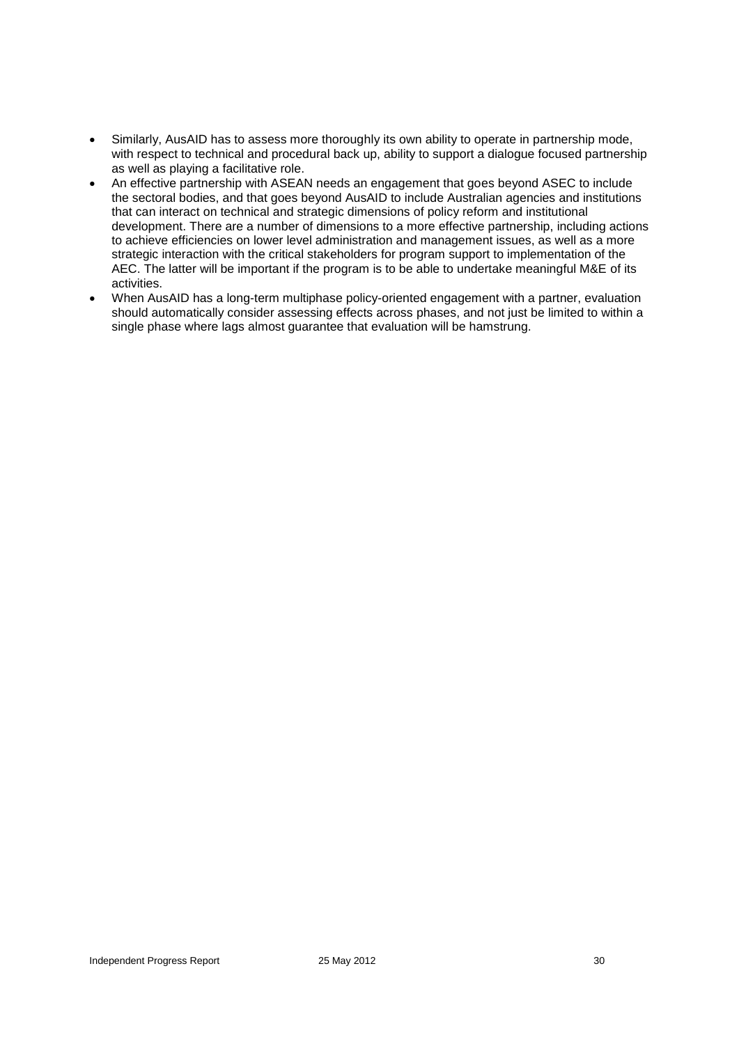- Similarly, AusAID has to assess more thoroughly its own ability to operate in partnership mode, with respect to technical and procedural back up, ability to support a dialogue focused partnership as well as playing a facilitative role.
- An effective partnership with ASEAN needs an engagement that goes beyond ASEC to include the sectoral bodies, and that goes beyond AusAID to include Australian agencies and institutions that can interact on technical and strategic dimensions of policy reform and institutional development. There are a number of dimensions to a more effective partnership, including actions to achieve efficiencies on lower level administration and management issues, as well as a more strategic interaction with the critical stakeholders for program support to implementation of the AEC. The latter will be important if the program is to be able to undertake meaningful M&E of its activities.
- When AusAID has a long-term multiphase policy-oriented engagement with a partner, evaluation should automatically consider assessing effects across phases, and not just be limited to within a single phase where lags almost guarantee that evaluation will be hamstrung.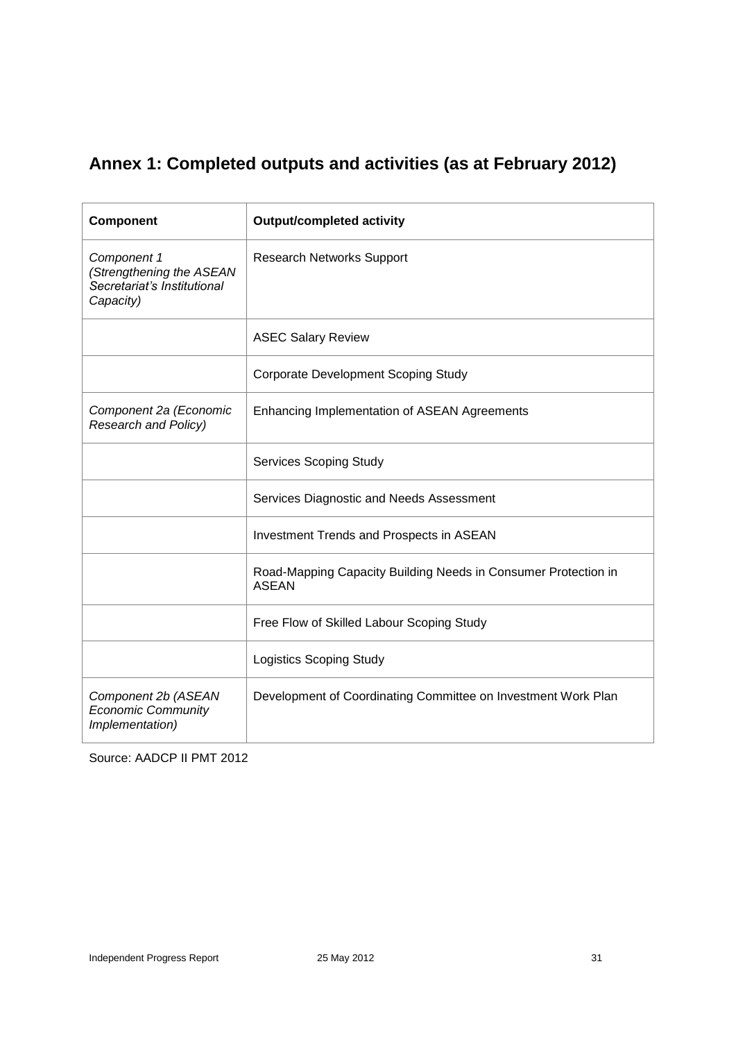## Annex 1: Completed outputs and activities (as at February 2012)

| Component | Output/completed activity |
|---|---|
| *Component 1 (Strengthening the ASEAN Secretariat's Institutional Capacity)* | Research Networks Support |
| | ASEC Salary Review |
| | Corporate Development Scoping Study |
| *Component 2a (Economic Research and Policy)* | Enhancing Implementation of ASEAN Agreements |
| | Services Scoping Study |
| | Services Diagnostic and Needs Assessment |
| | Investment Trends and Prospects in ASEAN |
| | Road-Mapping Capacity Building Needs in Consumer Protection in ASEAN |
| | Free Flow of Skilled Labour Scoping Study |
| | Logistics Scoping Study |
| *Component 2b (ASEAN Economic Community Implementation)* | Development of Coordinating Committee on Investment Work Plan |

Source: AADCP II PMT 2012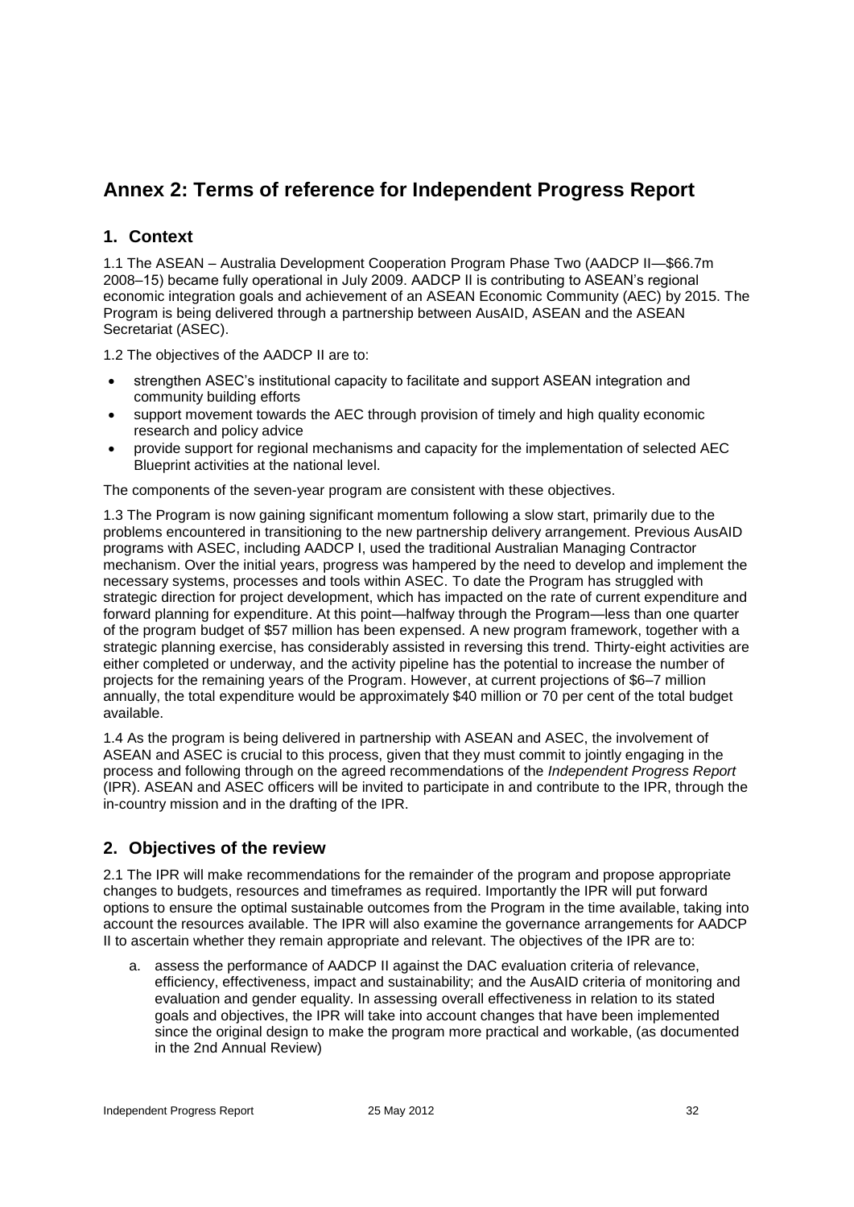# Annex 2: Terms of reference for Independent Progress Report

## 1. Context

1.1 The ASEAN – Australia Development Cooperation Program Phase Two (AADCP II—\$66.7m 2008–15) became fully operational in July 2009. AADCP II is contributing to ASEAN's regional economic integration goals and achievement of an ASEAN Economic Community (AEC) by 2015. The Program is being delivered through a partnership between AusAID, ASEAN and the ASEAN Secretariat (ASEC).

1.2 The objectives of the AADCP II are to:

- strengthen ASEC's institutional capacity to facilitate and support ASEAN integration and community building efforts
- support movement towards the AEC through provision of timely and high quality economic research and policy advice
- provide support for regional mechanisms and capacity for the implementation of selected AEC Blueprint activities at the national level.

The components of the seven-year program are consistent with these objectives.

1.3 The Program is now gaining significant momentum following a slow start, primarily due to the problems encountered in transitioning to the new partnership delivery arrangement. Previous AusAID programs with ASEC, including AADCP I, used the traditional Australian Managing Contractor mechanism. Over the initial years, progress was hampered by the need to develop and implement the necessary systems, processes and tools within ASEC. To date the Program has struggled with strategic direction for project development, which has impacted on the rate of current expenditure and forward planning for expenditure. At this point—halfway through the Program—less than one quarter of the program budget of \$57 million has been expensed. A new program framework, together with a strategic planning exercise, has considerably assisted in reversing this trend. Thirty-eight activities are either completed or underway, and the activity pipeline has the potential to increase the number of projects for the remaining years of the Program. However, at current projections of \$6–7 million annually, the total expenditure would be approximately \$40 million or 70 per cent of the total budget available.

1.4 As the program is being delivered in partnership with ASEAN and ASEC, the involvement of ASEAN and ASEC is crucial to this process, given that they must commit to jointly engaging in the process and following through on the agreed recommendations of the *Independent Progress Report* (IPR). ASEAN and ASEC officers will be invited to participate in and contribute to the IPR, through the in-country mission and in the drafting of the IPR.

## 2. Objectives of the review

2.1 The IPR will make recommendations for the remainder of the program and propose appropriate changes to budgets, resources and timeframes as required. Importantly the IPR will put forward options to ensure the optimal sustainable outcomes from the Program in the time available, taking into account the resources available. The IPR will also examine the governance arrangements for AADCP II to ascertain whether they remain appropriate and relevant. The objectives of the IPR are to:

a. assess the performance of AADCP II against the DAC evaluation criteria of relevance, efficiency, effectiveness, impact and sustainability; and the AusAID criteria of monitoring and evaluation and gender equality. In assessing overall effectiveness in relation to its stated goals and objectives, the IPR will take into account changes that have been implemented since the original design to make the program more practical and workable, (as documented in the 2nd Annual Review)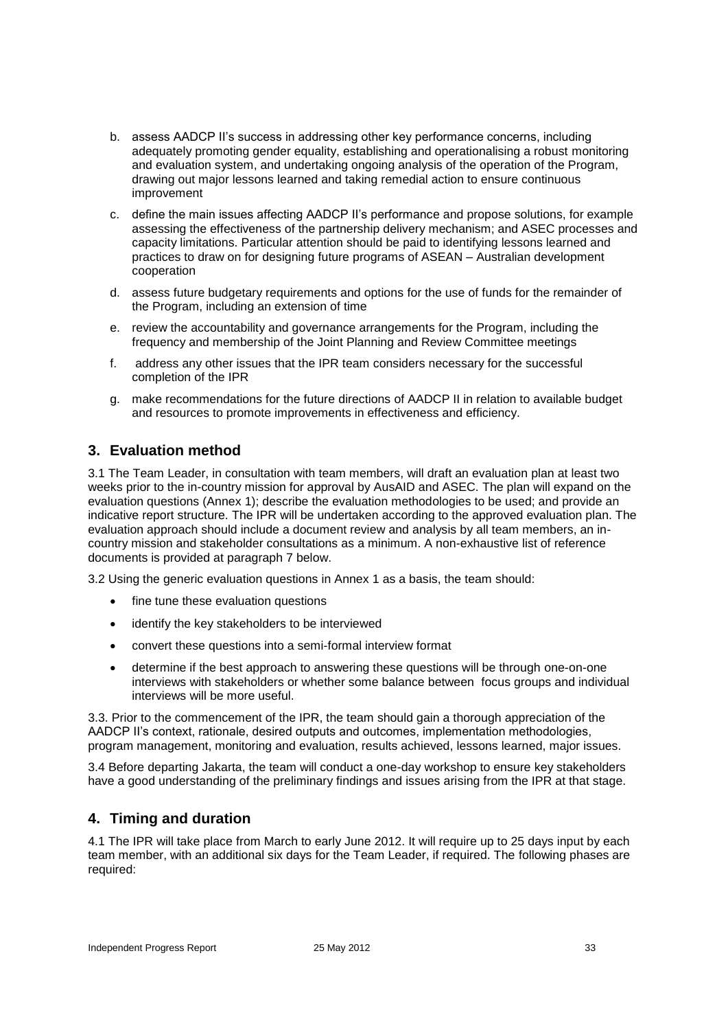b. assess AADCP II's success in addressing other key performance concerns, including adequately promoting gender equality, establishing and operationalising a robust monitoring and evaluation system, and undertaking ongoing analysis of the operation of the Program, drawing out major lessons learned and taking remedial action to ensure continuous improvement

c. define the main issues affecting AADCP II's performance and propose solutions, for example assessing the effectiveness of the partnership delivery mechanism; and ASEC processes and capacity limitations. Particular attention should be paid to identifying lessons learned and practices to draw on for designing future programs of ASEAN – Australian development cooperation

d. assess future budgetary requirements and options for the use of funds for the remainder of the Program, including an extension of time

e. review the accountability and governance arrangements for the Program, including the frequency and membership of the Joint Planning and Review Committee meetings

f. address any other issues that the IPR team considers necessary for the successful completion of the IPR

g. make recommendations for the future directions of AADCP II in relation to available budget and resources to promote improvements in effectiveness and efficiency.

## 3. Evaluation method

3.1 The Team Leader, in consultation with team members, will draft an evaluation plan at least two weeks prior to the in-country mission for approval by AusAID and ASEC. The plan will expand on the evaluation questions (Annex 1); describe the evaluation methodologies to be used; and provide an indicative report structure. The IPR will be undertaken according to the approved evaluation plan. The evaluation approach should include a document review and analysis by all team members, an in-country mission and stakeholder consultations as a minimum. A non-exhaustive list of reference documents is provided at paragraph 7 below.

3.2 Using the generic evaluation questions in Annex 1 as a basis, the team should:

- fine tune these evaluation questions
- identify the key stakeholders to be interviewed
- convert these questions into a semi-formal interview format
- determine if the best approach to answering these questions will be through one-on-one interviews with stakeholders or whether some balance between focus groups and individual interviews will be more useful.

3.3. Prior to the commencement of the IPR, the team should gain a thorough appreciation of the AADCP II's context, rationale, desired outputs and outcomes, implementation methodologies, program management, monitoring and evaluation, results achieved, lessons learned, major issues.

3.4 Before departing Jakarta, the team will conduct a one-day workshop to ensure key stakeholders have a good understanding of the preliminary findings and issues arising from the IPR at that stage.

## 4. Timing and duration

4.1 The IPR will take place from March to early June 2012. It will require up to 25 days input by each team member, with an additional six days for the Team Leader, if required. The following phases are required: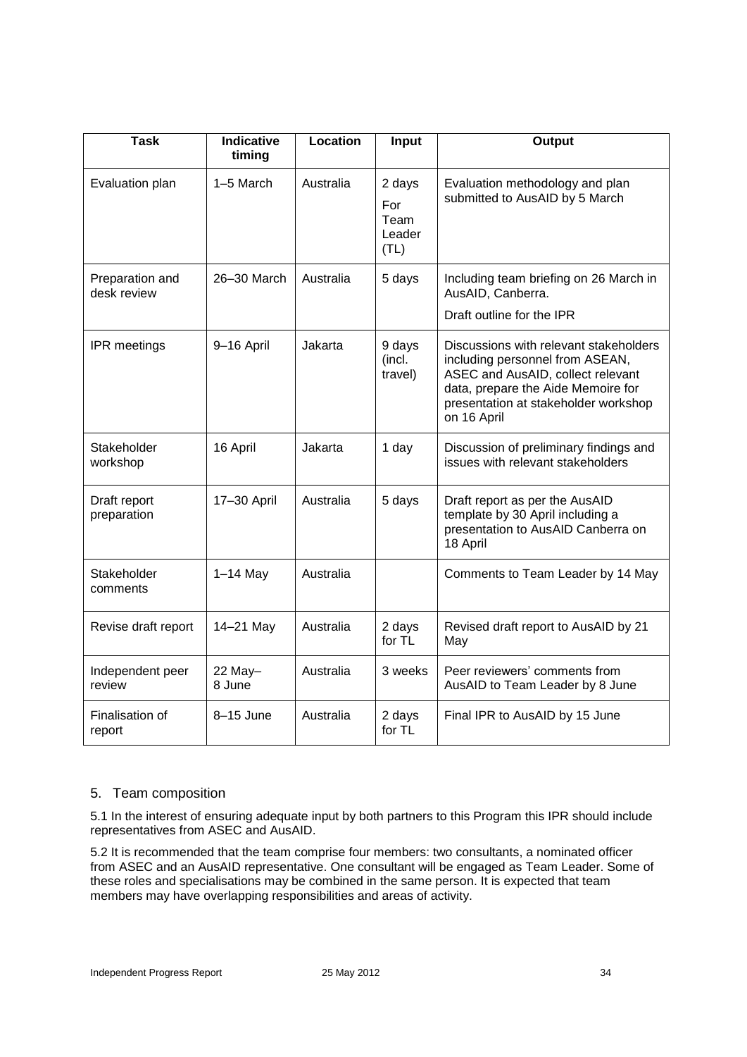| Task | Indicative timing | Location | Input | Output |
|---|---|---|---|---|
| Evaluation plan | 1–5 March | Australia | 2 days For Team Leader (TL) | Evaluation methodology and plan submitted to AusAID by 5 March |
| Preparation and desk review | 26–30 March | Australia | 5 days | Including team briefing on 26 March in AusAID, Canberra. Draft outline for the IPR |
| IPR meetings | 9–16 April | Jakarta | 9 days (incl. travel) | Discussions with relevant stakeholders including personnel from ASEAN, ASEC and AusAID, collect relevant data, prepare the Aide Memoire for presentation at stakeholder workshop on 16 April |
| Stakeholder workshop | 16 April | Jakarta | 1 day | Discussion of preliminary findings and issues with relevant stakeholders |
| Draft report preparation | 17–30 April | Australia | 5 days | Draft report as per the AusAID template by 30 April including a presentation to AusAID Canberra on 18 April |
| Stakeholder comments | 1–14 May | Australia | | Comments to Team Leader by 14 May |
| Revise draft report | 14–21 May | Australia | 2 days for TL | Revised draft report to AusAID by 21 May |
| Independent peer review | 22 May–8 June | Australia | 3 weeks | Peer reviewers' comments from AusAID to Team Leader by 8 June |
| Finalisation of report | 8–15 June | Australia | 2 days for TL | Final IPR to AusAID by 15 June |

## 5. Team composition

5.1 In the interest of ensuring adequate input by both partners to this Program this IPR should include representatives from ASEC and AusAID.

5.2 It is recommended that the team comprise four members: two consultants, a nominated officer from ASEC and an AusAID representative. One consultant will be engaged as Team Leader. Some of these roles and specialisations may be combined in the same person. It is expected that team members may have overlapping responsibilities and areas of activity.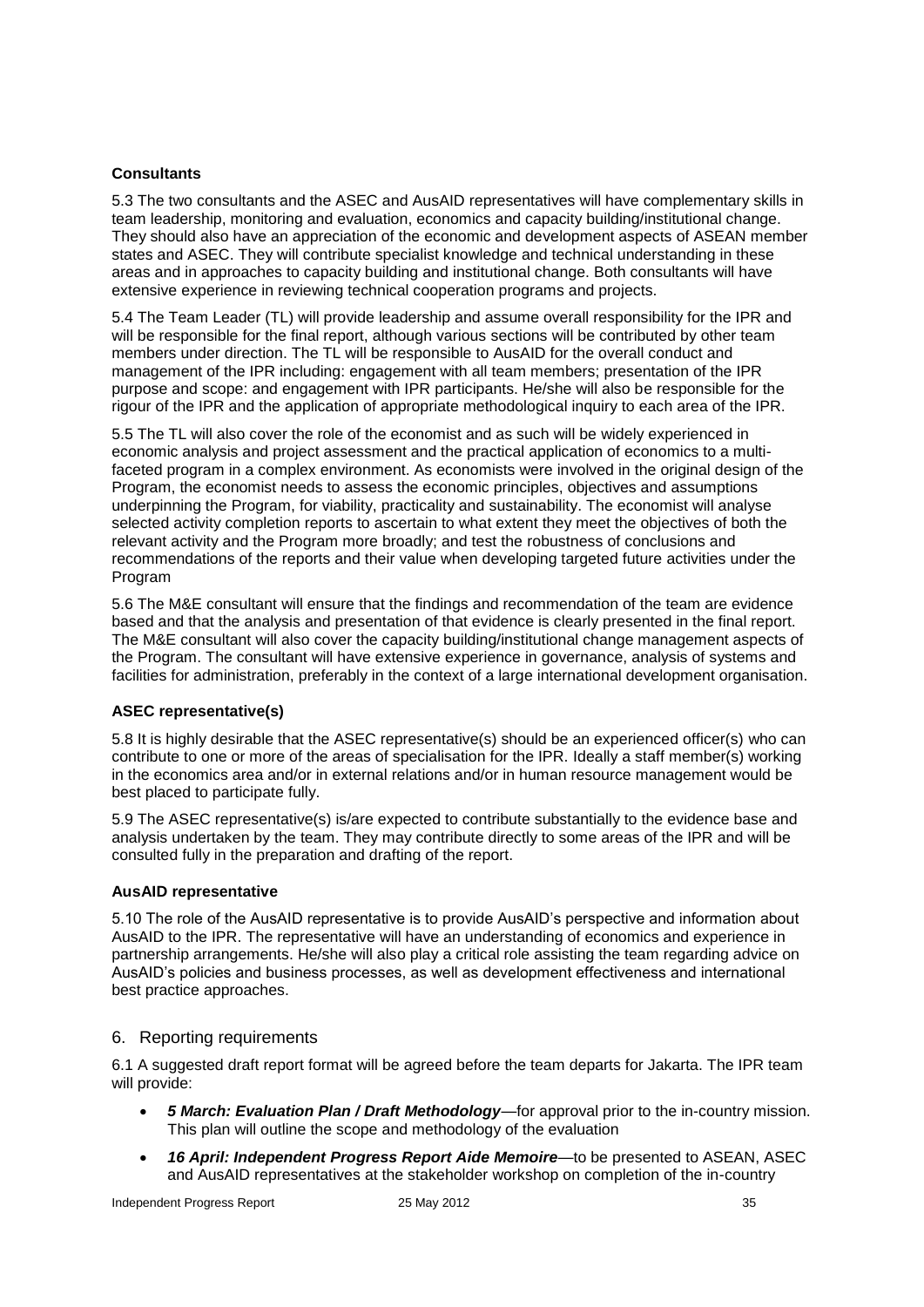**Consultants**

5.3 The two consultants and the ASEC and AusAID representatives will have complementary skills in team leadership, monitoring and evaluation, economics and capacity building/institutional change. They should also have an appreciation of the economic and development aspects of ASEAN member states and ASEC. They will contribute specialist knowledge and technical understanding in these areas and in approaches to capacity building and institutional change. Both consultants will have extensive experience in reviewing technical cooperation programs and projects.

5.4 The Team Leader (TL) will provide leadership and assume overall responsibility for the IPR and will be responsible for the final report, although various sections will be contributed by other team members under direction. The TL will be responsible to AusAID for the overall conduct and management of the IPR including: engagement with all team members; presentation of the IPR purpose and scope: and engagement with IPR participants. He/she will also be responsible for the rigour of the IPR and the application of appropriate methodological inquiry to each area of the IPR.

5.5 The TL will also cover the role of the economist and as such will be widely experienced in economic analysis and project assessment and the practical application of economics to a multi-faceted program in a complex environment. As economists were involved in the original design of the Program, the economist needs to assess the economic principles, objectives and assumptions underpinning the Program, for viability, practicality and sustainability. The economist will analyse selected activity completion reports to ascertain to what extent they meet the objectives of both the relevant activity and the Program more broadly; and test the robustness of conclusions and recommendations of the reports and their value when developing targeted future activities under the Program

5.6 The M&E consultant will ensure that the findings and recommendation of the team are evidence based and that the analysis and presentation of that evidence is clearly presented in the final report. The M&E consultant will also cover the capacity building/institutional change management aspects of the Program. The consultant will have extensive experience in governance, analysis of systems and facilities for administration, preferably in the context of a large international development organisation.

**ASEC representative(s)**

5.8 It is highly desirable that the ASEC representative(s) should be an experienced officer(s) who can contribute to one or more of the areas of specialisation for the IPR. Ideally a staff member(s) working in the economics area and/or in external relations and/or in human resource management would be best placed to participate fully.

5.9 The ASEC representative(s) is/are expected to contribute substantially to the evidence base and analysis undertaken by the team. They may contribute directly to some areas of the IPR and will be consulted fully in the preparation and drafting of the report.

**AusAID representative**

5.10 The role of the AusAID representative is to provide AusAID's perspective and information about AusAID to the IPR. The representative will have an understanding of economics and experience in partnership arrangements. He/she will also play a critical role assisting the team regarding advice on AusAID's policies and business processes, as well as development effectiveness and international best practice approaches.

## 6. Reporting requirements

6.1 A suggested draft report format will be agreed before the team departs for Jakarta. The IPR team will provide:

- ***5 March: Evaluation Plan / Draft Methodology***—for approval prior to the in-country mission. This plan will outline the scope and methodology of the evaluation
- ***16 April: Independent Progress Report Aide Memoire***—to be presented to ASEAN, ASEC and AusAID representatives at the stakeholder workshop on completion of the in-country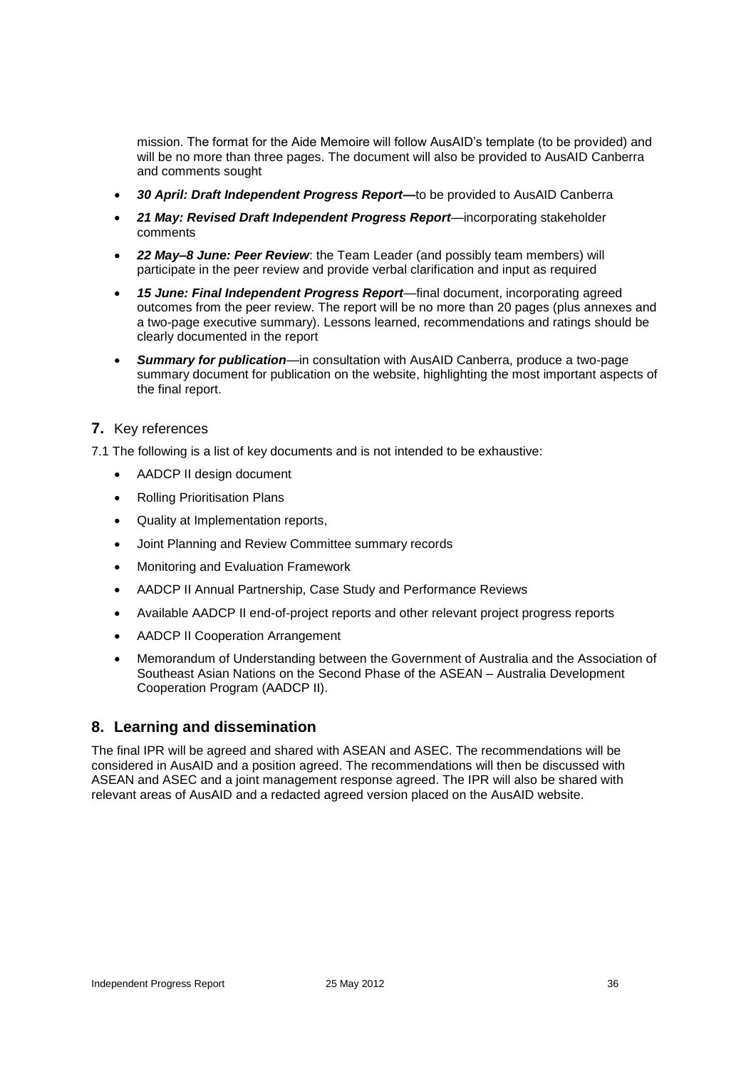mission. The format for the Aide Memoire will follow AusAID's template (to be provided) and will be no more than three pages. The document will also be provided to AusAID Canberra and comments sought

- ***30 April: Draft Independent Progress Report***—to be provided to AusAID Canberra
- ***21 May: Revised Draft Independent Progress Report***—incorporating stakeholder comments
- ***22 May–8 June: Peer Review***: the Team Leader (and possibly team members) will participate in the peer review and provide verbal clarification and input as required
- ***15 June: Final Independent Progress Report***—final document, incorporating agreed outcomes from the peer review. The report will be no more than 20 pages (plus annexes and a two-page executive summary). Lessons learned, recommendations and ratings should be clearly documented in the report
- ***Summary for publication***—in consultation with AusAID Canberra, produce a two-page summary document for publication on the website, highlighting the most important aspects of the final report.

## 7. Key references

7.1 The following is a list of key documents and is not intended to be exhaustive:

- AADCP II design document
- Rolling Prioritisation Plans
- Quality at Implementation reports,
- Joint Planning and Review Committee summary records
- Monitoring and Evaluation Framework
- AADCP II Annual Partnership, Case Study and Performance Reviews
- Available AADCP II end-of-project reports and other relevant project progress reports
- AADCP II Cooperation Arrangement
- Memorandum of Understanding between the Government of Australia and the Association of Southeast Asian Nations on the Second Phase of the ASEAN – Australia Development Cooperation Program (AADCP II).

## 8. Learning and dissemination

The final IPR will be agreed and shared with ASEAN and ASEC. The recommendations will be considered in AusAID and a position agreed. The recommendations will then be discussed with ASEAN and ASEC and a joint management response agreed. The IPR will also be shared with relevant areas of AusAID and a redacted agreed version placed on the AusAID website.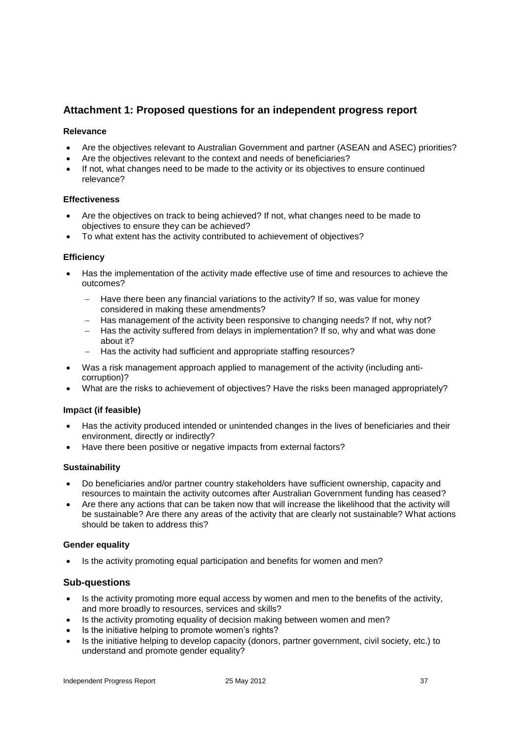## Attachment 1: Proposed questions for an independent progress report

**Relevance**

- Are the objectives relevant to Australian Government and partner (ASEAN and ASEC) priorities?
- Are the objectives relevant to the context and needs of beneficiaries?
- If not, what changes need to be made to the activity or its objectives to ensure continued relevance?

**Effectiveness**

- Are the objectives on track to being achieved? If not, what changes need to be made to objectives to ensure they can be achieved?
- To what extent has the activity contributed to achievement of objectives?

**Efficiency**

- Has the implementation of the activity made effective use of time and resources to achieve the outcomes?
  - Have there been any financial variations to the activity? If so, was value for money considered in making these amendments?
  - Has management of the activity been responsive to changing needs? If not, why not?
  - Has the activity suffered from delays in implementation? If so, why and what was done about it?
  - Has the activity had sufficient and appropriate staffing resources?
- Was a risk management approach applied to management of the activity (including anti-corruption)?
- What are the risks to achievement of objectives? Have the risks been managed appropriately?

**Impact (if feasible)**

- Has the activity produced intended or unintended changes in the lives of beneficiaries and their environment, directly or indirectly?
- Have there been positive or negative impacts from external factors?

**Sustainability**

- Do beneficiaries and/or partner country stakeholders have sufficient ownership, capacity and resources to maintain the activity outcomes after Australian Government funding has ceased?
- Are there any actions that can be taken now that will increase the likelihood that the activity will be sustainable? Are there any areas of the activity that are clearly not sustainable? What actions should be taken to address this?

**Gender equality**

- Is the activity promoting equal participation and benefits for women and men?

### Sub-questions

- Is the activity promoting more equal access by women and men to the benefits of the activity, and more broadly to resources, services and skills?
- Is the activity promoting equality of decision making between women and men?
- Is the initiative helping to promote women's rights?
- Is the initiative helping to develop capacity (donors, partner government, civil society, etc.) to understand and promote gender equality?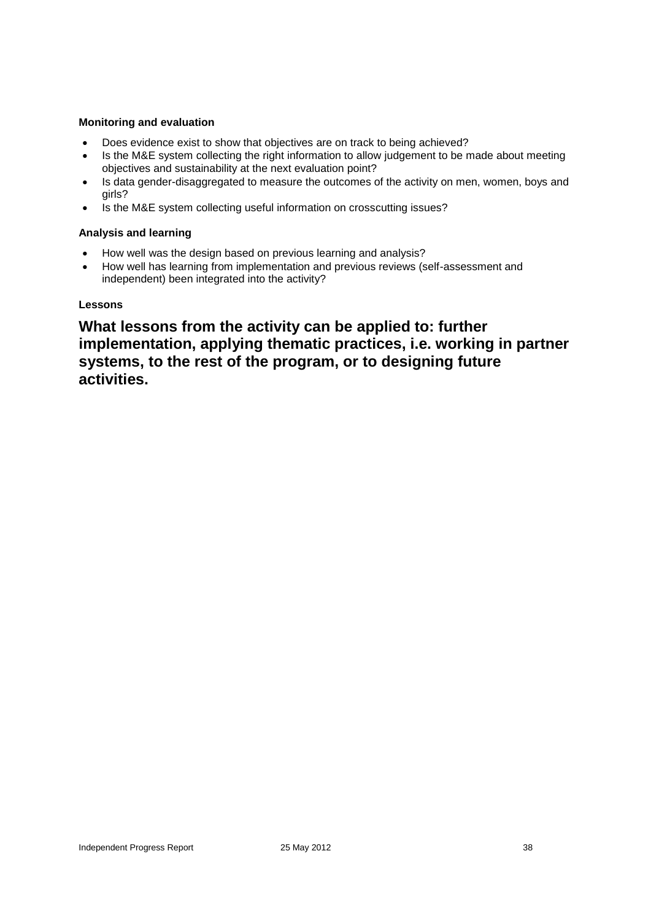**Monitoring and evaluation**

- Does evidence exist to show that objectives are on track to being achieved?
- Is the M&E system collecting the right information to allow judgement to be made about meeting objectives and sustainability at the next evaluation point?
- Is data gender-disaggregated to measure the outcomes of the activity on men, women, boys and girls?
- Is the M&E system collecting useful information on crosscutting issues?

**Analysis and learning**

- How well was the design based on previous learning and analysis?
- How well has learning from implementation and previous reviews (self-assessment and independent) been integrated into the activity?

**Lessons**

## What lessons from the activity can be applied to: further implementation, applying thematic practices, i.e. working in partner systems, to the rest of the program, or to designing future activities.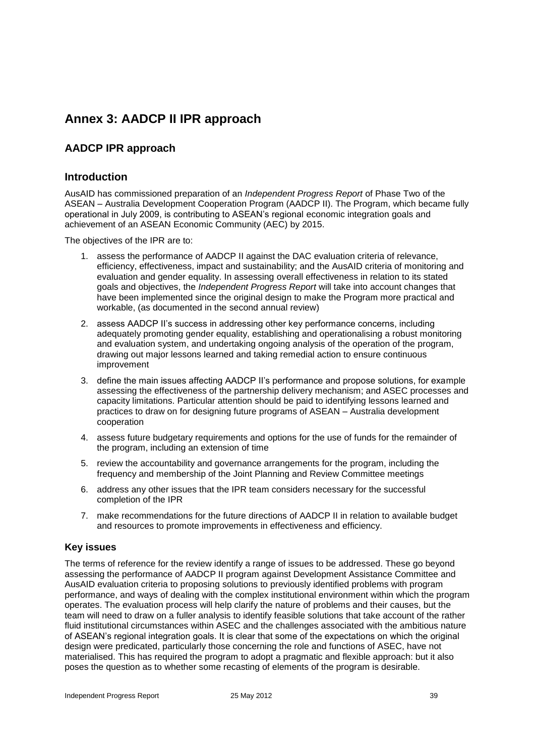# Annex 3: AADCP II IPR approach

## AADCP IPR approach

### Introduction

AusAID has commissioned preparation of an *Independent Progress Report* of Phase Two of the ASEAN – Australia Development Cooperation Program (AADCP II). The Program, which became fully operational in July 2009, is contributing to ASEAN's regional economic integration goals and achievement of an ASEAN Economic Community (AEC) by 2015.

The objectives of the IPR are to:

1. assess the performance of AADCP II against the DAC evaluation criteria of relevance, efficiency, effectiveness, impact and sustainability; and the AusAID criteria of monitoring and evaluation and gender equality. In assessing overall effectiveness in relation to its stated goals and objectives, the *Independent Progress Report* will take into account changes that have been implemented since the original design to make the Program more practical and workable, (as documented in the second annual review)
2. assess AADCP II's success in addressing other key performance concerns, including adequately promoting gender equality, establishing and operationalising a robust monitoring and evaluation system, and undertaking ongoing analysis of the operation of the program, drawing out major lessons learned and taking remedial action to ensure continuous improvement
3. define the main issues affecting AADCP II's performance and propose solutions, for example assessing the effectiveness of the partnership delivery mechanism; and ASEC processes and capacity limitations. Particular attention should be paid to identifying lessons learned and practices to draw on for designing future programs of ASEAN – Australia development cooperation
4. assess future budgetary requirements and options for the use of funds for the remainder of the program, including an extension of time
5. review the accountability and governance arrangements for the program, including the frequency and membership of the Joint Planning and Review Committee meetings
6. address any other issues that the IPR team considers necessary for the successful completion of the IPR
7. make recommendations for the future directions of AADCP II in relation to available budget and resources to promote improvements in effectiveness and efficiency.

#### Key issues

The terms of reference for the review identify a range of issues to be addressed. These go beyond assessing the performance of AADCP II program against Development Assistance Committee and AusAID evaluation criteria to proposing solutions to previously identified problems with program performance, and ways of dealing with the complex institutional environment within which the program operates. The evaluation process will help clarify the nature of problems and their causes, but the team will need to draw on a fuller analysis to identify feasible solutions that take account of the rather fluid institutional circumstances within ASEC and the challenges associated with the ambitious nature of ASEAN's regional integration goals. It is clear that some of the expectations on which the original design were predicated, particularly those concerning the role and functions of ASEC, have not materialised. This has required the program to adopt a pragmatic and flexible approach: but it also poses the question as to whether some recasting of elements of the program is desirable.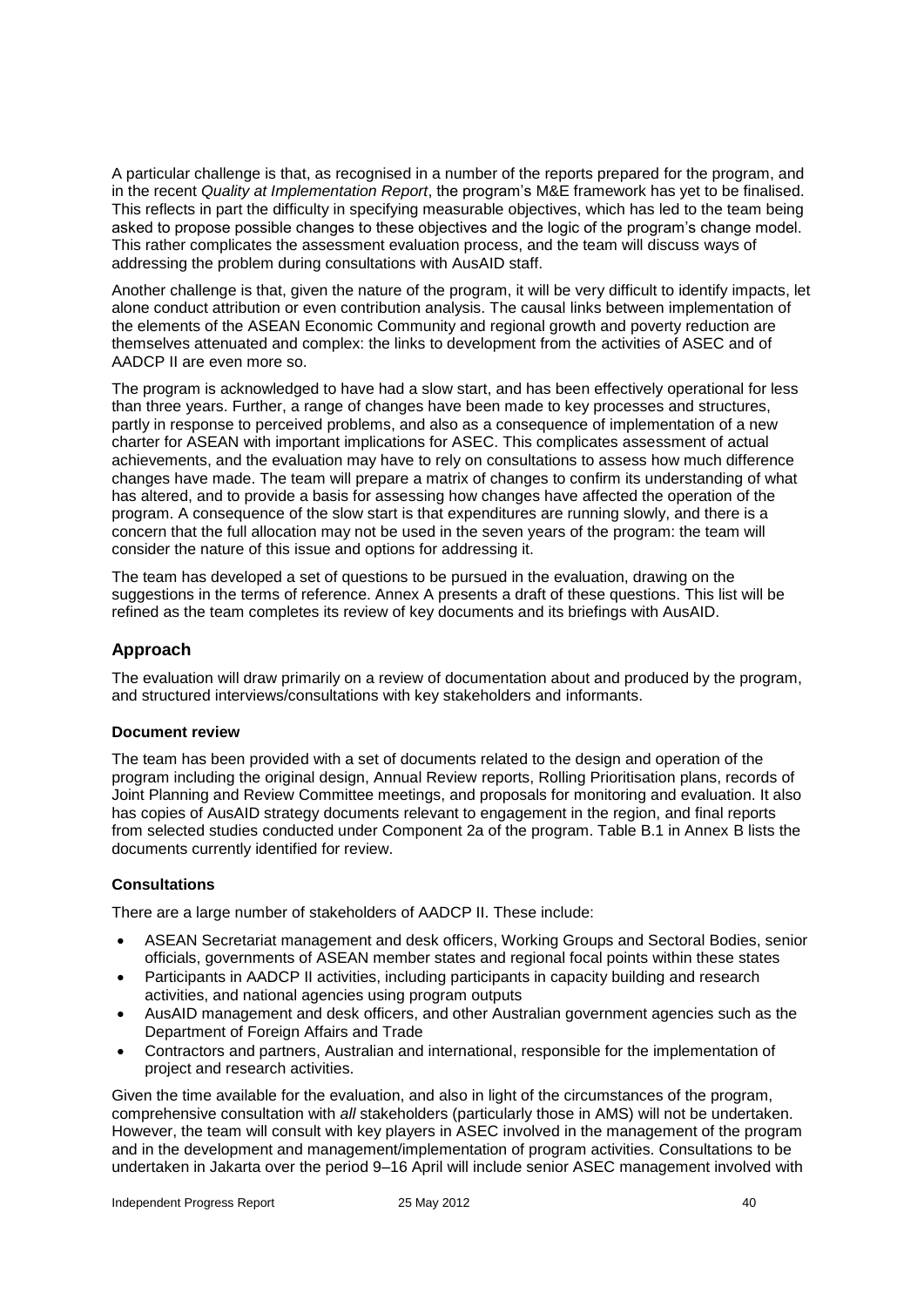A particular challenge is that, as recognised in a number of the reports prepared for the program, and in the recent *Quality at Implementation Report*, the program's M&E framework has yet to be finalised. This reflects in part the difficulty in specifying measurable objectives, which has led to the team being asked to propose possible changes to these objectives and the logic of the program's change model. This rather complicates the assessment evaluation process, and the team will discuss ways of addressing the problem during consultations with AusAID staff.

Another challenge is that, given the nature of the program, it will be very difficult to identify impacts, let alone conduct attribution or even contribution analysis. The causal links between implementation of the elements of the ASEAN Economic Community and regional growth and poverty reduction are themselves attenuated and complex: the links to development from the activities of ASEC and of AADCP II are even more so.

The program is acknowledged to have had a slow start, and has been effectively operational for less than three years. Further, a range of changes have been made to key processes and structures, partly in response to perceived problems, and also as a consequence of implementation of a new charter for ASEAN with important implications for ASEC. This complicates assessment of actual achievements, and the evaluation may have to rely on consultations to assess how much difference changes have made. The team will prepare a matrix of changes to confirm its understanding of what has altered, and to provide a basis for assessing how changes have affected the operation of the program. A consequence of the slow start is that expenditures are running slowly, and there is a concern that the full allocation may not be used in the seven years of the program: the team will consider the nature of this issue and options for addressing it.

The team has developed a set of questions to be pursued in the evaluation, drawing on the suggestions in the terms of reference. Annex A presents a draft of these questions. This list will be refined as the team completes its review of key documents and its briefings with AusAID.

## Approach

The evaluation will draw primarily on a review of documentation about and produced by the program, and structured interviews/consultations with key stakeholders and informants.

### Document review

The team has been provided with a set of documents related to the design and operation of the program including the original design, Annual Review reports, Rolling Prioritisation plans, records of Joint Planning and Review Committee meetings, and proposals for monitoring and evaluation. It also has copies of AusAID strategy documents relevant to engagement in the region, and final reports from selected studies conducted under Component 2a of the program. Table B.1 in Annex B lists the documents currently identified for review.

### Consultations

There are a large number of stakeholders of AADCP II. These include:

- ASEAN Secretariat management and desk officers, Working Groups and Sectoral Bodies, senior officials, governments of ASEAN member states and regional focal points within these states
- Participants in AADCP II activities, including participants in capacity building and research activities, and national agencies using program outputs
- AusAID management and desk officers, and other Australian government agencies such as the Department of Foreign Affairs and Trade
- Contractors and partners, Australian and international, responsible for the implementation of project and research activities.

Given the time available for the evaluation, and also in light of the circumstances of the program, comprehensive consultation with *all* stakeholders (particularly those in AMS) will not be undertaken. However, the team will consult with key players in ASEC involved in the management of the program and in the development and management/implementation of program activities. Consultations to be undertaken in Jakarta over the period 9–16 April will include senior ASEC management involved with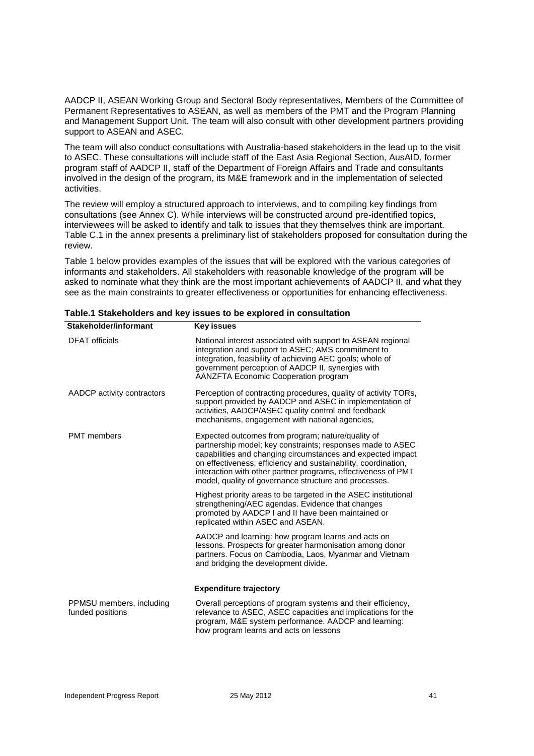AADCP II, ASEAN Working Group and Sectoral Body representatives, Members of the Committee of Permanent Representatives to ASEAN, as well as members of the PMT and the Program Planning and Management Support Unit. The team will also consult with other development partners providing support to ASEAN and ASEC.

The team will also conduct consultations with Australia-based stakeholders in the lead up to the visit to ASEC. These consultations will include staff of the East Asia Regional Section, AusAID, former program staff of AADCP II, staff of the Department of Foreign Affairs and Trade and consultants involved in the design of the program, its M&E framework and in the implementation of selected activities.

The review will employ a structured approach to interviews, and to compiling key findings from consultations (see Annex C). While interviews will be constructed around pre-identified topics, interviewees will be asked to identify and talk to issues that they themselves think are important. Table C.1 in the annex presents a preliminary list of stakeholders proposed for consultation during the review.

Table 1 below provides examples of the issues that will be explored with the various categories of informants and stakeholders. All stakeholders with reasonable knowledge of the program will be asked to nominate what they think are the most important achievements of AADCP II, and what they see as the main constraints to greater effectiveness or opportunities for enhancing effectiveness.

**Table.1 Stakeholders and key issues to be explored in consultation**

| Stakeholder/informant | Key issues |
|---|---|
| DFAT officials | National interest associated with support to ASEAN regional integration and support to ASEC; AMS commitment to integration, feasibility of achieving AEC goals; whole of government perception of AADCP II, synergies with AANZFTA Economic Cooperation program |
| AADCP activity contractors | Perception of contracting procedures, quality of activity TORs, support provided by AADCP and ASEC in implementation of activities, AADCP/ASEC quality control and feedback mechanisms, engagement with national agencies, |
| PMT members | Expected outcomes from program; nature/quality of partnership model; key constraints; responses made to ASEC capabilities and changing circumstances and expected impact on effectiveness; efficiency and sustainability, coordination, interaction with other partner programs, effectiveness of PMT model, quality of governance structure and processes. |
| | Highest priority areas to be targeted in the ASEC institutional strengthening/AEC agendas. Evidence that changes promoted by AADCP I and II have been maintained or replicated within ASEC and ASEAN. |
| | AADCP and learning: how program learns and acts on lessons. Prospects for greater harmonisation among donor partners. Focus on Cambodia, Laos, Myanmar and Vietnam and bridging the development divide. |
| | **Expenditure trajectory** |
| PPMSU members, including funded positions | Overall perceptions of program systems and their efficiency, relevance to ASEC, ASEC capacities and implications for the program, M&E system performance. AADCP and learning: how program learns and acts on lessons |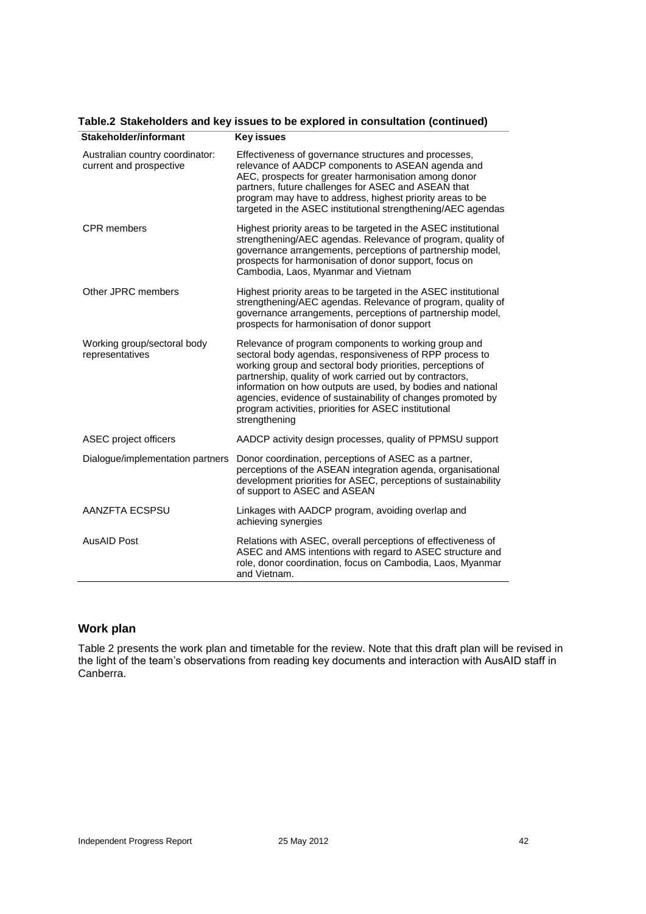**Table.2 Stakeholders and key issues to be explored in consultation (continued)**

| Stakeholder/informant | Key issues |
|---|---|
| Australian country coordinator: current and prospective | Effectiveness of governance structures and processes, relevance of AADCP components to ASEAN agenda and AEC, prospects for greater harmonisation among donor partners, future challenges for ASEC and ASEAN that program may have to address, highest priority areas to be targeted in the ASEC institutional strengthening/AEC agendas |
| CPR members | Highest priority areas to be targeted in the ASEC institutional strengthening/AEC agendas. Relevance of program, quality of governance arrangements, perceptions of partnership model, prospects for harmonisation of donor support, focus on Cambodia, Laos, Myanmar and Vietnam |
| Other JPRC members | Highest priority areas to be targeted in the ASEC institutional strengthening/AEC agendas. Relevance of program, quality of governance arrangements, perceptions of partnership model, prospects for harmonisation of donor support |
| Working group/sectoral body representatives | Relevance of program components to working group and sectoral body agendas, responsiveness of RPP process to working group and sectoral body priorities, perceptions of partnership, quality of work carried out by contractors, information on how outputs are used, by bodies and national agencies, evidence of sustainability of changes promoted by program activities, priorities for ASEC institutional strengthening |
| ASEC project officers | AADCP activity design processes, quality of PPMSU support |
| Dialogue/implementation partners | Donor coordination, perceptions of ASEC as a partner, perceptions of the ASEAN integration agenda, organisational development priorities for ASEC, perceptions of sustainability of support to ASEC and ASEAN |
| AANZFTA ECSPSU | Linkages with AADCP program, avoiding overlap and achieving synergies |
| AusAID Post | Relations with ASEC, overall perceptions of effectiveness of ASEC and AMS intentions with regard to ASEC structure and role, donor coordination, focus on Cambodia, Laos, Myanmar and Vietnam. |

## Work plan

Table 2 presents the work plan and timetable for the review. Note that this draft plan will be revised in the light of the team's observations from reading key documents and interaction with AusAID staff in Canberra.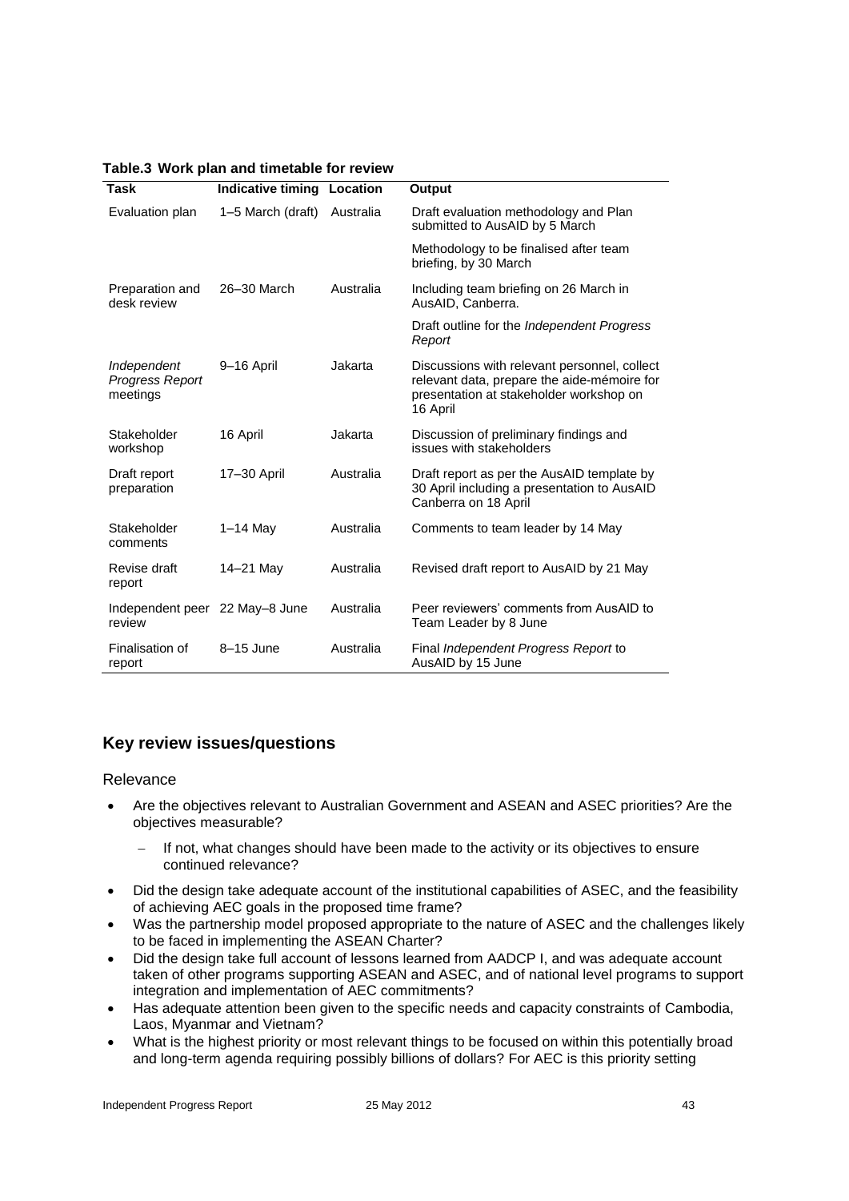**Table.3 Work plan and timetable for review**

| Task | Indicative timing | Location | Output |
|---|---|---|---|
| Evaluation plan | 1–5 March (draft) | Australia | Draft evaluation methodology and Plan submitted to AusAID by 5 March |
| | | | Methodology to be finalised after team briefing, by 30 March |
| Preparation and desk review | 26–30 March | Australia | Including team briefing on 26 March in AusAID, Canberra. |
| | | | Draft outline for the *Independent Progress Report* |
| *Independent Progress Report* meetings | 9–16 April | Jakarta | Discussions with relevant personnel, collect relevant data, prepare the aide-mémoire for presentation at stakeholder workshop on 16 April |
| Stakeholder workshop | 16 April | Jakarta | Discussion of preliminary findings and issues with stakeholders |
| Draft report preparation | 17–30 April | Australia | Draft report as per the AusAID template by 30 April including a presentation to AusAID Canberra on 18 April |
| Stakeholder comments | 1–14 May | Australia | Comments to team leader by 14 May |
| Revise draft report | 14–21 May | Australia | Revised draft report to AusAID by 21 May |
| Independent peer review | 22 May–8 June | Australia | Peer reviewers' comments from AusAID to Team Leader by 8 June |
| Finalisation of report | 8–15 June | Australia | Final *Independent Progress Report* to AusAID by 15 June |

## Key review issues/questions

### Relevance

- Are the objectives relevant to Australian Government and ASEAN and ASEC priorities? Are the objectives measurable?
  - If not, what changes should have been made to the activity or its objectives to ensure continued relevance?
- Did the design take adequate account of the institutional capabilities of ASEC, and the feasibility of achieving AEC goals in the proposed time frame?
- Was the partnership model proposed appropriate to the nature of ASEC and the challenges likely to be faced in implementing the ASEAN Charter?
- Did the design take full account of lessons learned from AADCP I, and was adequate account taken of other programs supporting ASEAN and ASEC, and of national level programs to support integration and implementation of AEC commitments?
- Has adequate attention been given to the specific needs and capacity constraints of Cambodia, Laos, Myanmar and Vietnam?
- What is the highest priority or most relevant things to be focused on within this potentially broad and long-term agenda requiring possibly billions of dollars? For AEC is this priority setting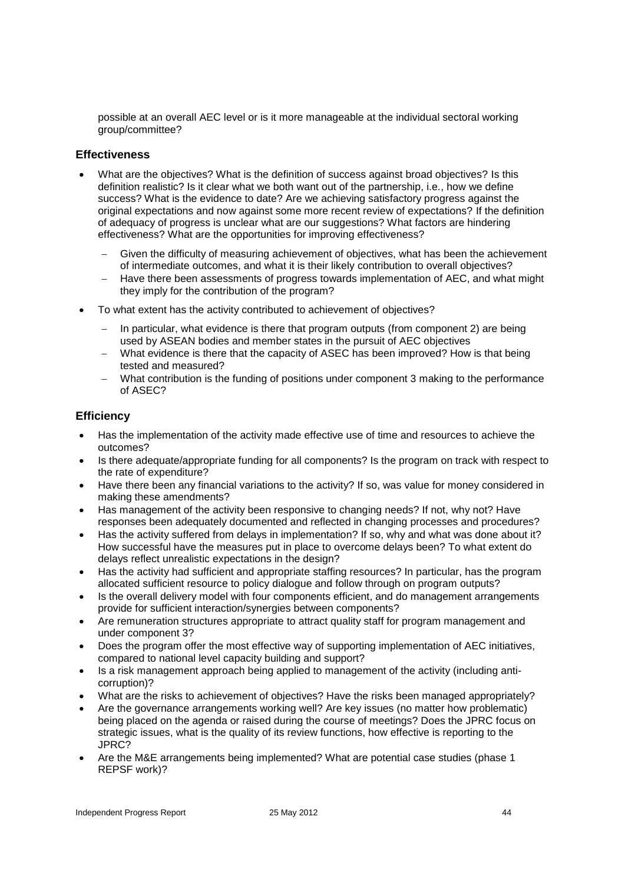possible at an overall AEC level or is it more manageable at the individual sectoral working group/committee?

### Effectiveness

- What are the objectives? What is the definition of success against broad objectives? Is this definition realistic? Is it clear what we both want out of the partnership, i.e., how we define success? What is the evidence to date? Are we achieving satisfactory progress against the original expectations and now against some more recent review of expectations? If the definition of adequacy of progress is unclear what are our suggestions? What factors are hindering effectiveness? What are the opportunities for improving effectiveness?
  - Given the difficulty of measuring achievement of objectives, what has been the achievement of intermediate outcomes, and what it is their likely contribution to overall objectives?
  - Have there been assessments of progress towards implementation of AEC, and what might they imply for the contribution of the program?
- To what extent has the activity contributed to achievement of objectives?
  - In particular, what evidence is there that program outputs (from component 2) are being used by ASEAN bodies and member states in the pursuit of AEC objectives
  - What evidence is there that the capacity of ASEC has been improved? How is that being tested and measured?
  - What contribution is the funding of positions under component 3 making to the performance of ASEC?

### Efficiency

- Has the implementation of the activity made effective use of time and resources to achieve the outcomes?
- Is there adequate/appropriate funding for all components? Is the program on track with respect to the rate of expenditure?
- Have there been any financial variations to the activity? If so, was value for money considered in making these amendments?
- Has management of the activity been responsive to changing needs? If not, why not? Have responses been adequately documented and reflected in changing processes and procedures?
- Has the activity suffered from delays in implementation? If so, why and what was done about it? How successful have the measures put in place to overcome delays been? To what extent do delays reflect unrealistic expectations in the design?
- Has the activity had sufficient and appropriate staffing resources? In particular, has the program allocated sufficient resource to policy dialogue and follow through on program outputs?
- Is the overall delivery model with four components efficient, and do management arrangements provide for sufficient interaction/synergies between components?
- Are remuneration structures appropriate to attract quality staff for program management and under component 3?
- Does the program offer the most effective way of supporting implementation of AEC initiatives, compared to national level capacity building and support?
- Is a risk management approach being applied to management of the activity (including anti-corruption)?
- What are the risks to achievement of objectives? Have the risks been managed appropriately?
- Are the governance arrangements working well? Are key issues (no matter how problematic) being placed on the agenda or raised during the course of meetings? Does the JPRC focus on strategic issues, what is the quality of its review functions, how effective is reporting to the JPRC?
- Are the M&E arrangements being implemented? What are potential case studies (phase 1 REPSF work)?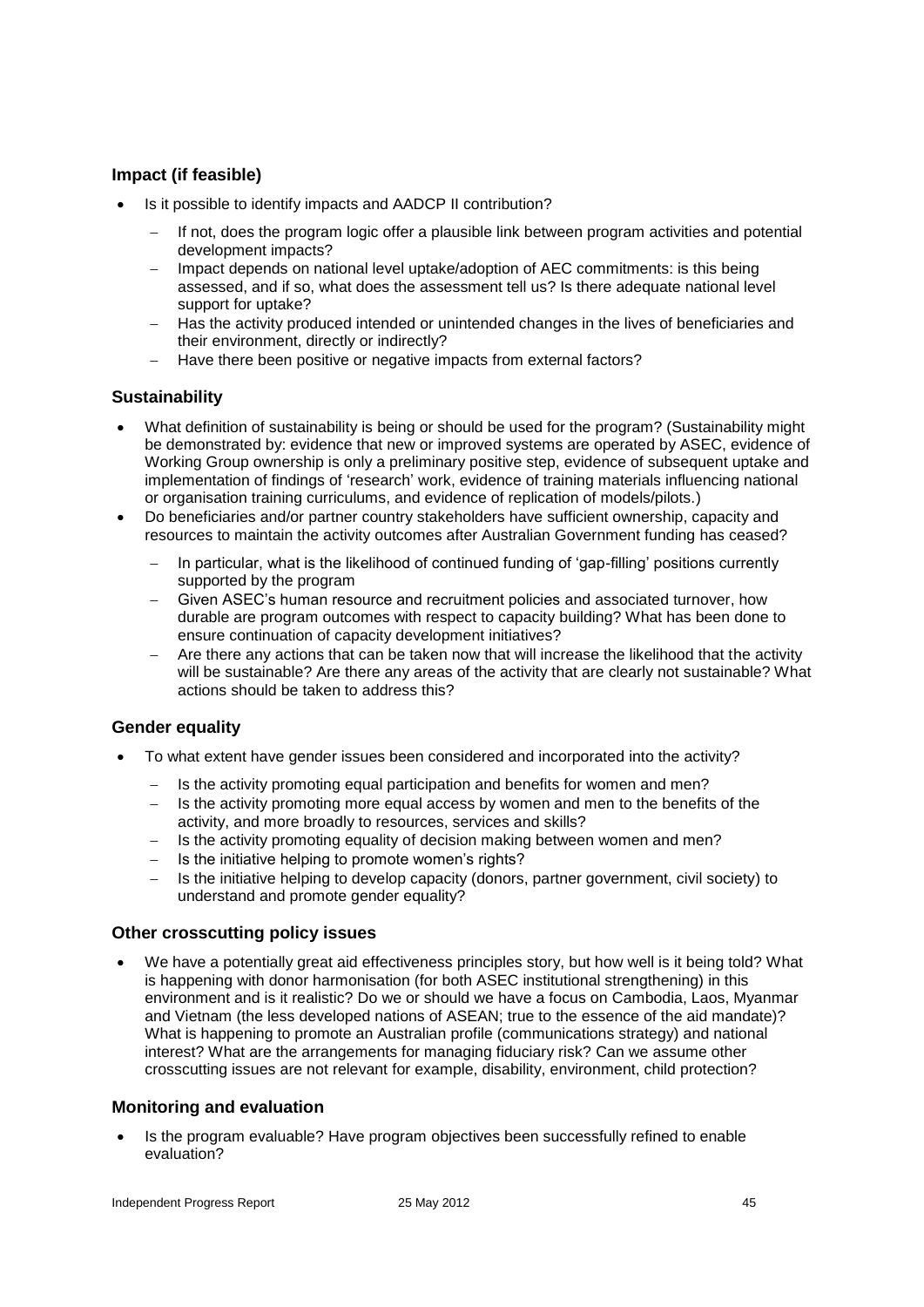### Impact (if feasible)

- Is it possible to identify impacts and AADCP II contribution?
  - If not, does the program logic offer a plausible link between program activities and potential development impacts?
  - Impact depends on national level uptake/adoption of AEC commitments: is this being assessed, and if so, what does the assessment tell us? Is there adequate national level support for uptake?
  - Has the activity produced intended or unintended changes in the lives of beneficiaries and their environment, directly or indirectly?
  - Have there been positive or negative impacts from external factors?

### Sustainability

- What definition of sustainability is being or should be used for the program? (Sustainability might be demonstrated by: evidence that new or improved systems are operated by ASEC, evidence of Working Group ownership is only a preliminary positive step, evidence of subsequent uptake and implementation of findings of 'research' work, evidence of training materials influencing national or organisation training curriculums, and evidence of replication of models/pilots.)
- Do beneficiaries and/or partner country stakeholders have sufficient ownership, capacity and resources to maintain the activity outcomes after Australian Government funding has ceased?
  - In particular, what is the likelihood of continued funding of 'gap-filling' positions currently supported by the program
  - Given ASEC's human resource and recruitment policies and associated turnover, how durable are program outcomes with respect to capacity building? What has been done to ensure continuation of capacity development initiatives?
  - Are there any actions that can be taken now that will increase the likelihood that the activity will be sustainable? Are there any areas of the activity that are clearly not sustainable? What actions should be taken to address this?

### Gender equality

- To what extent have gender issues been considered and incorporated into the activity?
  - Is the activity promoting equal participation and benefits for women and men?
  - Is the activity promoting more equal access by women and men to the benefits of the activity, and more broadly to resources, services and skills?
  - Is the activity promoting equality of decision making between women and men?
  - Is the initiative helping to promote women's rights?
  - Is the initiative helping to develop capacity (donors, partner government, civil society) to understand and promote gender equality?

### Other crosscutting policy issues

- We have a potentially great aid effectiveness principles story, but how well is it being told? What is happening with donor harmonisation (for both ASEC institutional strengthening) in this environment and is it realistic? Do we or should we have a focus on Cambodia, Laos, Myanmar and Vietnam (the less developed nations of ASEAN; true to the essence of the aid mandate)? What is happening to promote an Australian profile (communications strategy) and national interest? What are the arrangements for managing fiduciary risk? Can we assume other crosscutting issues are not relevant for example, disability, environment, child protection?

### Monitoring and evaluation

- Is the program evaluable? Have program objectives been successfully refined to enable evaluation?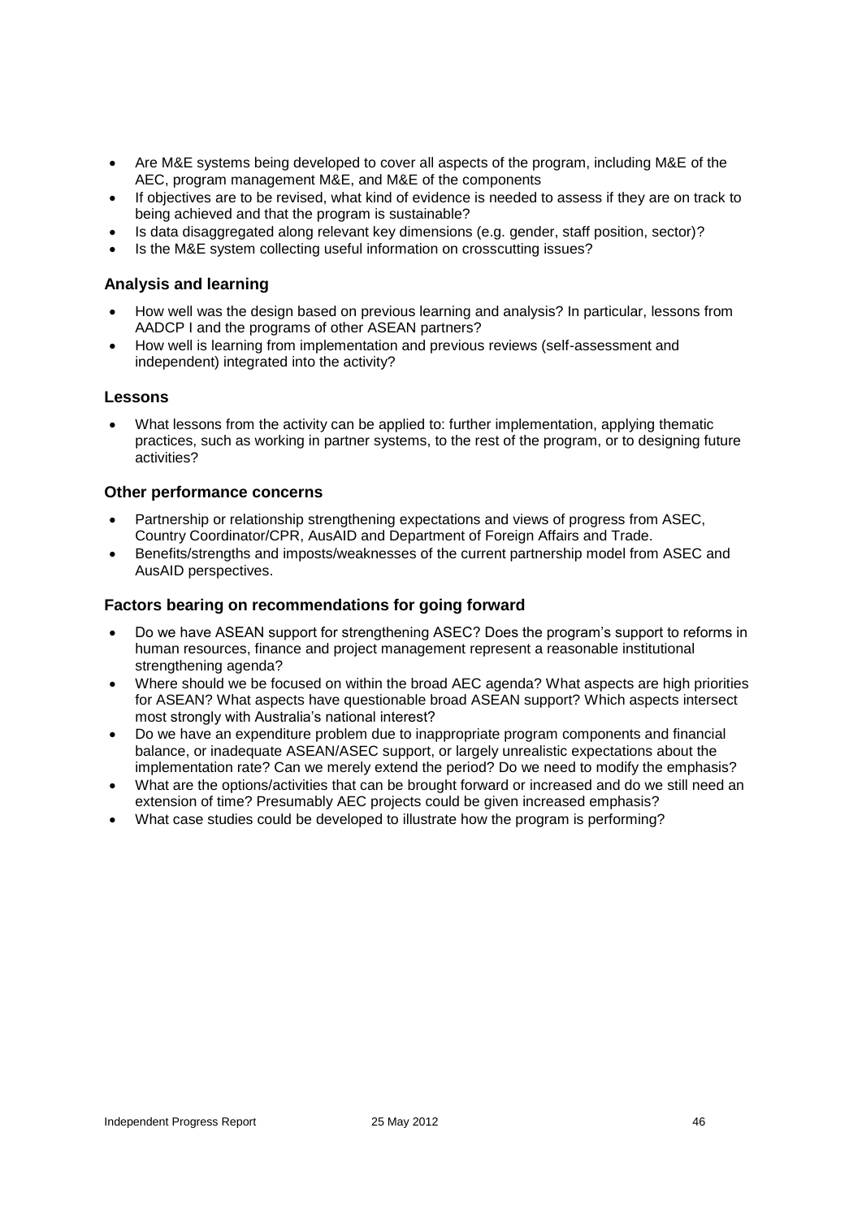- Are M&E systems being developed to cover all aspects of the program, including M&E of the AEC, program management M&E, and M&E of the components
- If objectives are to be revised, what kind of evidence is needed to assess if they are on track to being achieved and that the program is sustainable?
- Is data disaggregated along relevant key dimensions (e.g. gender, staff position, sector)?
- Is the M&E system collecting useful information on crosscutting issues?

### Analysis and learning

- How well was the design based on previous learning and analysis? In particular, lessons from AADCP I and the programs of other ASEAN partners?
- How well is learning from implementation and previous reviews (self-assessment and independent) integrated into the activity?

### Lessons

- What lessons from the activity can be applied to: further implementation, applying thematic practices, such as working in partner systems, to the rest of the program, or to designing future activities?

### Other performance concerns

- Partnership or relationship strengthening expectations and views of progress from ASEC, Country Coordinator/CPR, AusAID and Department of Foreign Affairs and Trade.
- Benefits/strengths and imposts/weaknesses of the current partnership model from ASEC and AusAID perspectives.

### Factors bearing on recommendations for going forward

- Do we have ASEAN support for strengthening ASEC? Does the program's support to reforms in human resources, finance and project management represent a reasonable institutional strengthening agenda?
- Where should we be focused on within the broad AEC agenda? What aspects are high priorities for ASEAN? What aspects have questionable broad ASEAN support? Which aspects intersect most strongly with Australia's national interest?
- Do we have an expenditure problem due to inappropriate program components and financial balance, or inadequate ASEAN/ASEC support, or largely unrealistic expectations about the implementation rate? Can we merely extend the period? Do we need to modify the emphasis?
- What are the options/activities that can be brought forward or increased and do we still need an extension of time? Presumably AEC projects could be given increased emphasis?
- What case studies could be developed to illustrate how the program is performing?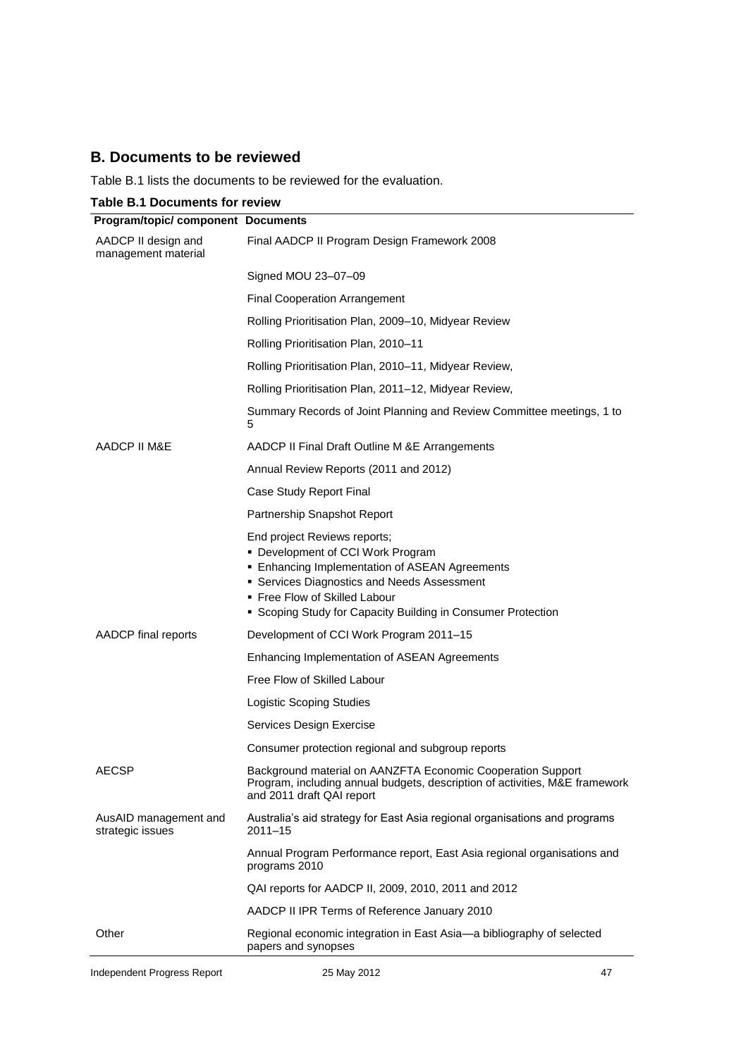## B. Documents to be reviewed

Table B.1 lists the documents to be reviewed for the evaluation.

**Table B.1 Documents for review**

| Program/topic/ component | Documents |
| --- | --- |
| AADCP II design and management material | Final AADCP II Program Design Framework 2008 |
| | Signed MOU 23–07–09 |
| | Final Cooperation Arrangement |
| | Rolling Prioritisation Plan, 2009–10, Midyear Review |
| | Rolling Prioritisation Plan, 2010–11 |
| | Rolling Prioritisation Plan, 2010–11, Midyear Review, |
| | Rolling Prioritisation Plan, 2011–12, Midyear Review, |
| | Summary Records of Joint Planning and Review Committee meetings, 1 to 5 |
| AADCP II M&E | AADCP II Final Draft Outline M &E Arrangements |
| | Annual Review Reports (2011 and 2012) |
| | Case Study Report Final |
| | Partnership Snapshot Report |
| | End project Reviews reports;<br>▪ Development of CCI Work Program<br>▪ Enhancing Implementation of ASEAN Agreements<br>▪ Services Diagnostics and Needs Assessment<br>▪ Free Flow of Skilled Labour<br>▪ Scoping Study for Capacity Building in Consumer Protection |
| AADCP final reports | Development of CCI Work Program 2011–15 |
| | Enhancing Implementation of ASEAN Agreements |
| | Free Flow of Skilled Labour |
| | Logistic Scoping Studies |
| | Services Design Exercise |
| | Consumer protection regional and subgroup reports |
| AECSP | Background material on AANZFTA Economic Cooperation Support Program, including annual budgets, description of activities, M&E framework and 2011 draft QAI report |
| AusAID management and strategic issues | Australia's aid strategy for East Asia regional organisations and programs 2011–15 |
| | Annual Program Performance report, East Asia regional organisations and programs 2010 |
| | QAI reports for AADCP II, 2009, 2010, 2011 and 2012 |
| | AADCP II IPR Terms of Reference January 2010 |
| Other | Regional economic integration in East Asia—a bibliography of selected papers and synopses |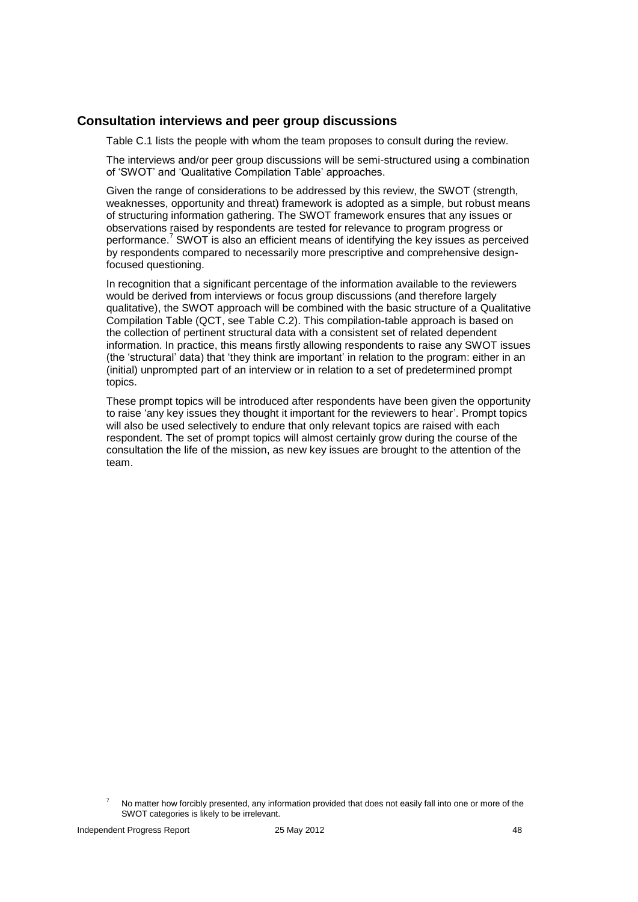## Consultation interviews and peer group discussions

Table C.1 lists the people with whom the team proposes to consult during the review.

The interviews and/or peer group discussions will be semi-structured using a combination of 'SWOT' and 'Qualitative Compilation Table' approaches.

Given the range of considerations to be addressed by this review, the SWOT (strength, weaknesses, opportunity and threat) framework is adopted as a simple, but robust means of structuring information gathering. The SWOT framework ensures that any issues or observations raised by respondents are tested for relevance to program progress or performance.[7] SWOT is also an efficient means of identifying the key issues as perceived by respondents compared to necessarily more prescriptive and comprehensive design-focused questioning.

In recognition that a significant percentage of the information available to the reviewers would be derived from interviews or focus group discussions (and therefore largely qualitative), the SWOT approach will be combined with the basic structure of a Qualitative Compilation Table (QCT, see Table C.2). This compilation-table approach is based on the collection of pertinent structural data with a consistent set of related dependent information. In practice, this means firstly allowing respondents to raise any SWOT issues (the 'structural' data) that 'they think are important' in relation to the program: either in an (initial) unprompted part of an interview or in relation to a set of predetermined prompt topics.

These prompt topics will be introduced after respondents have been given the opportunity to raise 'any key issues they thought it important for the reviewers to hear'. Prompt topics will also be used selectively to endure that only relevant topics are raised with each respondent. The set of prompt topics will almost certainly grow during the course of the consultation the life of the mission, as new key issues are brought to the attention of the team.

[7] No matter how forcibly presented, any information provided that does not easily fall into one or more of the SWOT categories is likely to be irrelevant.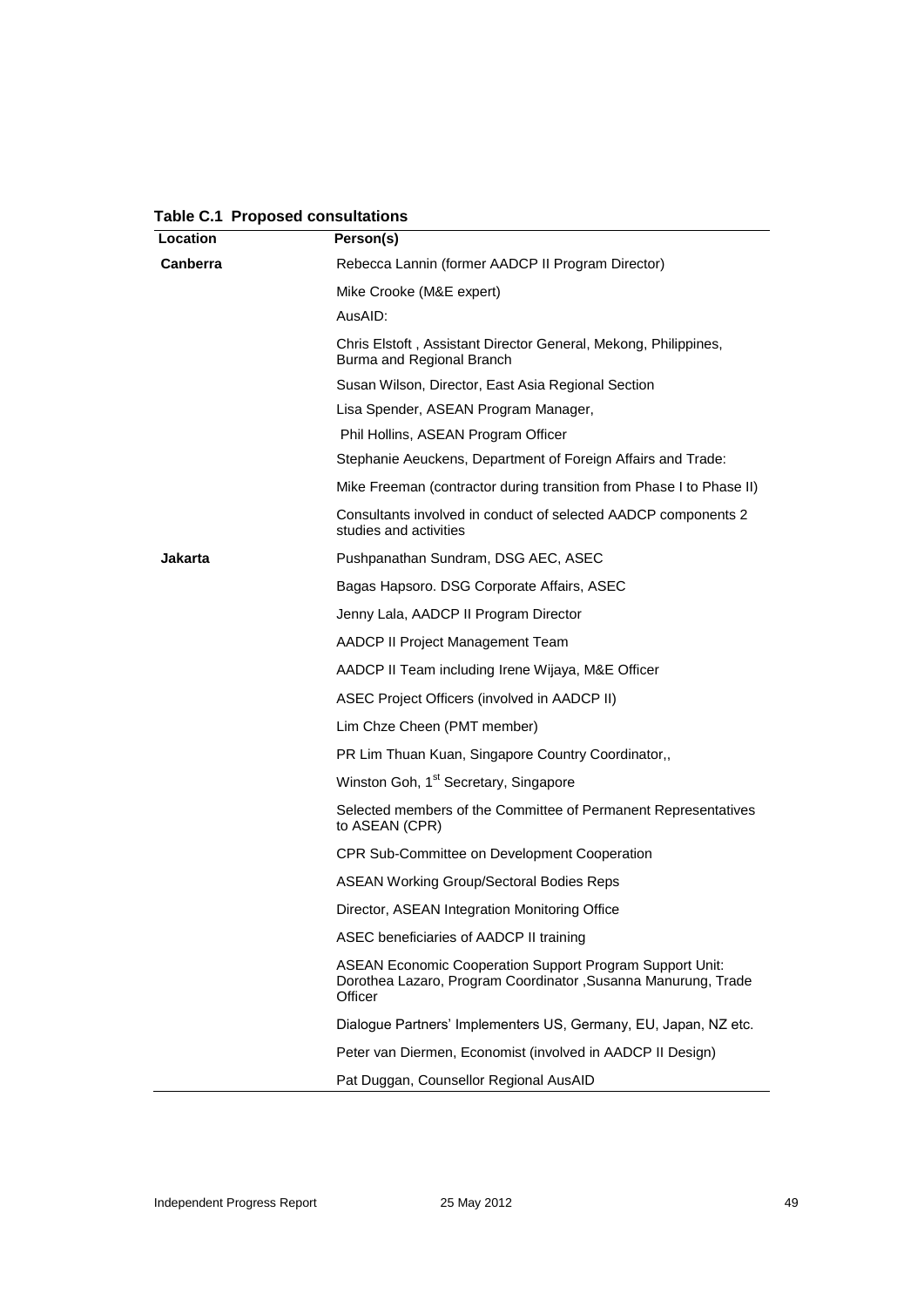**Table C.1 Proposed consultations**

| Location | Person(s) |
|---|---|
| **Canberra** | Rebecca Lannin (former AADCP II Program Director) |
| | Mike Crooke (M&E expert) |
| | AusAID: |
| | Chris Elstoft , Assistant Director General, Mekong, Philippines, Burma and Regional Branch |
| | Susan Wilson, Director, East Asia Regional Section |
| | Lisa Spender, ASEAN Program Manager, |
| | Phil Hollins, ASEAN Program Officer |
| | Stephanie Aeuckens, Department of Foreign Affairs and Trade: |
| | Mike Freeman (contractor during transition from Phase I to Phase II) |
| | Consultants involved in conduct of selected AADCP components 2 studies and activities |
| **Jakarta** | Pushpanathan Sundram, DSG AEC, ASEC |
| | Bagas Hapsoro. DSG Corporate Affairs, ASEC |
| | Jenny Lala, AADCP II Program Director |
| | AADCP II Project Management Team |
| | AADCP II Team including Irene Wijaya, M&E Officer |
| | ASEC Project Officers (involved in AADCP II) |
| | Lim Chze Cheen (PMT member) |
| | PR Lim Thuan Kuan, Singapore Country Coordinator,, |
| | Winston Goh, 1st Secretary, Singapore |
| | Selected members of the Committee of Permanent Representatives to ASEAN (CPR) |
| | CPR Sub-Committee on Development Cooperation |
| | ASEAN Working Group/Sectoral Bodies Reps |
| | Director, ASEAN Integration Monitoring Office |
| | ASEC beneficiaries of AADCP II training |
| | ASEAN Economic Cooperation Support Program Support Unit: Dorothea Lazaro, Program Coordinator ,Susanna Manurung, Trade Officer |
| | Dialogue Partners' Implementers US, Germany, EU, Japan, NZ etc. |
| | Peter van Diermen, Economist (involved in AADCP II Design) |
| | Pat Duggan, Counsellor Regional AusAID |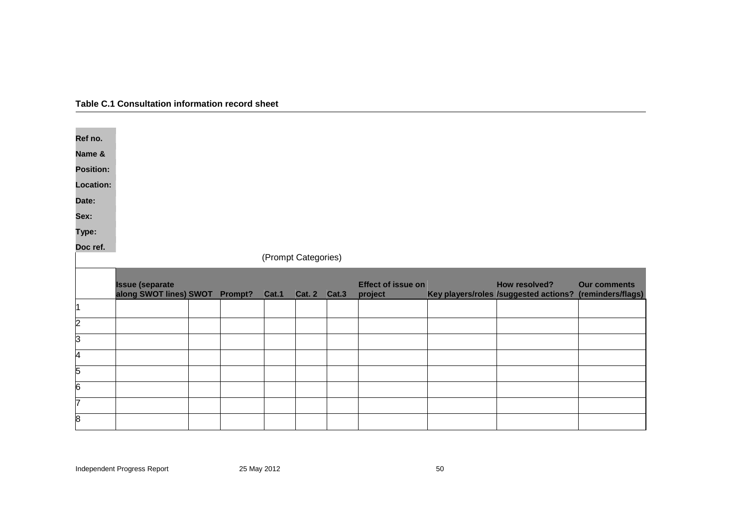**Table C.1 Consultation information record sheet**

**Ref no.**
**Name &**
**Position:**
**Location:**
**Date:**
**Sex:**
**Type:**
**Doc ref.**

(Prompt Categories)

| | Issue (separate along SWOT lines) | SWOT | Prompt? | Cat.1 | Cat. 2 | Cat.3 | Effect of issue on project | Key players/roles | How resolved? /suggested actions? | Our comments (reminders/flags) |
|---|---|---|---|---|---|---|---|---|---|---|
| 1 | | | | | | | | | | |
| 2 | | | | | | | | | | |
| 3 | | | | | | | | | | |
| 4 | | | | | | | | | | |
| 5 | | | | | | | | | | |
| 6 | | | | | | | | | | |
| 7 | | | | | | | | | | |
| 8 | | | | | | | | | | |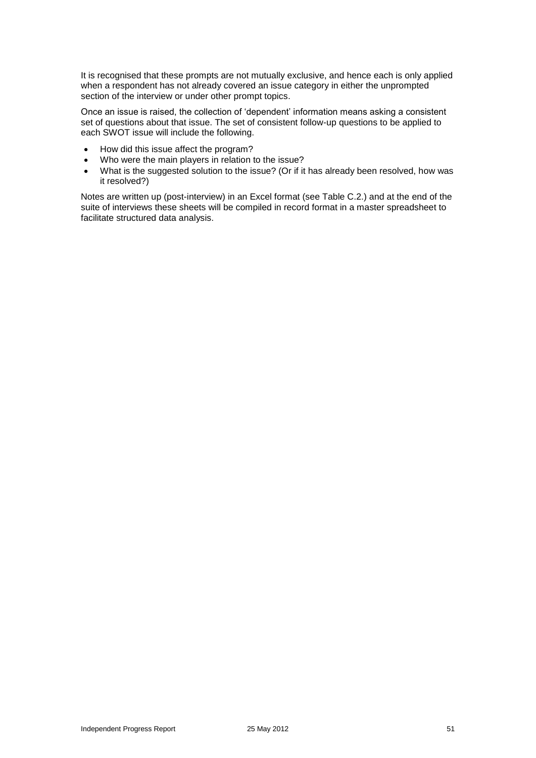It is recognised that these prompts are not mutually exclusive, and hence each is only applied when a respondent has not already covered an issue category in either the unprompted section of the interview or under other prompt topics.

Once an issue is raised, the collection of 'dependent' information means asking a consistent set of questions about that issue. The set of consistent follow-up questions to be applied to each SWOT issue will include the following.

- How did this issue affect the program?
- Who were the main players in relation to the issue?
- What is the suggested solution to the issue? (Or if it has already been resolved, how was it resolved?)

Notes are written up (post-interview) in an Excel format (see Table C.2.) and at the end of the suite of interviews these sheets will be compiled in record format in a master spreadsheet to facilitate structured data analysis.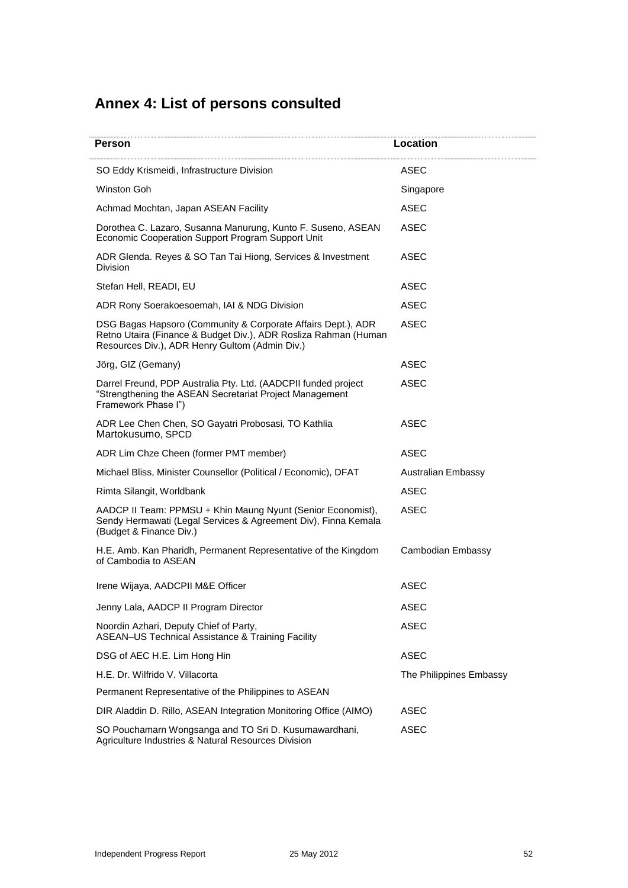## Annex 4: List of persons consulted

| Person | Location |
|---|---|
| SO Eddy Krismeidi, Infrastructure Division | ASEC |
| Winston Goh | Singapore |
| Achmad Mochtan, Japan ASEAN Facility | ASEC |
| Dorothea C. Lazaro, Susanna Manurung, Kunto F. Suseno, ASEAN Economic Cooperation Support Program Support Unit | ASEC |
| ADR Glenda. Reyes & SO Tan Tai Hiong, Services & Investment Division | ASEC |
| Stefan Hell, READI, EU | ASEC |
| ADR Rony Soerakoesoemah, IAI & NDG Division | ASEC |
| DSG Bagas Hapsoro (Community & Corporate Affairs Dept.), ADR Retno Utaira (Finance & Budget Div.), ADR Rosliza Rahman (Human Resources Div.), ADR Henry Gultom (Admin Div.) | ASEC |
| Jörg, GIZ (Gemany) | ASEC |
| Darrel Freund, PDP Australia Pty. Ltd. (AADCPII funded project "Strengthening the ASEAN Secretariat Project Management Framework Phase I") | ASEC |
| ADR Lee Chen Chen, SO Gayatri Probosasi, TO Kathlia Martokusumo, SPCD | ASEC |
| ADR Lim Chze Cheen (former PMT member) | ASEC |
| Michael Bliss, Minister Counsellor (Political / Economic), DFAT | Australian Embassy |
| Rimta Silangit, Worldbank | ASEC |
| AADCP II Team: PPMSU + Khin Maung Nyunt (Senior Economist), Sendy Hermawati (Legal Services & Agreement Div), Finna Kemala (Budget & Finance Div.) | ASEC |
| H.E. Amb. Kan Pharidh, Permanent Representative of the Kingdom of Cambodia to ASEAN | Cambodian Embassy |
| Irene Wijaya, AADCPII M&E Officer | ASEC |
| Jenny Lala, AADCP II Program Director | ASEC |
| Noordin Azhari, Deputy Chief of Party, ASEAN–US Technical Assistance & Training Facility | ASEC |
| DSG of AEC H.E. Lim Hong Hin | ASEC |
| H.E. Dr. Wilfrido V. Villacorta | The Philippines Embassy |
| Permanent Representative of the Philippines to ASEAN | |
| DIR Aladdin D. Rillo, ASEAN Integration Monitoring Office (AIMO) | ASEC |
| SO Pouchamarn Wongsanga and TO Sri D. Kusumawardhani, Agriculture Industries & Natural Resources Division | ASEC |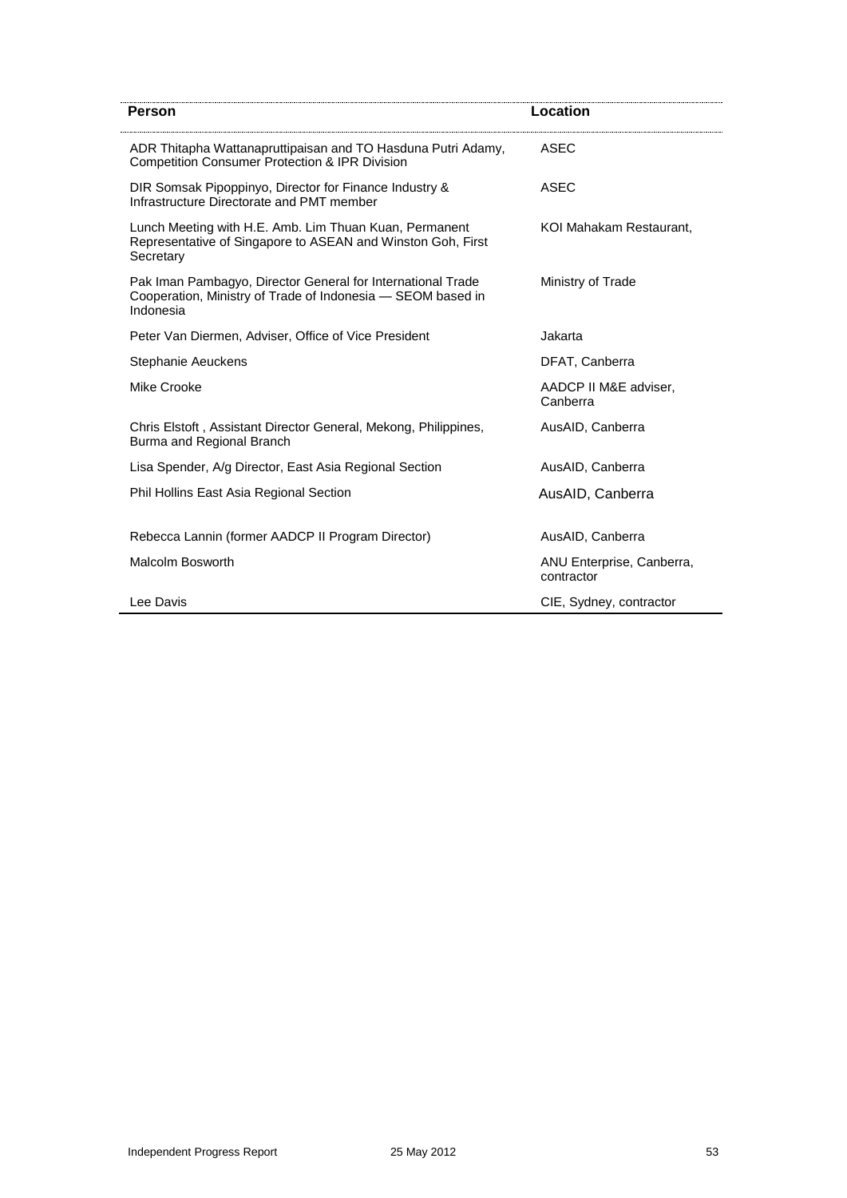| Person | Location |
|---|---|
| ADR Thitapha Wattanapruttipaisan and TO Hasduna Putri Adamy, Competition Consumer Protection & IPR Division | ASEC |
| DIR Somsak Pipoppinyo, Director for Finance Industry & Infrastructure Directorate and PMT member | ASEC |
| Lunch Meeting with H.E. Amb. Lim Thuan Kuan, Permanent Representative of Singapore to ASEAN and Winston Goh, First Secretary | KOI Mahakam Restaurant, |
| Pak Iman Pambagyo, Director General for International Trade Cooperation, Ministry of Trade of Indonesia — SEOM based in Indonesia | Ministry of Trade |
| Peter Van Diermen, Adviser, Office of Vice President | Jakarta |
| Stephanie Aeuckens | DFAT, Canberra |
| Mike Crooke | AADCP II M&E adviser, Canberra |
| Chris Elstoft , Assistant Director General, Mekong, Philippines, Burma and Regional Branch | AusAID, Canberra |
| Lisa Spender, A/g Director, East Asia Regional Section | AusAID, Canberra |
| Phil Hollins East Asia Regional Section | AusAID, Canberra |
| Rebecca Lannin (former AADCP II Program Director) | AusAID, Canberra |
| Malcolm Bosworth | ANU Enterprise, Canberra, contractor |
| Lee Davis | CIE, Sydney, contractor |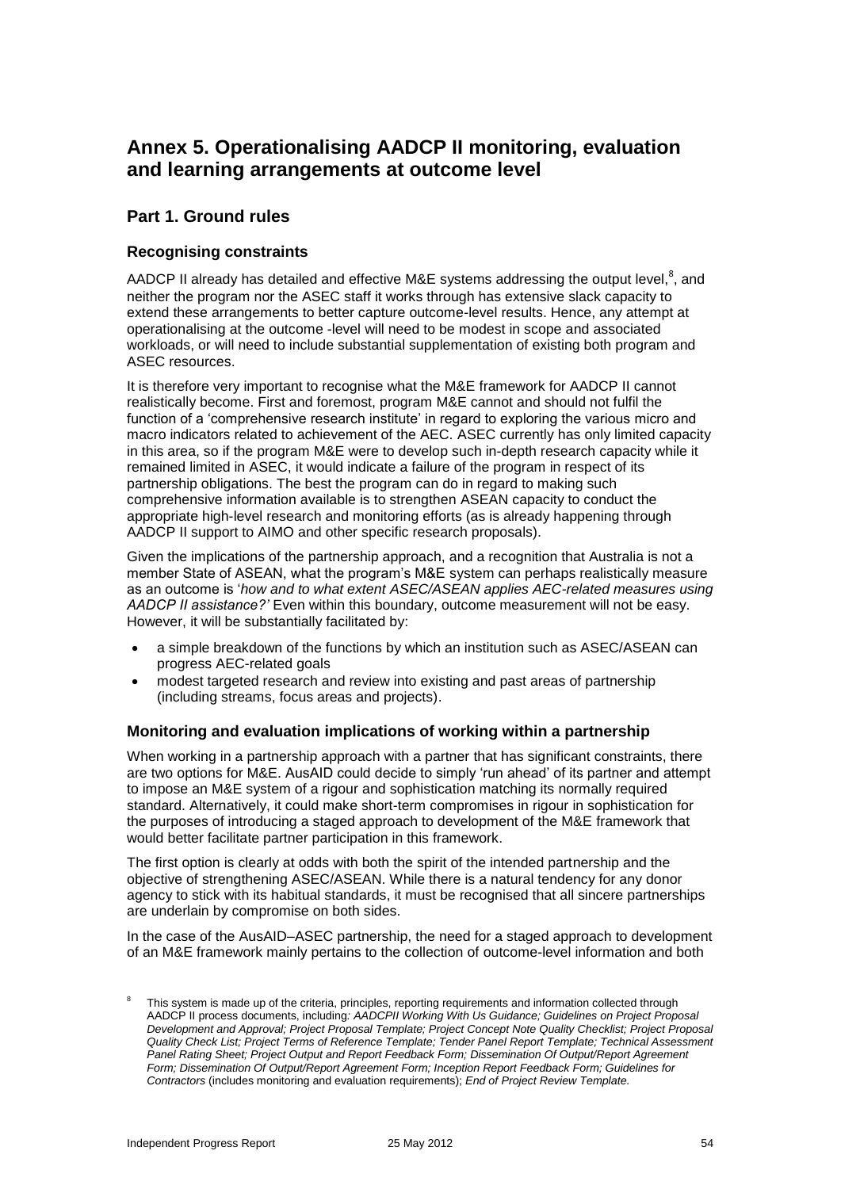# Annex 5. Operationalising AADCP II monitoring, evaluation and learning arrangements at outcome level

## Part 1. Ground rules

### Recognising constraints

AADCP II already has detailed and effective M&E systems addressing the output level,[8], and neither the program nor the ASEC staff it works through has extensive slack capacity to extend these arrangements to better capture outcome-level results. Hence, any attempt at operationalising at the outcome -level will need to be modest in scope and associated workloads, or will need to include substantial supplementation of existing both program and ASEC resources.

It is therefore very important to recognise what the M&E framework for AADCP II cannot realistically become. First and foremost, program M&E cannot and should not fulfil the function of a 'comprehensive research institute' in regard to exploring the various micro and macro indicators related to achievement of the AEC. ASEC currently has only limited capacity in this area, so if the program M&E were to develop such in-depth research capacity while it remained limited in ASEC, it would indicate a failure of the program in respect of its partnership obligations. The best the program can do in regard to making such comprehensive information available is to strengthen ASEAN capacity to conduct the appropriate high-level research and monitoring efforts (as is already happening through AADCP II support to AIMO and other specific research proposals).

Given the implications of the partnership approach, and a recognition that Australia is not a member State of ASEAN, what the program's M&E system can perhaps realistically measure as an outcome is '*how and to what extent ASEC/ASEAN applies AEC-related measures using AADCP II assistance?'* Even within this boundary, outcome measurement will not be easy. However, it will be substantially facilitated by:

- a simple breakdown of the functions by which an institution such as ASEC/ASEAN can progress AEC-related goals
- modest targeted research and review into existing and past areas of partnership (including streams, focus areas and projects).

### Monitoring and evaluation implications of working within a partnership

When working in a partnership approach with a partner that has significant constraints, there are two options for M&E. AusAID could decide to simply 'run ahead' of its partner and attempt to impose an M&E system of a rigour and sophistication matching its normally required standard. Alternatively, it could make short-term compromises in rigour in sophistication for the purposes of introducing a staged approach to development of the M&E framework that would better facilitate partner participation in this framework.

The first option is clearly at odds with both the spirit of the intended partnership and the objective of strengthening ASEC/ASEAN. While there is a natural tendency for any donor agency to stick with its habitual standards, it must be recognised that all sincere partnerships are underlain by compromise on both sides.

In the case of the AusAID–ASEC partnership, the need for a staged approach to development of an M&E framework mainly pertains to the collection of outcome-level information and both

[8] This system is made up of the criteria, principles, reporting requirements and information collected through AADCP II process documents, including*: AADCPII Working With Us Guidance; Guidelines on Project Proposal Development and Approval; Project Proposal Template; Project Concept Note Quality Checklist; Project Proposal Quality Check List; Project Terms of Reference Template; Tender Panel Report Template; Technical Assessment Panel Rating Sheet; Project Output and Report Feedback Form; Dissemination Of Output/Report Agreement Form; Dissemination Of Output/Report Agreement Form; Inception Report Feedback Form; Guidelines for Contractors* (includes monitoring and evaluation requirements); *End of Project Review Template.*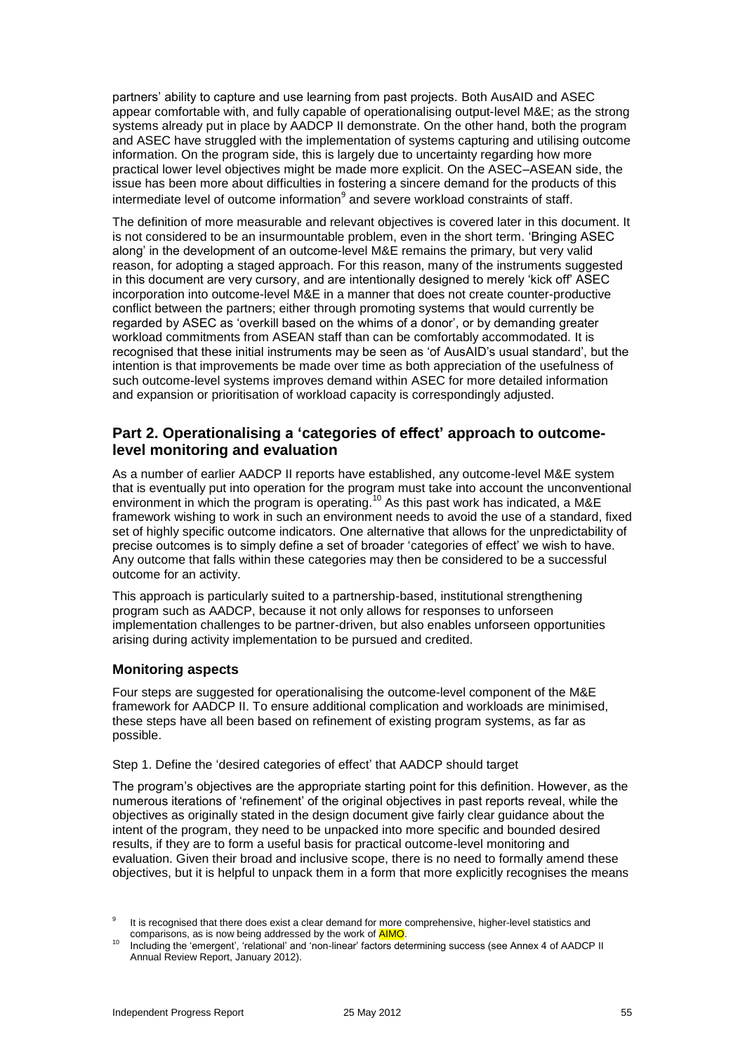partners' ability to capture and use learning from past projects. Both AusAID and ASEC appear comfortable with, and fully capable of operationalising output-level M&E; as the strong systems already put in place by AADCP II demonstrate. On the other hand, both the program and ASEC have struggled with the implementation of systems capturing and utilising outcome information. On the program side, this is largely due to uncertainty regarding how more practical lower level objectives might be made more explicit. On the ASEC–ASEAN side, the issue has been more about difficulties in fostering a sincere demand for the products of this intermediate level of outcome information[9] and severe workload constraints of staff.

The definition of more measurable and relevant objectives is covered later in this document. It is not considered to be an insurmountable problem, even in the short term. 'Bringing ASEC along' in the development of an outcome-level M&E remains the primary, but very valid reason, for adopting a staged approach. For this reason, many of the instruments suggested in this document are very cursory, and are intentionally designed to merely 'kick off' ASEC incorporation into outcome-level M&E in a manner that does not create counter-productive conflict between the partners; either through promoting systems that would currently be regarded by ASEC as 'overkill based on the whims of a donor', or by demanding greater workload commitments from ASEAN staff than can be comfortably accommodated. It is recognised that these initial instruments may be seen as 'of AusAID's usual standard', but the intention is that improvements be made over time as both appreciation of the usefulness of such outcome-level systems improves demand within ASEC for more detailed information and expansion or prioritisation of workload capacity is correspondingly adjusted.

## Part 2. Operationalising a 'categories of effect' approach to outcome-level monitoring and evaluation

As a number of earlier AADCP II reports have established, any outcome-level M&E system that is eventually put into operation for the program must take into account the unconventional environment in which the program is operating.[10] As this past work has indicated, a M&E framework wishing to work in such an environment needs to avoid the use of a standard, fixed set of highly specific outcome indicators. One alternative that allows for the unpredictability of precise outcomes is to simply define a set of broader 'categories of effect' we wish to have. Any outcome that falls within these categories may then be considered to be a successful outcome for an activity.

This approach is particularly suited to a partnership-based, institutional strengthening program such as AADCP, because it not only allows for responses to unforseen implementation challenges to be partner-driven, but also enables unforseen opportunities arising during activity implementation to be pursued and credited.

### Monitoring aspects

Four steps are suggested for operationalising the outcome-level component of the M&E framework for AADCP II. To ensure additional complication and workloads are minimised, these steps have all been based on refinement of existing program systems, as far as possible.

Step 1. Define the 'desired categories of effect' that AADCP should target

The program's objectives are the appropriate starting point for this definition. However, as the numerous iterations of 'refinement' of the original objectives in past reports reveal, while the objectives as originally stated in the design document give fairly clear guidance about the intent of the program, they need to be unpacked into more specific and bounded desired results, if they are to form a useful basis for practical outcome-level monitoring and evaluation. Given their broad and inclusive scope, there is no need to formally amend these objectives, but it is helpful to unpack them in a form that more explicitly recognises the means

---

[9] It is recognised that there does exist a clear demand for more comprehensive, higher-level statistics and comparisons, as is now being addressed by the work of AIMO.

[10] Including the 'emergent', 'relational' and 'non-linear' factors determining success (see Annex 4 of AADCP II Annual Review Report, January 2012).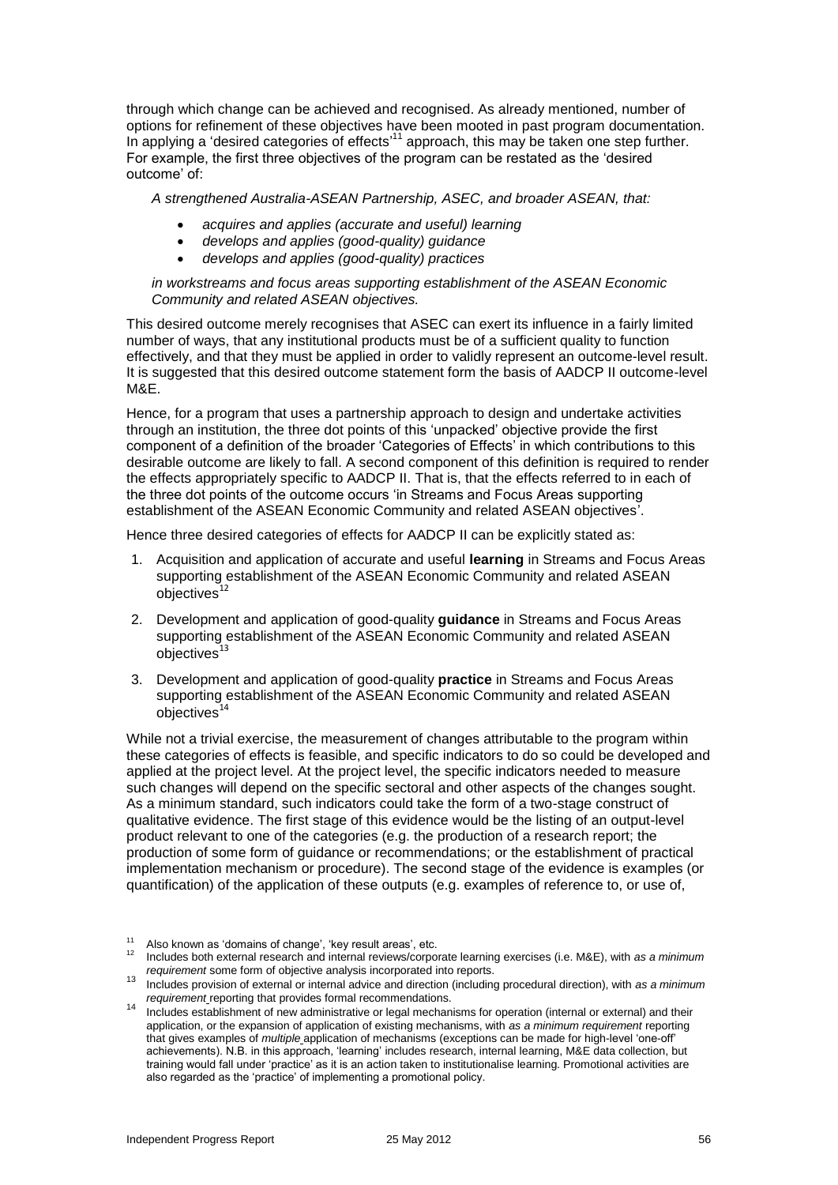through which change can be achieved and recognised. As already mentioned, number of options for refinement of these objectives have been mooted in past program documentation. In applying a 'desired categories of effects'[11] approach, this may be taken one step further. For example, the first three objectives of the program can be restated as the 'desired outcome' of:

*A strengthened Australia-ASEAN Partnership, ASEC, and broader ASEAN, that:*

- *acquires and applies (accurate and useful) learning*
- *develops and applies (good-quality) guidance*
- *develops and applies (good-quality) practices*

*in workstreams and focus areas supporting establishment of the ASEAN Economic Community and related ASEAN objectives.*

This desired outcome merely recognises that ASEC can exert its influence in a fairly limited number of ways, that any institutional products must be of a sufficient quality to function effectively, and that they must be applied in order to validly represent an outcome-level result. It is suggested that this desired outcome statement form the basis of AADCP II outcome-level M&E.

Hence, for a program that uses a partnership approach to design and undertake activities through an institution, the three dot points of this 'unpacked' objective provide the first component of a definition of the broader 'Categories of Effects' in which contributions to this desirable outcome are likely to fall. A second component of this definition is required to render the effects appropriately specific to AADCP II. That is, that the effects referred to in each of the three dot points of the outcome occurs 'in Streams and Focus Areas supporting establishment of the ASEAN Economic Community and related ASEAN objectives'.

Hence three desired categories of effects for AADCP II can be explicitly stated as:

1. Acquisition and application of accurate and useful **learning** in Streams and Focus Areas supporting establishment of the ASEAN Economic Community and related ASEAN objectives[12]
2. Development and application of good-quality **guidance** in Streams and Focus Areas supporting establishment of the ASEAN Economic Community and related ASEAN objectives[13]
3. Development and application of good-quality **practice** in Streams and Focus Areas supporting establishment of the ASEAN Economic Community and related ASEAN objectives[14]

While not a trivial exercise, the measurement of changes attributable to the program within these categories of effects is feasible, and specific indicators to do so could be developed and applied at the project level. At the project level, the specific indicators needed to measure such changes will depend on the specific sectoral and other aspects of the changes sought. As a minimum standard, such indicators could take the form of a two-stage construct of qualitative evidence. The first stage of this evidence would be the listing of an output-level product relevant to one of the categories (e.g. the production of a research report; the production of some form of guidance or recommendations; or the establishment of practical implementation mechanism or procedure). The second stage of the evidence is examples (or quantification) of the application of these outputs (e.g. examples of reference to, or use of,

[11] Also known as 'domains of change', 'key result areas', etc.

[12] Includes both external research and internal reviews/corporate learning exercises (i.e. M&E), with *as a minimum requirement* some form of objective analysis incorporated into reports.

[13] Includes provision of external or internal advice and direction (including procedural direction), with *as a minimum requirement* reporting that provides formal recommendations.

[14] Includes establishment of new administrative or legal mechanisms for operation (internal or external) and their application, or the expansion of application of existing mechanisms, with *as a minimum requirement* reporting that gives examples of *multiple* application of mechanisms (exceptions can be made for high-level 'one-off' achievements). N.B. in this approach, 'learning' includes research, internal learning, M&E data collection, but training would fall under 'practice' as it is an action taken to institutionalise learning. Promotional activities are also regarded as the 'practice' of implementing a promotional policy.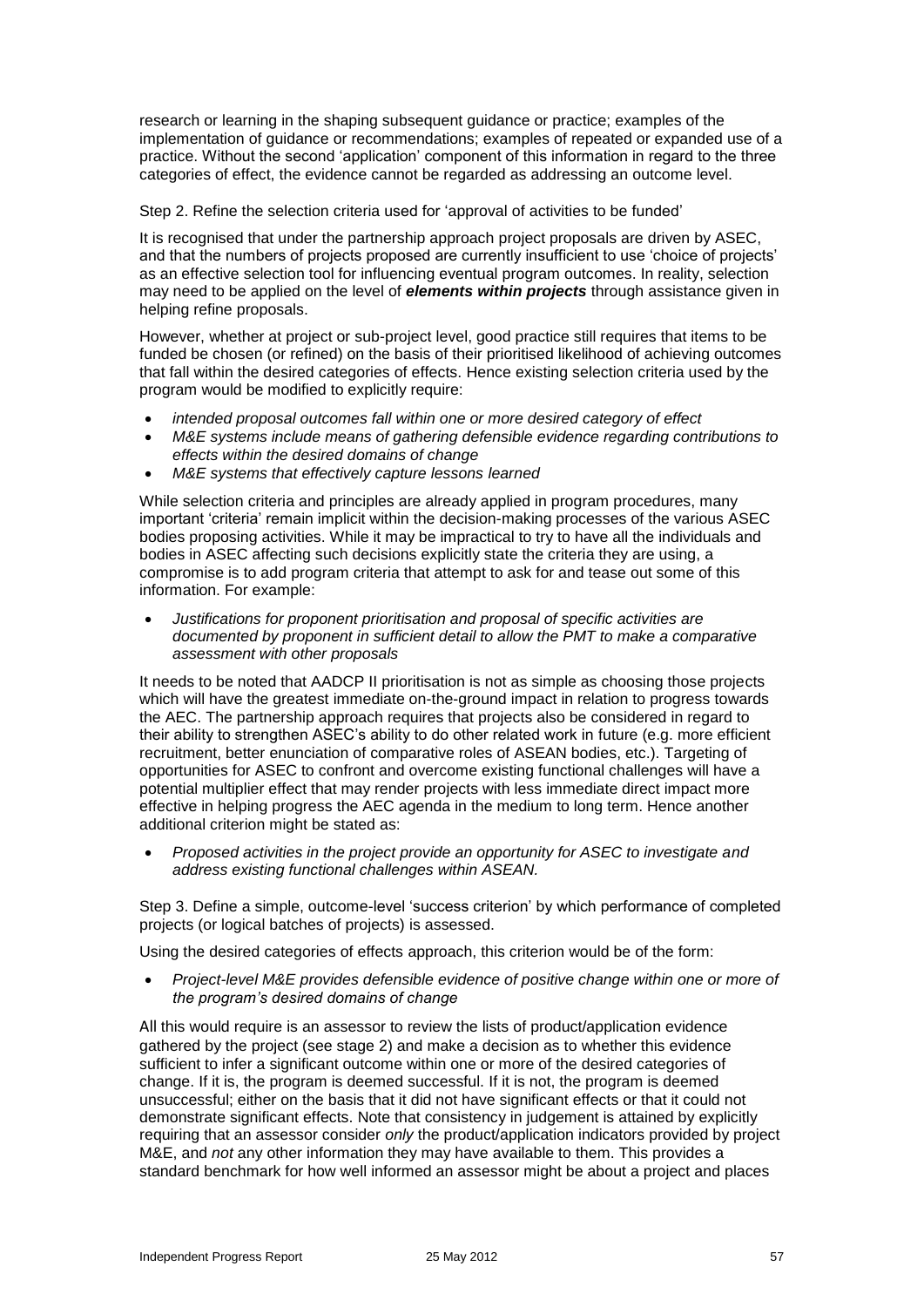research or learning in the shaping subsequent guidance or practice; examples of the implementation of guidance or recommendations; examples of repeated or expanded use of a practice. Without the second 'application' component of this information in regard to the three categories of effect, the evidence cannot be regarded as addressing an outcome level.

Step 2. Refine the selection criteria used for 'approval of activities to be funded'

It is recognised that under the partnership approach project proposals are driven by ASEC, and that the numbers of projects proposed are currently insufficient to use 'choice of projects' as an effective selection tool for influencing eventual program outcomes. In reality, selection may need to be applied on the level of ***elements within projects*** through assistance given in helping refine proposals.

However, whether at project or sub-project level, good practice still requires that items to be funded be chosen (or refined) on the basis of their prioritised likelihood of achieving outcomes that fall within the desired categories of effects. Hence existing selection criteria used by the program would be modified to explicitly require:

- *intended proposal outcomes fall within one or more desired category of effect*
- *M&E systems include means of gathering defensible evidence regarding contributions to effects within the desired domains of change*
- *M&E systems that effectively capture lessons learned*

While selection criteria and principles are already applied in program procedures, many important 'criteria' remain implicit within the decision-making processes of the various ASEC bodies proposing activities. While it may be impractical to try to have all the individuals and bodies in ASEC affecting such decisions explicitly state the criteria they are using, a compromise is to add program criteria that attempt to ask for and tease out some of this information. For example:

- *Justifications for proponent prioritisation and proposal of specific activities are documented by proponent in sufficient detail to allow the PMT to make a comparative assessment with other proposals*

It needs to be noted that AADCP II prioritisation is not as simple as choosing those projects which will have the greatest immediate on-the-ground impact in relation to progress towards the AEC. The partnership approach requires that projects also be considered in regard to their ability to strengthen ASEC's ability to do other related work in future (e.g. more efficient recruitment, better enunciation of comparative roles of ASEAN bodies, etc.). Targeting of opportunities for ASEC to confront and overcome existing functional challenges will have a potential multiplier effect that may render projects with less immediate direct impact more effective in helping progress the AEC agenda in the medium to long term. Hence another additional criterion might be stated as:

- *Proposed activities in the project provide an opportunity for ASEC to investigate and address existing functional challenges within ASEAN.*

Step 3. Define a simple, outcome-level 'success criterion' by which performance of completed projects (or logical batches of projects) is assessed.

Using the desired categories of effects approach, this criterion would be of the form:

- *Project-level M&E provides defensible evidence of positive change within one or more of the program's desired domains of change*

All this would require is an assessor to review the lists of product/application evidence gathered by the project (see stage 2) and make a decision as to whether this evidence sufficient to infer a significant outcome within one or more of the desired categories of change. If it is, the program is deemed successful. If it is not, the program is deemed unsuccessful; either on the basis that it did not have significant effects or that it could not demonstrate significant effects. Note that consistency in judgement is attained by explicitly requiring that an assessor consider *only* the product/application indicators provided by project M&E, and *not* any other information they may have available to them. This provides a standard benchmark for how well informed an assessor might be about a project and places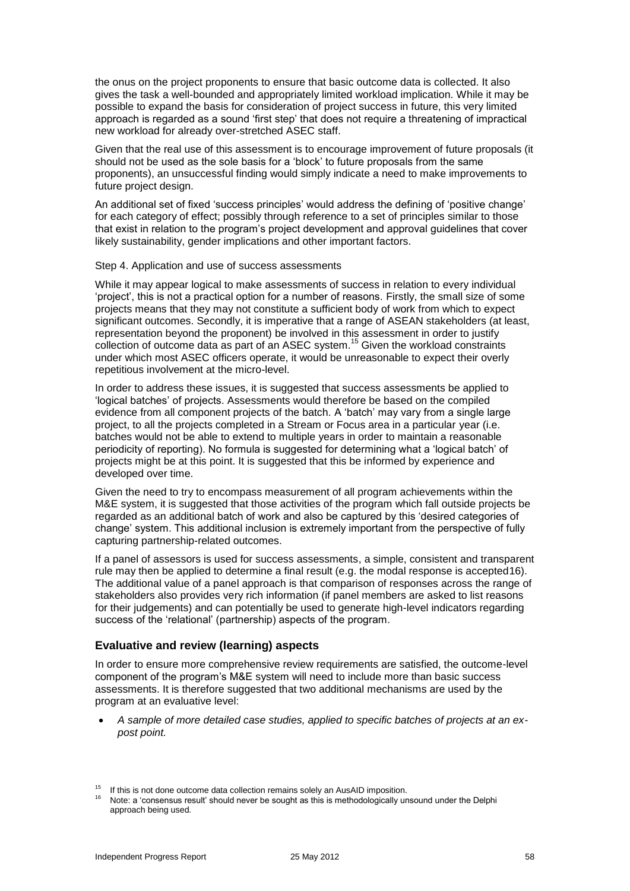the onus on the project proponents to ensure that basic outcome data is collected. It also gives the task a well-bounded and appropriately limited workload implication. While it may be possible to expand the basis for consideration of project success in future, this very limited approach is regarded as a sound 'first step' that does not require a threatening of impractical new workload for already over-stretched ASEC staff.

Given that the real use of this assessment is to encourage improvement of future proposals (it should not be used as the sole basis for a 'block' to future proposals from the same proponents), an unsuccessful finding would simply indicate a need to make improvements to future project design.

An additional set of fixed 'success principles' would address the defining of 'positive change' for each category of effect; possibly through reference to a set of principles similar to those that exist in relation to the program's project development and approval guidelines that cover likely sustainability, gender implications and other important factors.

Step 4. Application and use of success assessments

While it may appear logical to make assessments of success in relation to every individual 'project', this is not a practical option for a number of reasons. Firstly, the small size of some projects means that they may not constitute a sufficient body of work from which to expect significant outcomes. Secondly, it is imperative that a range of ASEAN stakeholders (at least, representation beyond the proponent) be involved in this assessment in order to justify collection of outcome data as part of an ASEC system.[15] Given the workload constraints under which most ASEC officers operate, it would be unreasonable to expect their overly repetitious involvement at the micro-level.

In order to address these issues, it is suggested that success assessments be applied to 'logical batches' of projects. Assessments would therefore be based on the compiled evidence from all component projects of the batch. A 'batch' may vary from a single large project, to all the projects completed in a Stream or Focus area in a particular year (i.e. batches would not be able to extend to multiple years in order to maintain a reasonable periodicity of reporting). No formula is suggested for determining what a 'logical batch' of projects might be at this point. It is suggested that this be informed by experience and developed over time.

Given the need to try to encompass measurement of all program achievements within the M&E system, it is suggested that those activities of the program which fall outside projects be regarded as an additional batch of work and also be captured by this 'desired categories of change' system. This additional inclusion is extremely important from the perspective of fully capturing partnership-related outcomes.

If a panel of assessors is used for success assessments, a simple, consistent and transparent rule may then be applied to determine a final result (e.g. the modal response is accepted[16]). The additional value of a panel approach is that comparison of responses across the range of stakeholders also provides very rich information (if panel members are asked to list reasons for their judgements) and can potentially be used to generate high-level indicators regarding success of the 'relational' (partnership) aspects of the program.

### Evaluative and review (learning) aspects

In order to ensure more comprehensive review requirements are satisfied, the outcome-level component of the program's M&E system will need to include more than basic success assessments. It is therefore suggested that two additional mechanisms are used by the program at an evaluative level:

- *A sample of more detailed case studies, applied to specific batches of projects at an ex-post point.*

[15] If this is not done outcome data collection remains solely an AusAID imposition.

[16] Note: a 'consensus result' should never be sought as this is methodologically unsound under the Delphi approach being used.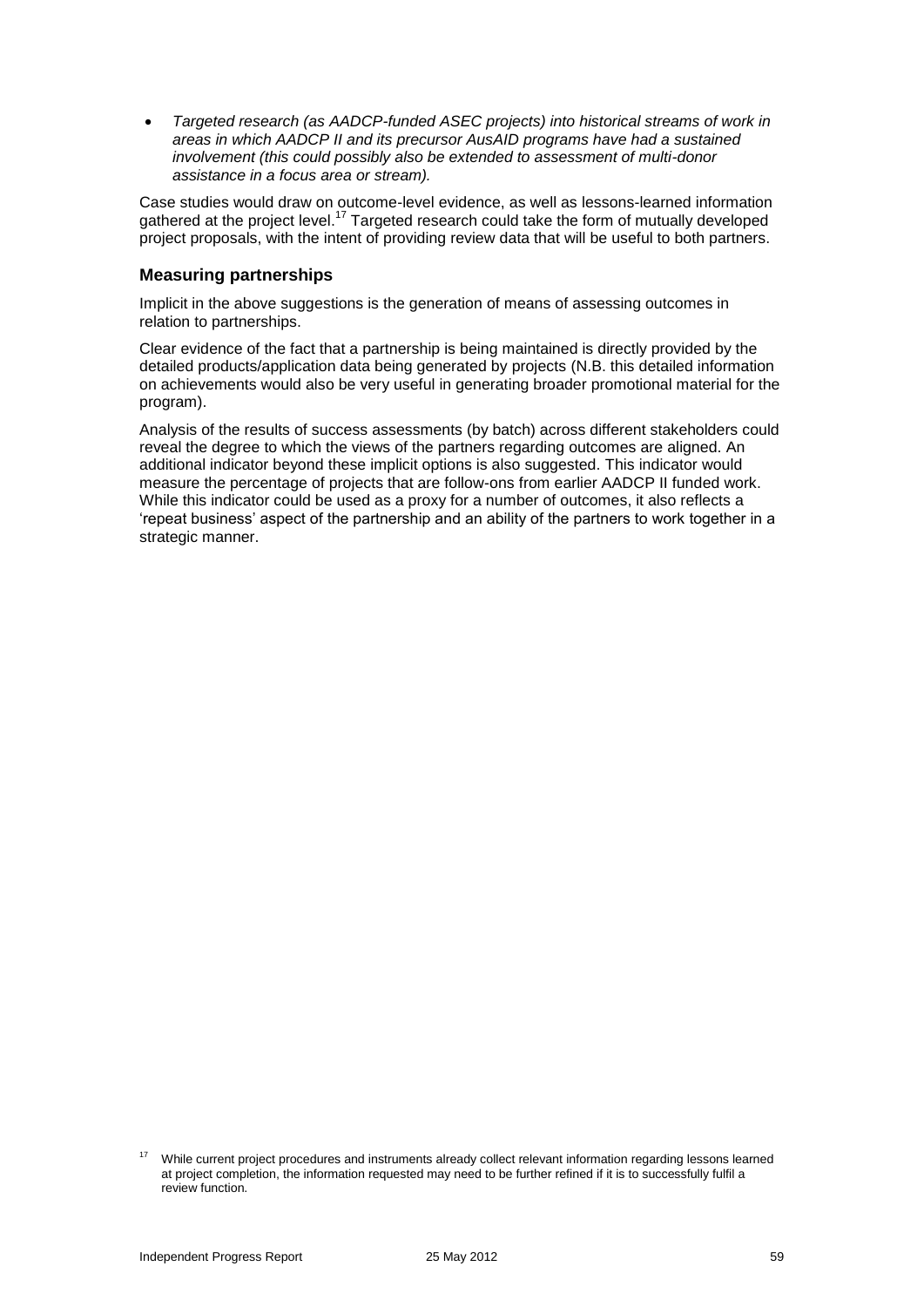- *Targeted research (as AADCP-funded ASEC projects) into historical streams of work in areas in which AADCP II and its precursor AusAID programs have had a sustained involvement (this could possibly also be extended to assessment of multi-donor assistance in a focus area or stream).*

Case studies would draw on outcome-level evidence, as well as lessons-learned information gathered at the project level.[17] Targeted research could take the form of mutually developed project proposals, with the intent of providing review data that will be useful to both partners.

### Measuring partnerships

Implicit in the above suggestions is the generation of means of assessing outcomes in relation to partnerships.

Clear evidence of the fact that a partnership is being maintained is directly provided by the detailed products/application data being generated by projects (N.B. this detailed information on achievements would also be very useful in generating broader promotional material for the program).

Analysis of the results of success assessments (by batch) across different stakeholders could reveal the degree to which the views of the partners regarding outcomes are aligned. An additional indicator beyond these implicit options is also suggested. This indicator would measure the percentage of projects that are follow-ons from earlier AADCP II funded work. While this indicator could be used as a proxy for a number of outcomes, it also reflects a 'repeat business' aspect of the partnership and an ability of the partners to work together in a strategic manner.

[17] While current project procedures and instruments already collect relevant information regarding lessons learned at project completion, the information requested may need to be further refined if it is to successfully fulfil a review function.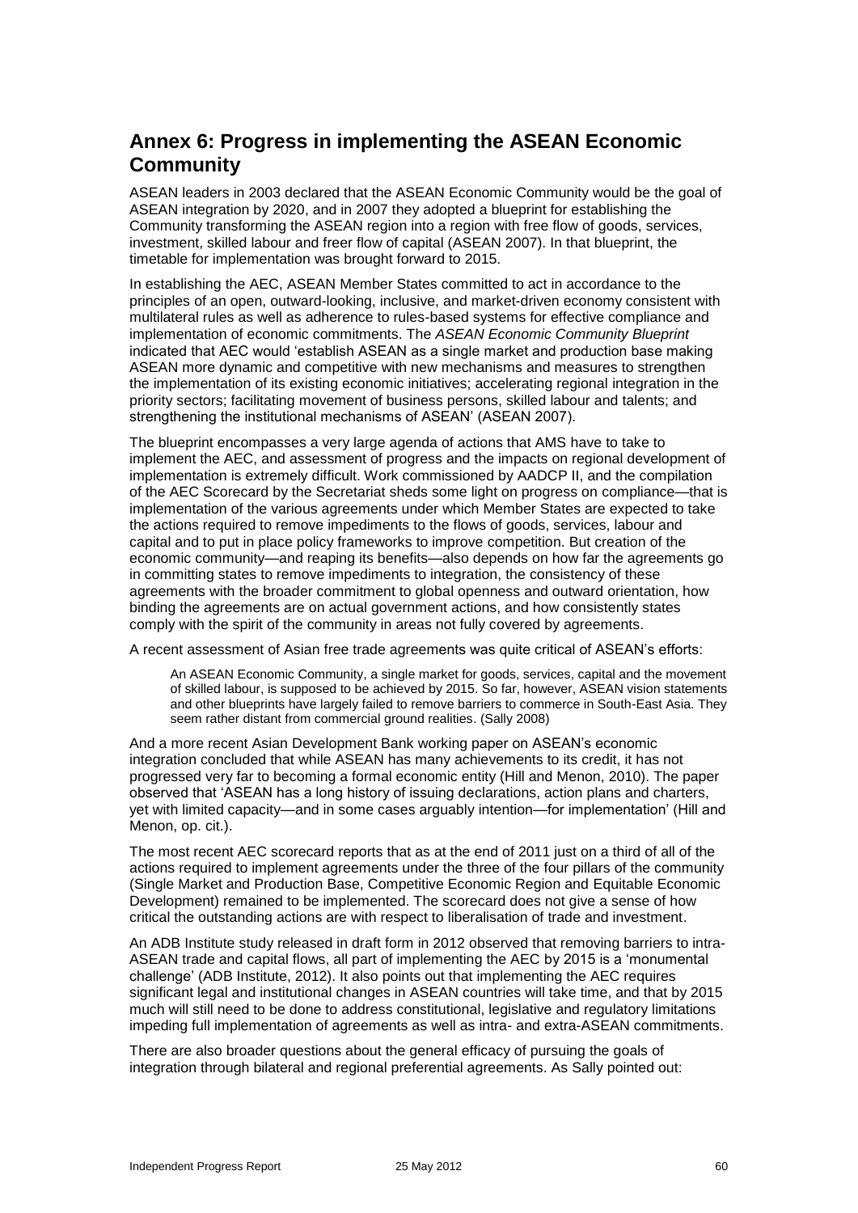## Annex 6: Progress in implementing the ASEAN Economic Community

ASEAN leaders in 2003 declared that the ASEAN Economic Community would be the goal of ASEAN integration by 2020, and in 2007 they adopted a blueprint for establishing the Community transforming the ASEAN region into a region with free flow of goods, services, investment, skilled labour and freer flow of capital (ASEAN 2007). In that blueprint, the timetable for implementation was brought forward to 2015.

In establishing the AEC, ASEAN Member States committed to act in accordance to the principles of an open, outward-looking, inclusive, and market-driven economy consistent with multilateral rules as well as adherence to rules-based systems for effective compliance and implementation of economic commitments. The *ASEAN Economic Community Blueprint* indicated that AEC would 'establish ASEAN as a single market and production base making ASEAN more dynamic and competitive with new mechanisms and measures to strengthen the implementation of its existing economic initiatives; accelerating regional integration in the priority sectors; facilitating movement of business persons, skilled labour and talents; and strengthening the institutional mechanisms of ASEAN' (ASEAN 2007).

The blueprint encompasses a very large agenda of actions that AMS have to take to implement the AEC, and assessment of progress and the impacts on regional development of implementation is extremely difficult. Work commissioned by AADCP II, and the compilation of the AEC Scorecard by the Secretariat sheds some light on progress on compliance—that is implementation of the various agreements under which Member States are expected to take the actions required to remove impediments to the flows of goods, services, labour and capital and to put in place policy frameworks to improve competition. But creation of the economic community—and reaping its benefits—also depends on how far the agreements go in committing states to remove impediments to integration, the consistency of these agreements with the broader commitment to global openness and outward orientation, how binding the agreements are on actual government actions, and how consistently states comply with the spirit of the community in areas not fully covered by agreements.

A recent assessment of Asian free trade agreements was quite critical of ASEAN's efforts:

> An ASEAN Economic Community, a single market for goods, services, capital and the movement of skilled labour, is supposed to be achieved by 2015. So far, however, ASEAN vision statements and other blueprints have largely failed to remove barriers to commerce in South-East Asia. They seem rather distant from commercial ground realities. (Sally 2008)

And a more recent Asian Development Bank working paper on ASEAN's economic integration concluded that while ASEAN has many achievements to its credit, it has not progressed very far to becoming a formal economic entity (Hill and Menon, 2010). The paper observed that 'ASEAN has a long history of issuing declarations, action plans and charters, yet with limited capacity—and in some cases arguably intention—for implementation' (Hill and Menon, op. cit.).

The most recent AEC scorecard reports that as at the end of 2011 just on a third of all of the actions required to implement agreements under the three of the four pillars of the community (Single Market and Production Base, Competitive Economic Region and Equitable Economic Development) remained to be implemented. The scorecard does not give a sense of how critical the outstanding actions are with respect to liberalisation of trade and investment.

An ADB Institute study released in draft form in 2012 observed that removing barriers to intra-ASEAN trade and capital flows, all part of implementing the AEC by 2015 is a 'monumental challenge' (ADB Institute, 2012). It also points out that implementing the AEC requires significant legal and institutional changes in ASEAN countries will take time, and that by 2015 much will still need to be done to address constitutional, legislative and regulatory limitations impeding full implementation of agreements as well as intra- and extra-ASEAN commitments.

There are also broader questions about the general efficacy of pursuing the goals of integration through bilateral and regional preferential agreements. As Sally pointed out: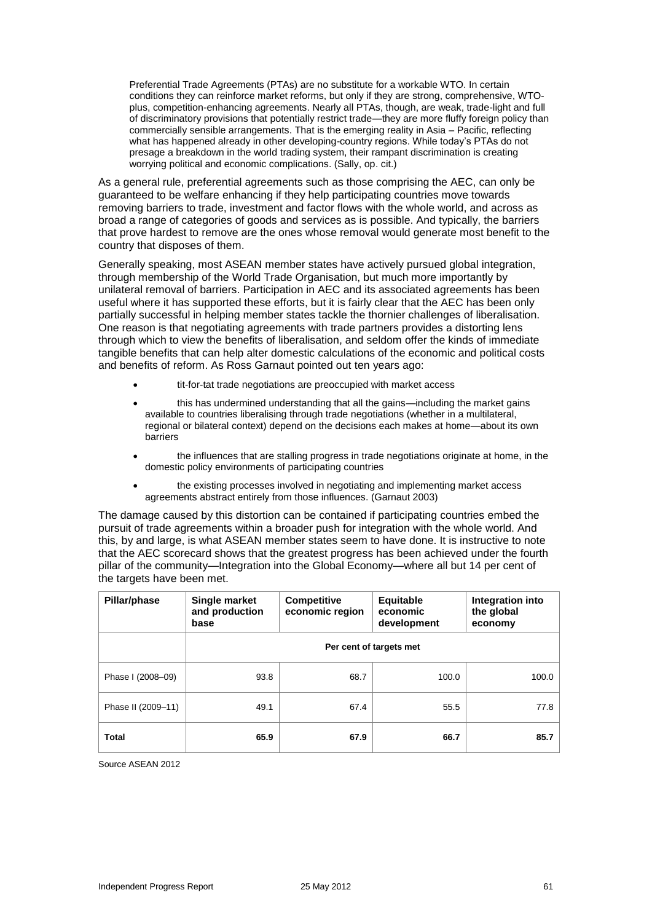> Preferential Trade Agreements (PTAs) are no substitute for a workable WTO. In certain conditions they can reinforce market reforms, but only if they are strong, comprehensive, WTO-plus, competition-enhancing agreements. Nearly all PTAs, though, are weak, trade-light and full of discriminatory provisions that potentially restrict trade—they are more fluffy foreign policy than commercially sensible arrangements. That is the emerging reality in Asia – Pacific, reflecting what has happened already in other developing-country regions. While today's PTAs do not presage a breakdown in the world trading system, their rampant discrimination is creating worrying political and economic complications. (Sally, op. cit.)

As a general rule, preferential agreements such as those comprising the AEC, can only be guaranteed to be welfare enhancing if they help participating countries move towards removing barriers to trade, investment and factor flows with the whole world, and across as broad a range of categories of goods and services as is possible. And typically, the barriers that prove hardest to remove are the ones whose removal would generate most benefit to the country that disposes of them.

Generally speaking, most ASEAN member states have actively pursued global integration, through membership of the World Trade Organisation, but much more importantly by unilateral removal of barriers. Participation in AEC and its associated agreements has been useful where it has supported these efforts, but it is fairly clear that the AEC has been only partially successful in helping member states tackle the thornier challenges of liberalisation. One reason is that negotiating agreements with trade partners provides a distorting lens through which to view the benefits of liberalisation, and seldom offer the kinds of immediate tangible benefits that can help alter domestic calculations of the economic and political costs and benefits of reform. As Ross Garnaut pointed out ten years ago:

- tit-for-tat trade negotiations are preoccupied with market access
- this has undermined understanding that all the gains—including the market gains available to countries liberalising through trade negotiations (whether in a multilateral, regional or bilateral context) depend on the decisions each makes at home—about its own barriers
- the influences that are stalling progress in trade negotiations originate at home, in the domestic policy environments of participating countries
- the existing processes involved in negotiating and implementing market access agreements abstract entirely from those influences. (Garnaut 2003)

The damage caused by this distortion can be contained if participating countries embed the pursuit of trade agreements within a broader push for integration with the whole world. And this, by and large, is what ASEAN member states seem to have done. It is instructive to note that the AEC scorecard shows that the greatest progress has been achieved under the fourth pillar of the community—Integration into the Global Economy—where all but 14 per cent of the targets have been met.

| Pillar/phase | Single market and production base | Competitive economic region | Equitable economic development | Integration into the global economy |
|---|---|---|---|---|
| | Per cent of targets met | | | |
| Phase I (2008–09) | 93.8 | 68.7 | 100.0 | 100.0 |
| Phase II (2009–11) | 49.1 | 67.4 | 55.5 | 77.8 |
| **Total** | **65.9** | **67.9** | **66.7** | **85.7** |

Source ASEAN 2012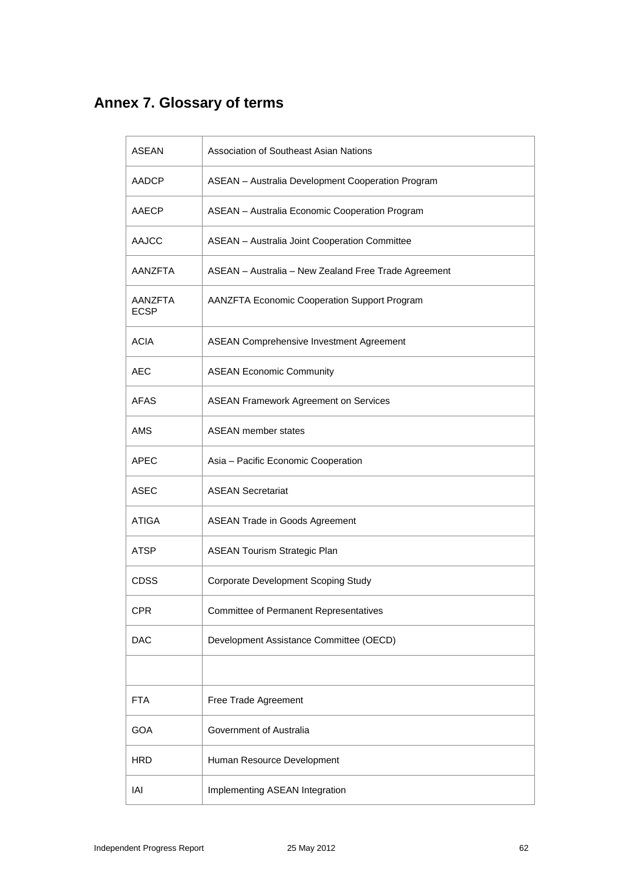## Annex 7. Glossary of terms

| | |
|---|---|
| ASEAN | Association of Southeast Asian Nations |
| AADCP | ASEAN – Australia Development Cooperation Program |
| AAECP | ASEAN – Australia Economic Cooperation Program |
| AAJCC | ASEAN – Australia Joint Cooperation Committee |
| AANZFTA | ASEAN – Australia – New Zealand Free Trade Agreement |
| AANZFTA ECSP | AANZFTA Economic Cooperation Support Program |
| ACIA | ASEAN Comprehensive Investment Agreement |
| AEC | ASEAN Economic Community |
| AFAS | ASEAN Framework Agreement on Services |
| AMS | ASEAN member states |
| APEC | Asia – Pacific Economic Cooperation |
| ASEC | ASEAN Secretariat |
| ATIGA | ASEAN Trade in Goods Agreement |
| ATSP | ASEAN Tourism Strategic Plan |
| CDSS | Corporate Development Scoping Study |
| CPR | Committee of Permanent Representatives |
| DAC | Development Assistance Committee (OECD) |
| | |
| FTA | Free Trade Agreement |
| GOA | Government of Australia |
| HRD | Human Resource Development |
| IAI | Implementing ASEAN Integration |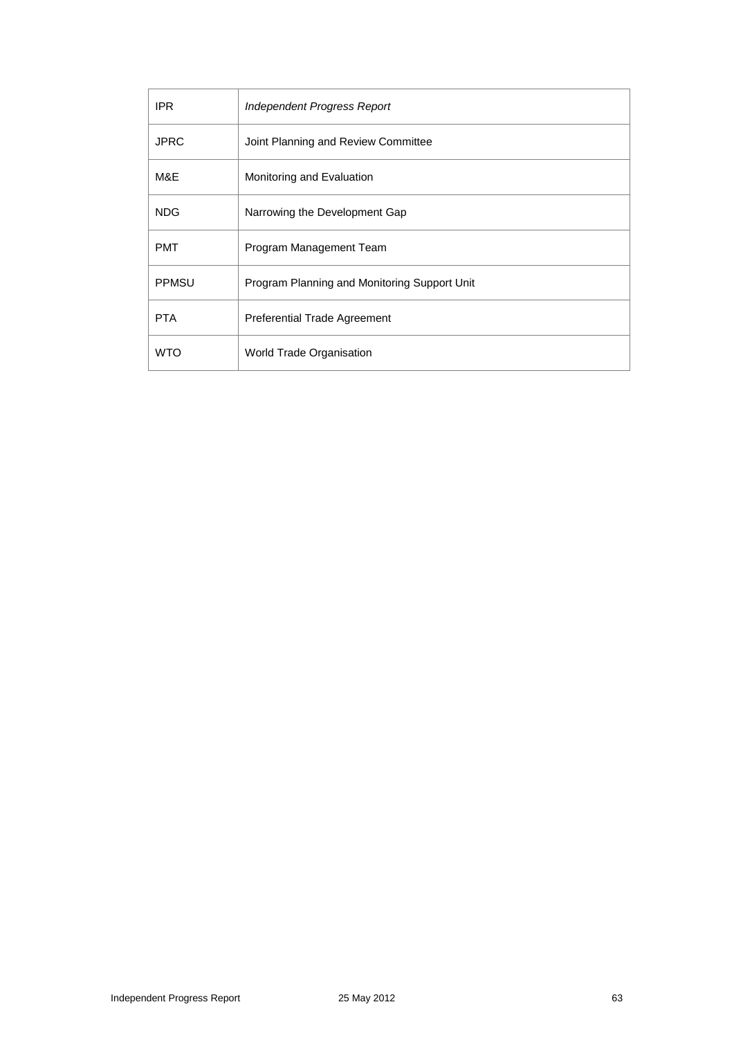| IPR | *Independent Progress Report* |
| --- | --- |
| JPRC | Joint Planning and Review Committee |
| M&E | Monitoring and Evaluation |
| NDG | Narrowing the Development Gap |
| PMT | Program Management Team |
| PPMSU | Program Planning and Monitoring Support Unit |
| PTA | Preferential Trade Agreement |
| WTO | World Trade Organisation |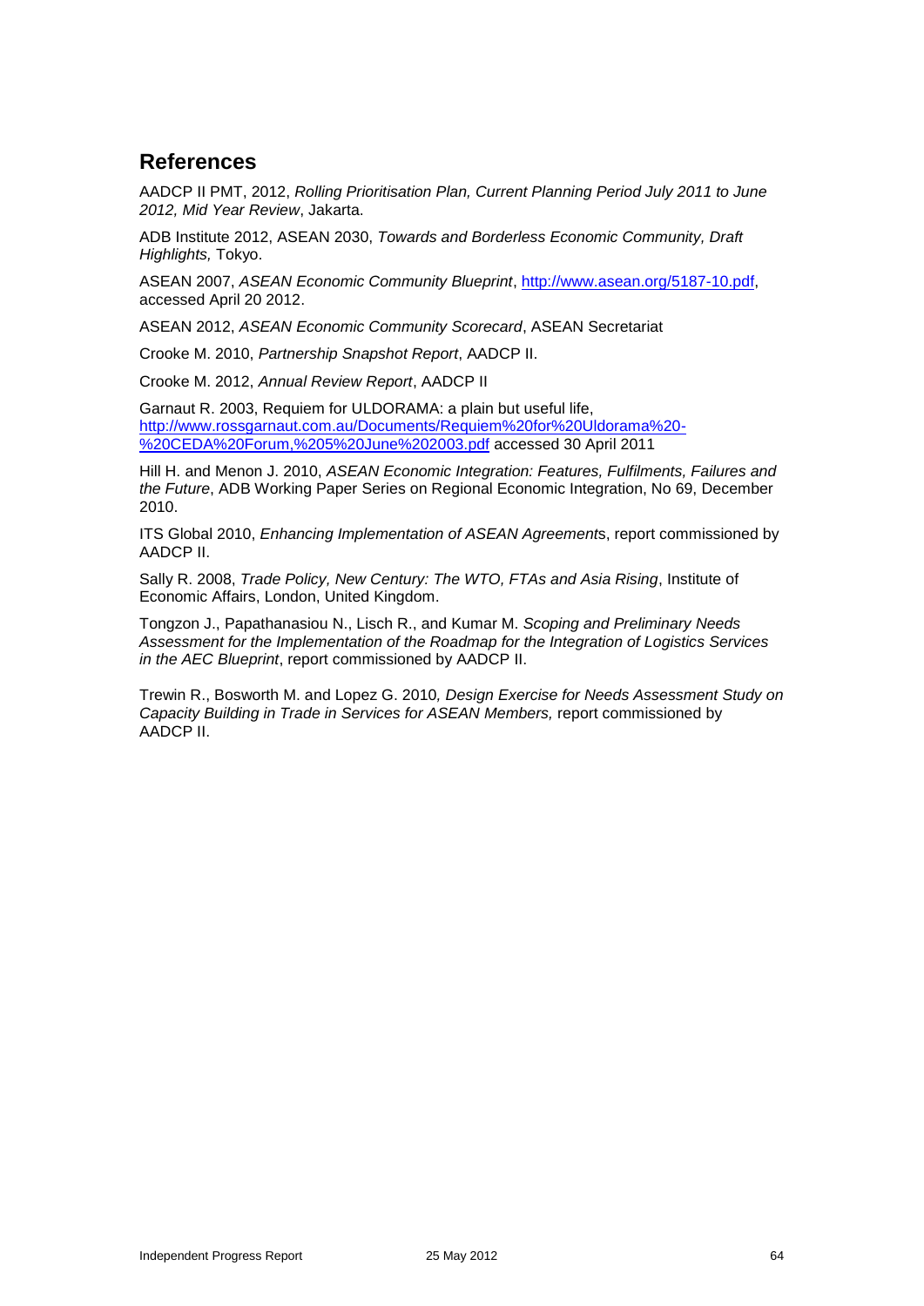## References

AADCP II PMT, 2012, *Rolling Prioritisation Plan, Current Planning Period July 2011 to June 2012, Mid Year Review*, Jakarta.

ADB Institute 2012, ASEAN 2030, *Towards and Borderless Economic Community, Draft Highlights,* Tokyo.

ASEAN 2007, *ASEAN Economic Community Blueprint*, http://www.asean.org/5187-10.pdf, accessed April 20 2012.

ASEAN 2012, *ASEAN Economic Community Scorecard*, ASEAN Secretariat

Crooke M. 2010, *Partnership Snapshot Report*, AADCP II.

Crooke M. 2012, *Annual Review Report*, AADCP II

Garnaut R. 2003, Requiem for ULDORAMA: a plain but useful life, http://www.rossgarnaut.com.au/Documents/Requiem%20for%20Uldorama%20-%20CEDA%20Forum,%205%20June%202003.pdf accessed 30 April 2011

Hill H. and Menon J. 2010, *ASEAN Economic Integration: Features, Fulfilments, Failures and the Future*, ADB Working Paper Series on Regional Economic Integration, No 69, December 2010.

ITS Global 2010, *Enhancing Implementation of ASEAN Agreement*s, report commissioned by AADCP II.

Sally R. 2008, *Trade Policy, New Century: The WTO, FTAs and Asia Rising*, Institute of Economic Affairs, London, United Kingdom.

Tongzon J., Papathanasiou N., Lisch R., and Kumar M. *Scoping and Preliminary Needs Assessment for the Implementation of the Roadmap for the Integration of Logistics Services in the AEC Blueprint*, report commissioned by AADCP II.

Trewin R., Bosworth M. and Lopez G. 2010*, Design Exercise for Needs Assessment Study on Capacity Building in Trade in Services for ASEAN Members,* report commissioned by AADCP II.